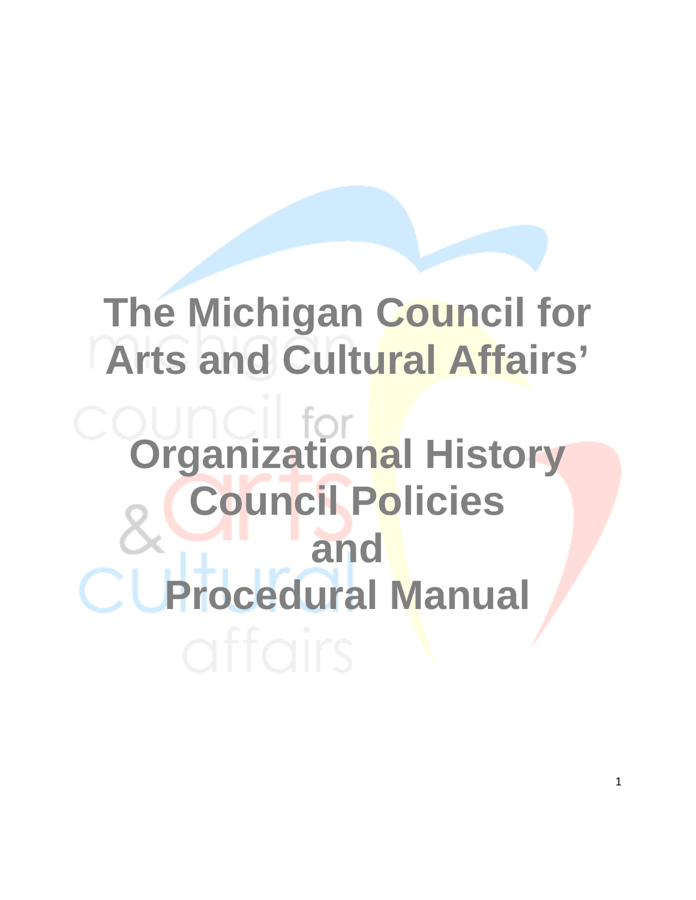# The Michigan Council for Arts and Cultural Affairs'

# Organizational History Council Policies and Procedural Manual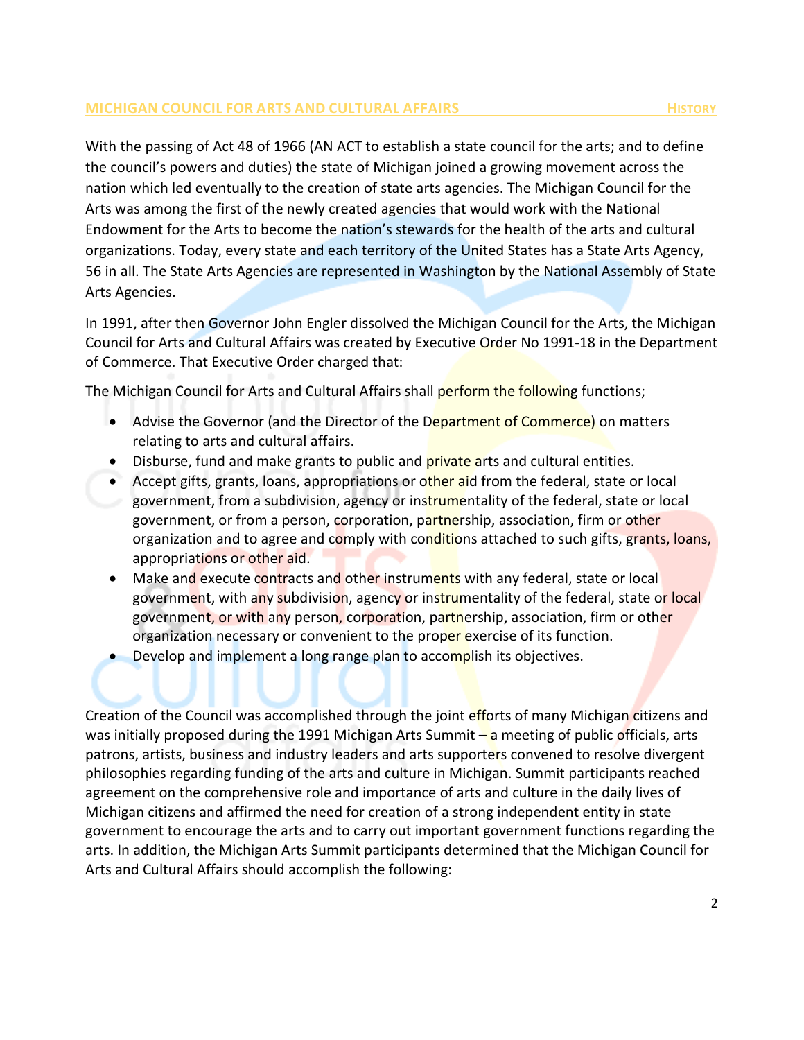With the passing of Act 48 of 1966 (AN ACT to establish a state council for the arts; and to define the council's powers and duties) the state of Michigan joined a growing movement across the nation which led eventually to the creation of state arts agencies. The Michigan Council for the Arts was among the first of the newly created agencies that would work with the National Endowment for the Arts to become the nation's stewards for the health of the arts and cultural organizations. Today, every state and each territory of the United States has a State Arts Agency, 56 in all. The State Arts Agencies are represented in Washington by the National Assembly of State Arts Agencies.

In 1991, after then Governor John Engler dissolved the Michigan Council for the Arts, the Michigan Council for Arts and Cultural Affairs was created by Executive Order No 1991-18 in the Department of Commerce. That Executive Order charged that:

The Michigan Council for Arts and Cultural Affairs shall perform the following functions;

- Advise the Governor (and the Director of the Department of Commerce) on matters relating to arts and cultural affairs.
- Disburse, fund and make grants to public and private arts and cultural entities.
- Accept gifts, grants, loans, appropriations or other aid from the federal, state or local government, from a subdivision, agency or instrumentality of the federal, state or local government, or from a person, corporation, partnership, association, firm or other organization and to agree and comply with conditions attached to such gifts, grants, loans, appropriations or other aid.
- Make and execute contracts and other instruments with any federal, state or local government, with any subdivision, agency or instrumentality of the federal, state or local government, or with any person, corporation, partnership, association, firm or other organization necessary or convenient to the proper exercise of its function.
- Develop and implement a long range plan to accomplish its objectives.

Creation of the Council was accomplished through the joint efforts of many Michigan citizens and was initially proposed during the 1991 Michigan Arts Summit – a meeting of public officials, arts patrons, artists, business and industry leaders and arts supporters convened to resolve divergent philosophies regarding funding of the arts and culture in Michigan. Summit participants reached agreement on the comprehensive role and importance of arts and culture in the daily lives of Michigan citizens and affirmed the need for creation of a strong independent entity in state government to encourage the arts and to carry out important government functions regarding the arts. In addition, the Michigan Arts Summit participants determined that the Michigan Council for Arts and Cultural Affairs should accomplish the following: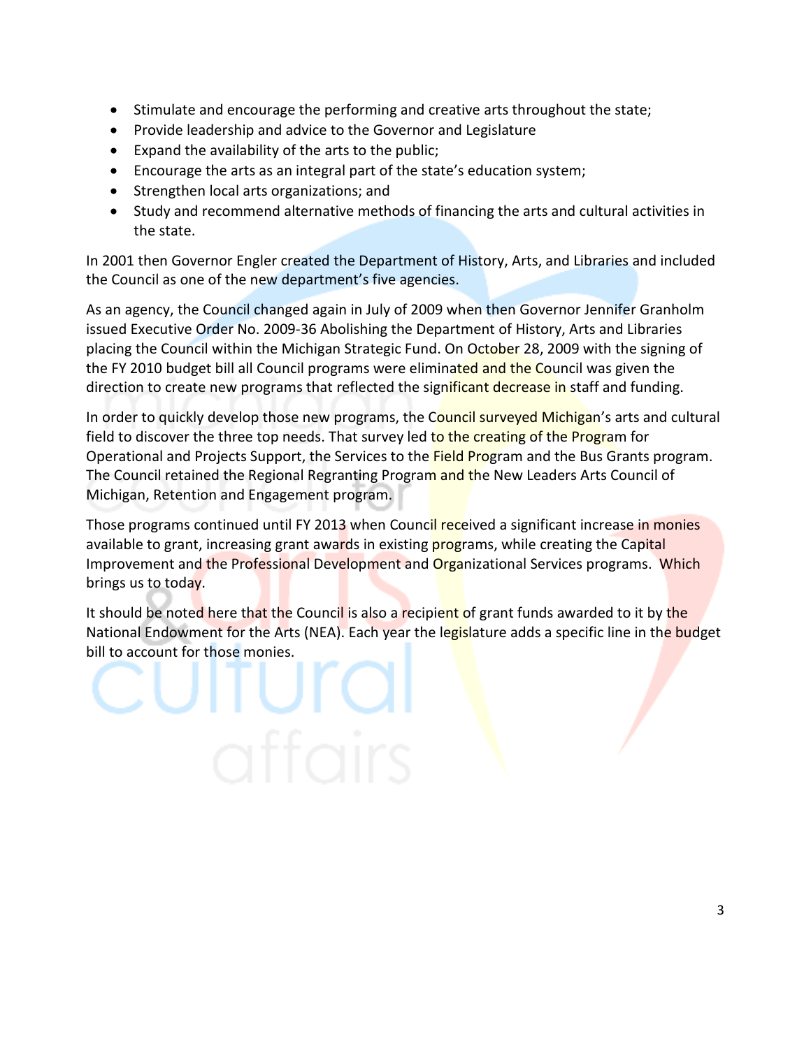- Stimulate and encourage the performing and creative arts throughout the state;
- Provide leadership and advice to the Governor and Legislature
- Expand the availability of the arts to the public;
- Encourage the arts as an integral part of the state's education system;
- Strengthen local arts organizations; and
- Study and recommend alternative methods of financing the arts and cultural activities in the state.

In 2001 then Governor Engler created the Department of History, Arts, and Libraries and included the Council as one of the new department's five agencies.

As an agency, the Council changed again in July of 2009 when then Governor Jennifer Granholm issued Executive Order No. 2009-36 Abolishing the Department of History, Arts and Libraries placing the Council within the Michigan Strategic Fund. On October 28, 2009 with the signing of the FY 2010 budget bill all Council programs were eliminated and the Council was given the direction to create new programs that reflected the significant decrease in staff and funding.

In order to quickly develop those new programs, the Council surveyed Michigan's arts and cultural field to discover the three top needs. That survey led to the creating of the Program for Operational and Projects Support, the Services to the Field Program and the Bus Grants program. The Council retained the Regional Regranting Program and the New Leaders Arts Council of Michigan, Retention and Engagement program.

Those programs continued until FY 2013 when Council received a significant increase in monies available to grant, increasing grant awards in existing programs, while creating the Capital Improvement and the Professional Development and Organizational Services programs. Which brings us to today.

It should be noted here that the Council is also a recipient of grant funds awarded to it by the National Endowment for the Arts (NEA). Each year the legislature adds a specific line in the budget bill to account for those monies.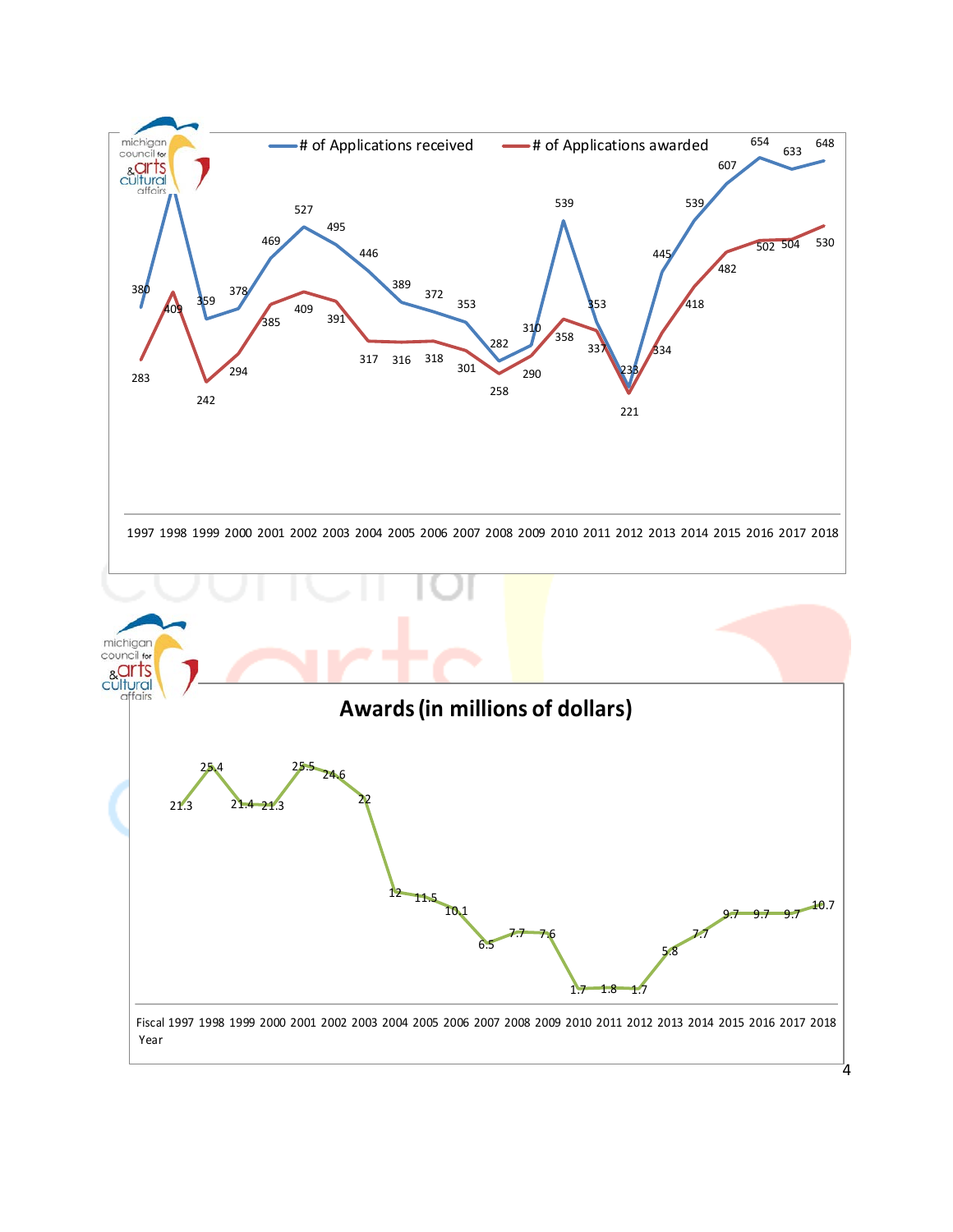| Year | # of Applications received | # of Applications awarded |
|---|---|---|
| 1997 | 380 | 283 |
| 1998 | | 409 |
| 1999 | 359 | 242 |
| 2000 | 378 | 294 |
| 2001 | 469 | 385 |
| 2002 | 527 | 409 |
| 2003 | 495 | 391 |
| 2004 | 446 | 317 |
| 2005 | 389 | 316 |
| 2006 | 372 | 318 |
| 2007 | 353 | 301 |
| 2008 | 282 | 258 |
| 2009 | 310 | 290 |
| 2010 | 539 | 358 |
| 2011 | 353 | 337 |
| 2012 | 233 | 221 |
| 2013 | 445 | 334 |
| 2014 | 539 | 418 |
| 2015 | 607 | 482 |
| 2016 | 654 | 502 |
| 2017 | 633 | 504 |
| 2018 | 648 | 530 |

## Awards (in millions of dollars)

| Fiscal Year | Awards |
|---|---|
| 1997 | 21.3 |
| 1998 | 25.4 |
| 1999 | 21.4 |
| 2000 | 21.3 |
| 2001 | 25.5 |
| 2002 | 24.6 |
| 2003 | 22 |
| 2004 | 12 |
| 2005 | 11.5 |
| 2006 | 10.1 |
| 2007 | 6.5 |
| 2008 | 7.7 |
| 2009 | 7.6 |
| 2010 | 1.7 |
| 2011 | 1.8 |
| 2012 | 1.7 |
| 2013 | 5.8 |
| 2014 | 7.7 |
| 2015 | 9.7 |
| 2016 | 9.7 |
| 2017 | 9.7 |
| 2018 | 10.7 |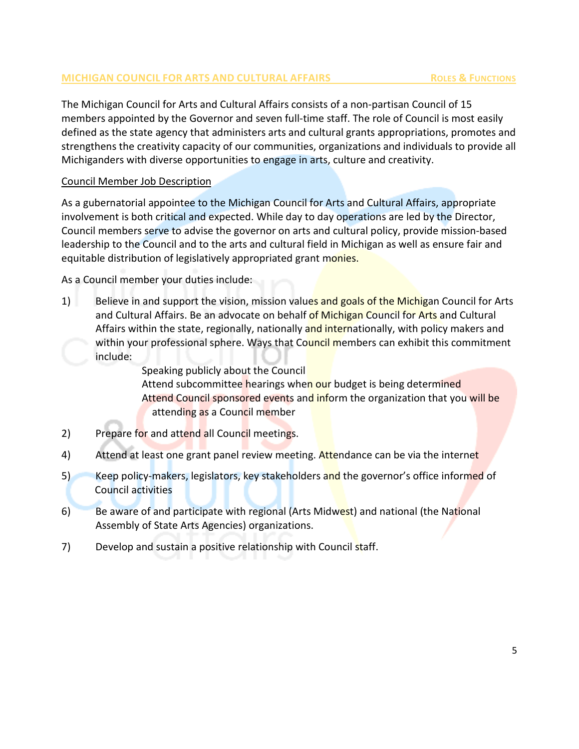The Michigan Council for Arts and Cultural Affairs consists of a non-partisan Council of 15 members appointed by the Governor and seven full-time staff. The role of Council is most easily defined as the state agency that administers arts and cultural grants appropriations, promotes and strengthens the creativity capacity of our communities, organizations and individuals to provide all Michiganders with diverse opportunities to engage in arts, culture and creativity.

Council Member Job Description

As a gubernatorial appointee to the Michigan Council for Arts and Cultural Affairs, appropriate involvement is both critical and expected. While day to day operations are led by the Director, Council members serve to advise the governor on arts and cultural policy, provide mission-based leadership to the Council and to the arts and cultural field in Michigan as well as ensure fair and equitable distribution of legislatively appropriated grant monies.

As a Council member your duties include:

1) Believe in and support the vision, mission values and goals of the Michigan Council for Arts and Cultural Affairs. Be an advocate on behalf of Michigan Council for Arts and Cultural Affairs within the state, regionally, nationally and internationally, with policy makers and within your professional sphere. Ways that Council members can exhibit this commitment include:
   - Speaking publicly about the Council
   - Attend subcommittee hearings when our budget is being determined
   - Attend Council sponsored events and inform the organization that you will be attending as a Council member

2) Prepare for and attend all Council meetings.

4) Attend at least one grant panel review meeting. Attendance can be via the internet

5) Keep policy-makers, legislators, key stakeholders and the governor's office informed of Council activities

6) Be aware of and participate with regional (Arts Midwest) and national (the National Assembly of State Arts Agencies) organizations.

7) Develop and sustain a positive relationship with Council staff.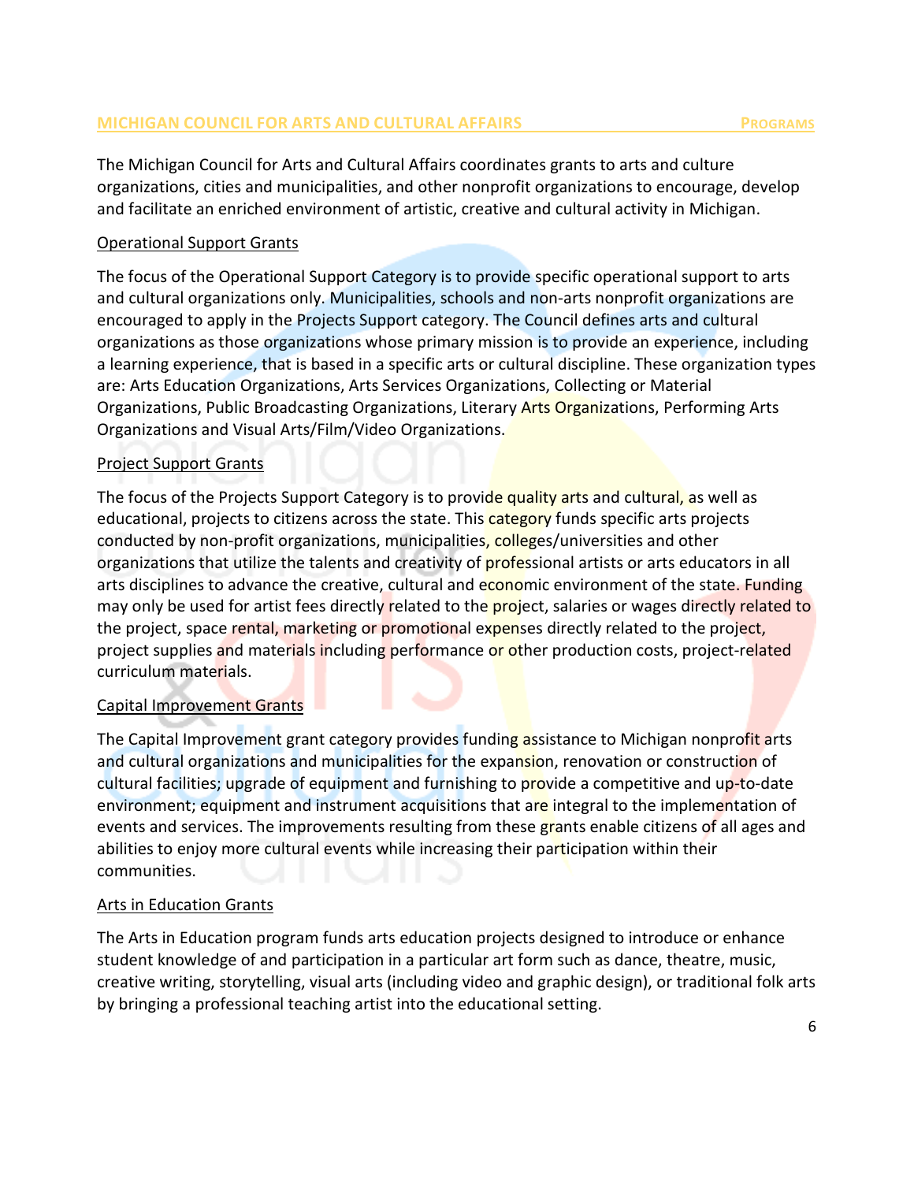The Michigan Council for Arts and Cultural Affairs coordinates grants to arts and culture organizations, cities and municipalities, and other nonprofit organizations to encourage, develop and facilitate an enriched environment of artistic, creative and cultural activity in Michigan.

## Operational Support Grants

The focus of the Operational Support Category is to provide specific operational support to arts and cultural organizations only. Municipalities, schools and non-arts nonprofit organizations are encouraged to apply in the Projects Support category. The Council defines arts and cultural organizations as those organizations whose primary mission is to provide an experience, including a learning experience, that is based in a specific arts or cultural discipline. These organization types are: Arts Education Organizations, Arts Services Organizations, Collecting or Material Organizations, Public Broadcasting Organizations, Literary Arts Organizations, Performing Arts Organizations and Visual Arts/Film/Video Organizations.

## Project Support Grants

The focus of the Projects Support Category is to provide quality arts and cultural, as well as educational, projects to citizens across the state. This category funds specific arts projects conducted by non-profit organizations, municipalities, colleges/universities and other organizations that utilize the talents and creativity of professional artists or arts educators in all arts disciplines to advance the creative, cultural and economic environment of the state. Funding may only be used for artist fees directly related to the project, salaries or wages directly related to the project, space rental, marketing or promotional expenses directly related to the project, project supplies and materials including performance or other production costs, project-related curriculum materials.

## Capital Improvement Grants

The Capital Improvement grant category provides funding assistance to Michigan nonprofit arts and cultural organizations and municipalities for the expansion, renovation or construction of cultural facilities; upgrade of equipment and furnishing to provide a competitive and up-to-date environment; equipment and instrument acquisitions that are integral to the implementation of events and services. The improvements resulting from these grants enable citizens of all ages and abilities to enjoy more cultural events while increasing their participation within their communities.

## Arts in Education Grants

The Arts in Education program funds arts education projects designed to introduce or enhance student knowledge of and participation in a particular art form such as dance, theatre, music, creative writing, storytelling, visual arts (including video and graphic design), or traditional folk arts by bringing a professional teaching artist into the educational setting.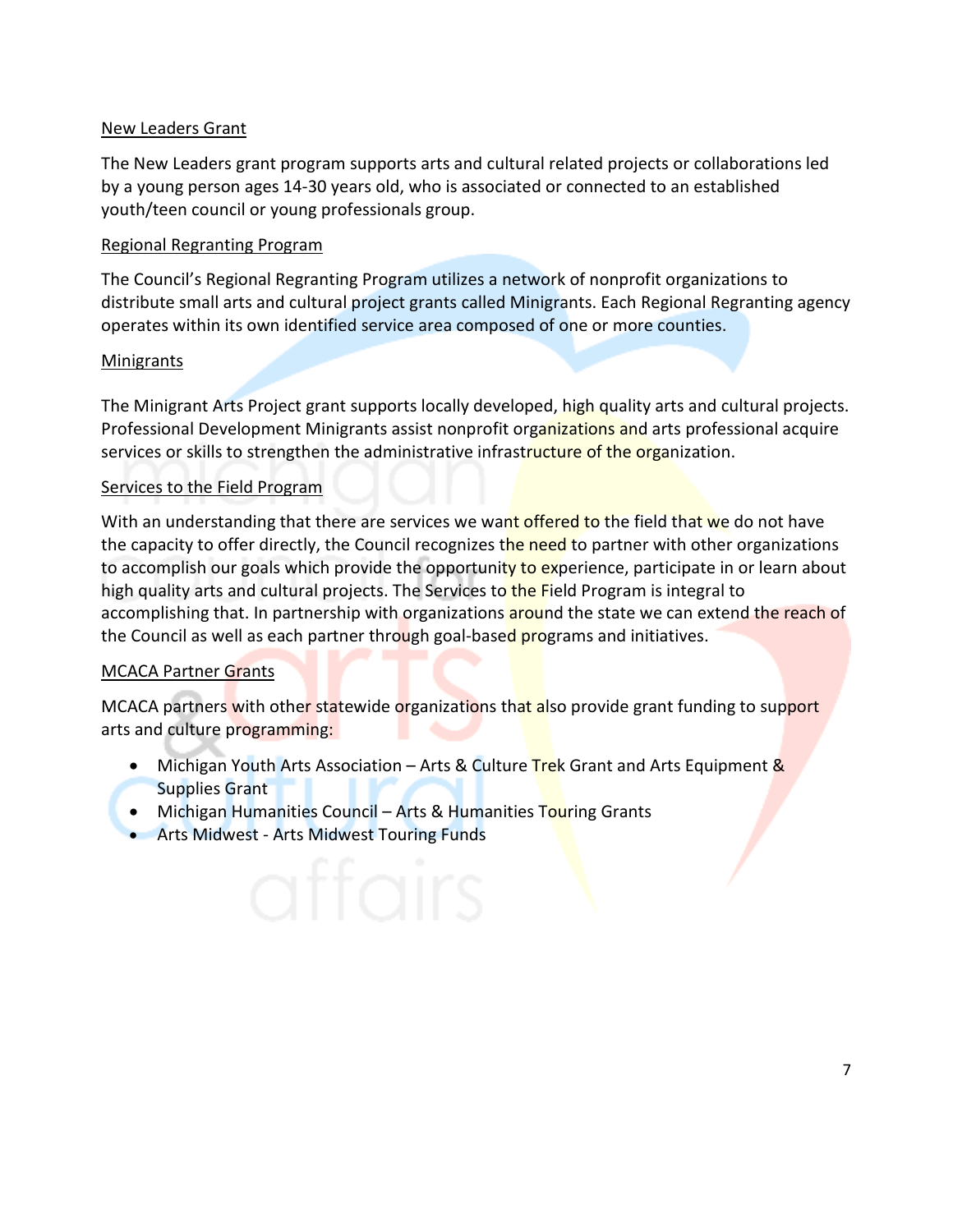New Leaders Grant

The New Leaders grant program supports arts and cultural related projects or collaborations led by a young person ages 14-30 years old, who is associated or connected to an established youth/teen council or young professionals group.

Regional Regranting Program

The Council's Regional Regranting Program utilizes a network of nonprofit organizations to distribute small arts and cultural project grants called Minigrants. Each Regional Regranting agency operates within its own identified service area composed of one or more counties.

Minigrants

The Minigrant Arts Project grant supports locally developed, high quality arts and cultural projects. Professional Development Minigrants assist nonprofit organizations and arts professional acquire services or skills to strengthen the administrative infrastructure of the organization.

Services to the Field Program

With an understanding that there are services we want offered to the field that we do not have the capacity to offer directly, the Council recognizes the need to partner with other organizations to accomplish our goals which provide the opportunity to experience, participate in or learn about high quality arts and cultural projects. The Services to the Field Program is integral to accomplishing that. In partnership with organizations around the state we can extend the reach of the Council as well as each partner through goal-based programs and initiatives.

MCACA Partner Grants

MCACA partners with other statewide organizations that also provide grant funding to support arts and culture programming:

- Michigan Youth Arts Association – Arts & Culture Trek Grant and Arts Equipment & Supplies Grant
- Michigan Humanities Council – Arts & Humanities Touring Grants
- Arts Midwest - Arts Midwest Touring Funds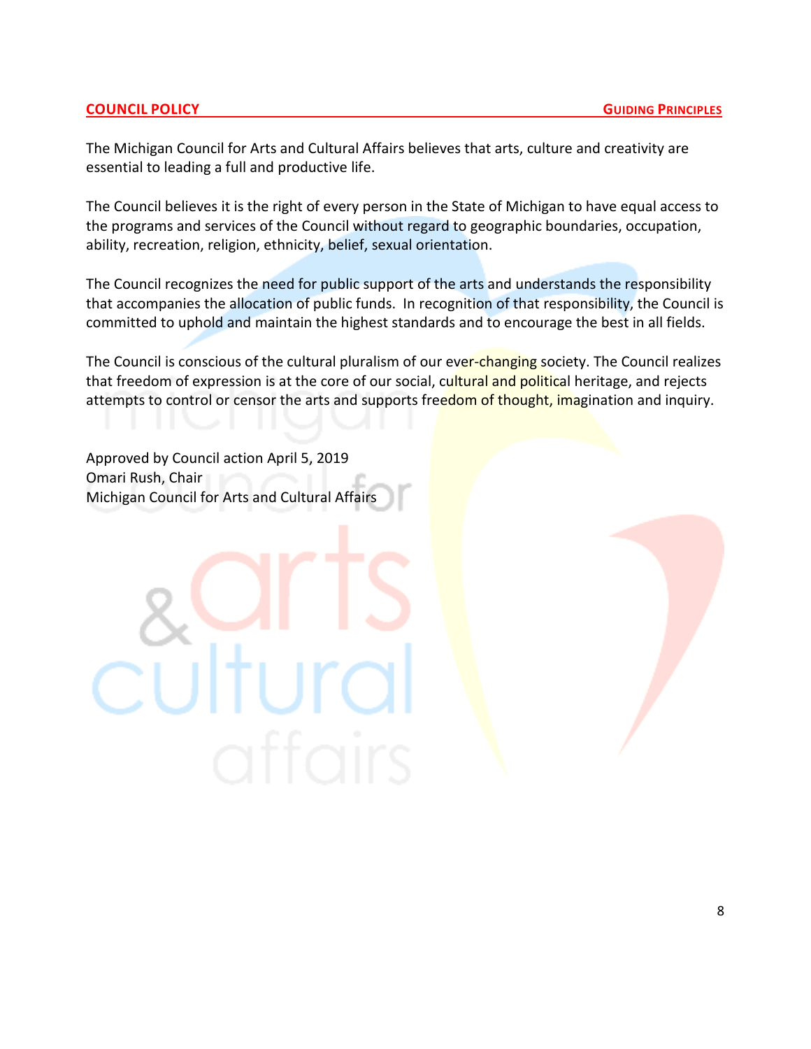## COUNCIL POLICY — GUIDING PRINCIPLES

The Michigan Council for Arts and Cultural Affairs believes that arts, culture and creativity are essential to leading a full and productive life.

The Council believes it is the right of every person in the State of Michigan to have equal access to the programs and services of the Council without regard to geographic boundaries, occupation, ability, recreation, religion, ethnicity, belief, sexual orientation.

The Council recognizes the need for public support of the arts and understands the responsibility that accompanies the allocation of public funds. In recognition of that responsibility, the Council is committed to uphold and maintain the highest standards and to encourage the best in all fields.

The Council is conscious of the cultural pluralism of our ever-changing society. The Council realizes that freedom of expression is at the core of our social, cultural and political heritage, and rejects attempts to control or censor the arts and supports freedom of thought, imagination and inquiry.

Approved by Council action April 5, 2019
Omari Rush, Chair
Michigan Council for Arts and Cultural Affairs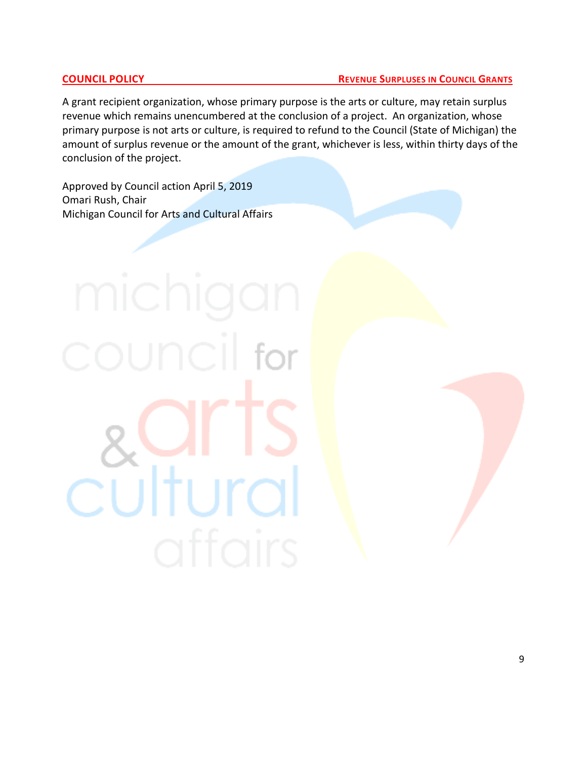## COUNCIL POLICY — REVENUE SURPLUSES IN COUNCIL GRANTS

A grant recipient organization, whose primary purpose is the arts or culture, may retain surplus revenue which remains unencumbered at the conclusion of a project. An organization, whose primary purpose is not arts or culture, is required to refund to the Council (State of Michigan) the amount of surplus revenue or the amount of the grant, whichever is less, within thirty days of the conclusion of the project.

Approved by Council action April 5, 2019
Omari Rush, Chair
Michigan Council for Arts and Cultural Affairs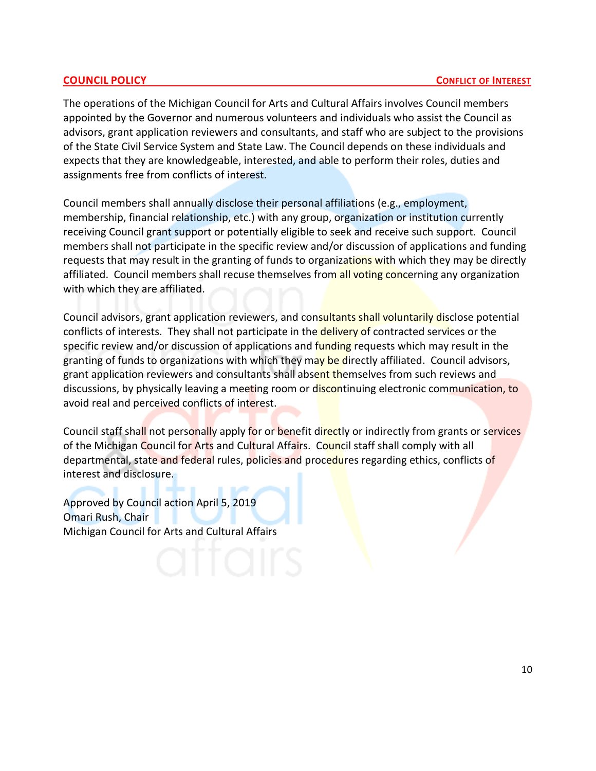**COUNCIL POLICY** **CONFLICT OF INTEREST**

The operations of the Michigan Council for Arts and Cultural Affairs involves Council members appointed by the Governor and numerous volunteers and individuals who assist the Council as advisors, grant application reviewers and consultants, and staff who are subject to the provisions of the State Civil Service System and State Law. The Council depends on these individuals and expects that they are knowledgeable, interested, and able to perform their roles, duties and assignments free from conflicts of interest.

Council members shall annually disclose their personal affiliations (e.g., employment, membership, financial relationship, etc.) with any group, organization or institution currently receiving Council grant support or potentially eligible to seek and receive such support. Council members shall not participate in the specific review and/or discussion of applications and funding requests that may result in the granting of funds to organizations with which they may be directly affiliated. Council members shall recuse themselves from all voting concerning any organization with which they are affiliated.

Council advisors, grant application reviewers, and consultants shall voluntarily disclose potential conflicts of interests. They shall not participate in the delivery of contracted services or the specific review and/or discussion of applications and funding requests which may result in the granting of funds to organizations with which they may be directly affiliated. Council advisors, grant application reviewers and consultants shall absent themselves from such reviews and discussions, by physically leaving a meeting room or discontinuing electronic communication, to avoid real and perceived conflicts of interest.

Council staff shall not personally apply for or benefit directly or indirectly from grants or services of the Michigan Council for Arts and Cultural Affairs. Council staff shall comply with all departmental, state and federal rules, policies and procedures regarding ethics, conflicts of interest and disclosure.

Approved by Council action April 5, 2019  
Omari Rush, Chair  
Michigan Council for Arts and Cultural Affairs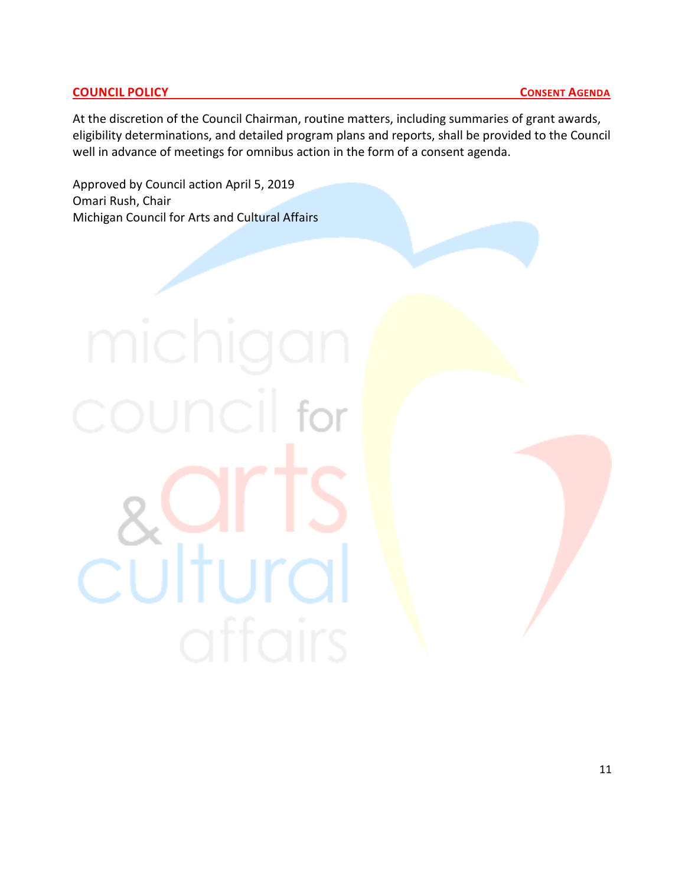**COUNCIL POLICY** **CONSENT AGENDA**

At the discretion of the Council Chairman, routine matters, including summaries of grant awards, eligibility determinations, and detailed program plans and reports, shall be provided to the Council well in advance of meetings for omnibus action in the form of a consent agenda.

Approved by Council action April 5, 2019
Omari Rush, Chair
Michigan Council for Arts and Cultural Affairs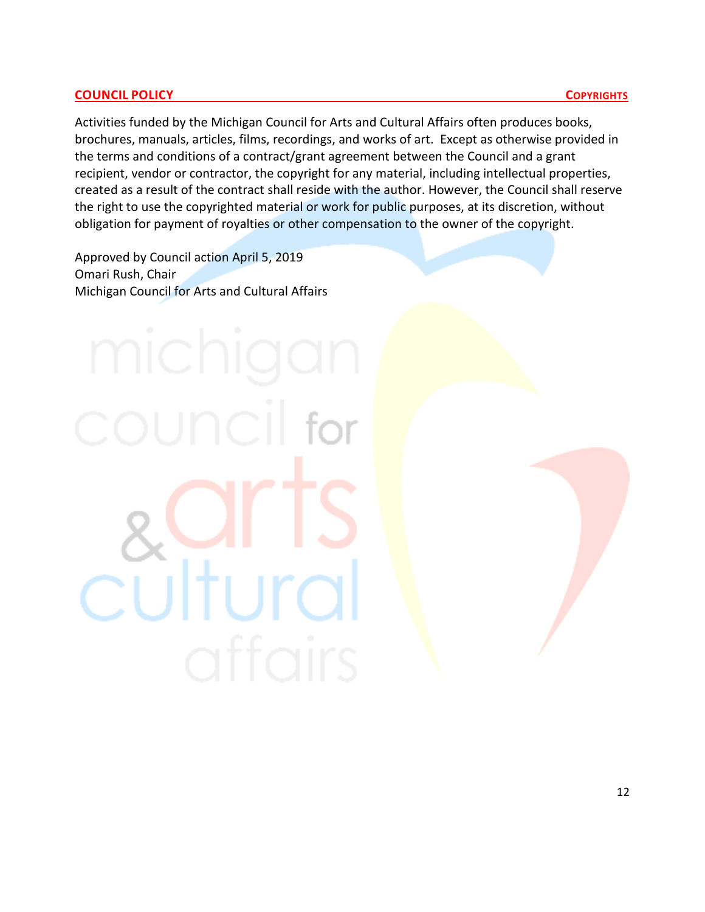**COUNCIL POLICY** **COPYRIGHTS**

Activities funded by the Michigan Council for Arts and Cultural Affairs often produces books, brochures, manuals, articles, films, recordings, and works of art. Except as otherwise provided in the terms and conditions of a contract/grant agreement between the Council and a grant recipient, vendor or contractor, the copyright for any material, including intellectual properties, created as a result of the contract shall reside with the author. However, the Council shall reserve the right to use the copyrighted material or work for public purposes, at its discretion, without obligation for payment of royalties or other compensation to the owner of the copyright.

Approved by Council action April 5, 2019
Omari Rush, Chair
Michigan Council for Arts and Cultural Affairs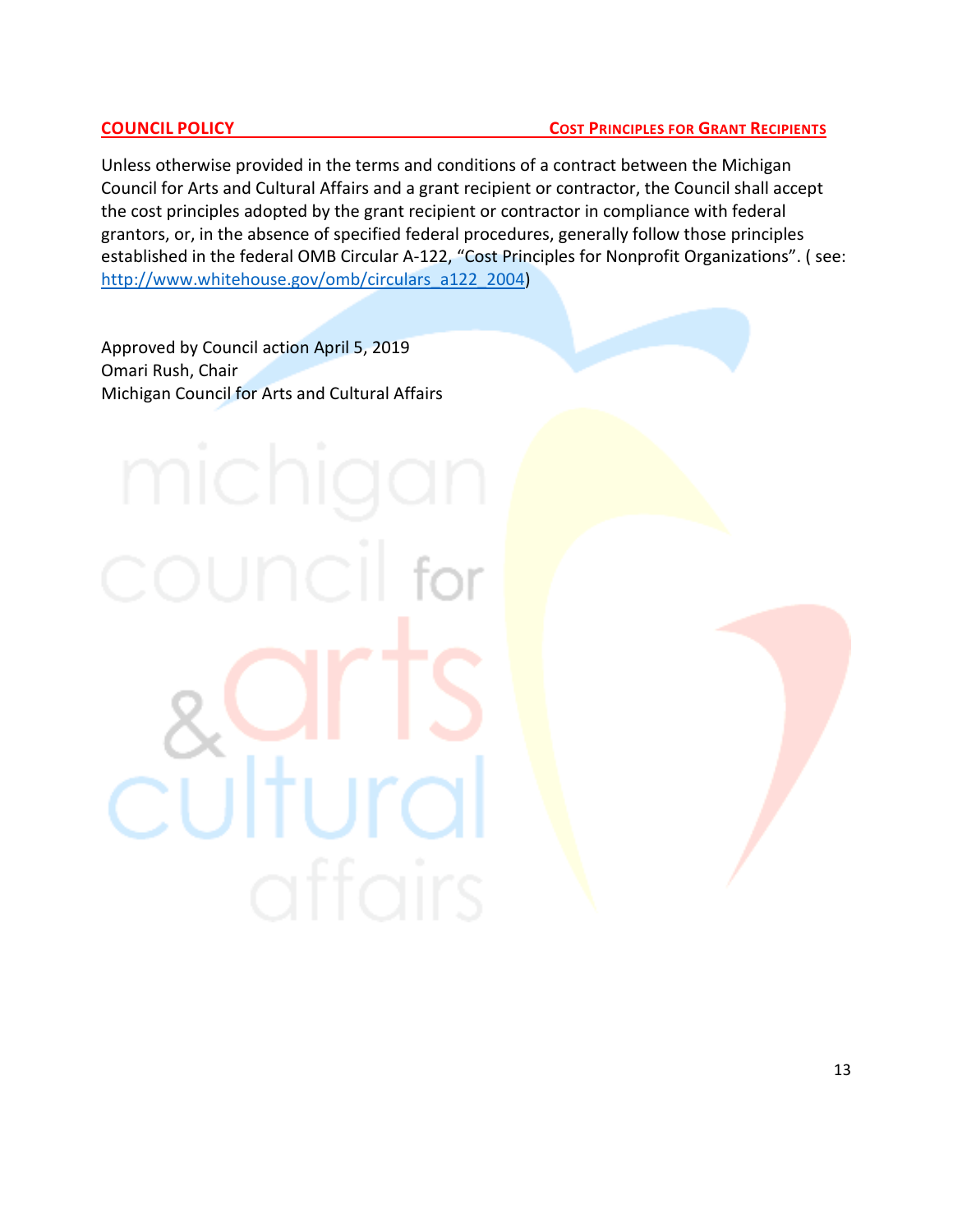**COUNCIL POLICY** **COST PRINCIPLES FOR GRANT RECIPIENTS**

Unless otherwise provided in the terms and conditions of a contract between the Michigan Council for Arts and Cultural Affairs and a grant recipient or contractor, the Council shall accept the cost principles adopted by the grant recipient or contractor in compliance with federal grantors, or, in the absence of specified federal procedures, generally follow those principles established in the federal OMB Circular A-122, "Cost Principles for Nonprofit Organizations". ( see: [http://www.whitehouse.gov/omb/circulars_a122_2004](http://www.whitehouse.gov/omb/circulars_a122_2004))

Approved by Council action April 5, 2019
Omari Rush, Chair
Michigan Council for Arts and Cultural Affairs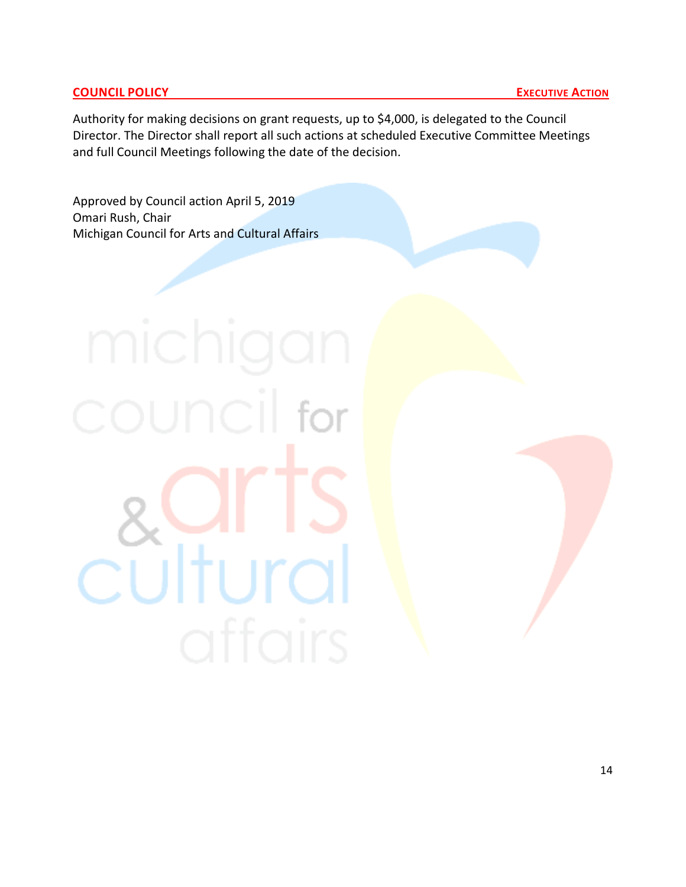**COUNCIL POLICY** **EXECUTIVE ACTION**

Authority for making decisions on grant requests, up to $4,000, is delegated to the Council Director. The Director shall report all such actions at scheduled Executive Committee Meetings and full Council Meetings following the date of the decision.

Approved by Council action April 5, 2019
Omari Rush, Chair
Michigan Council for Arts and Cultural Affairs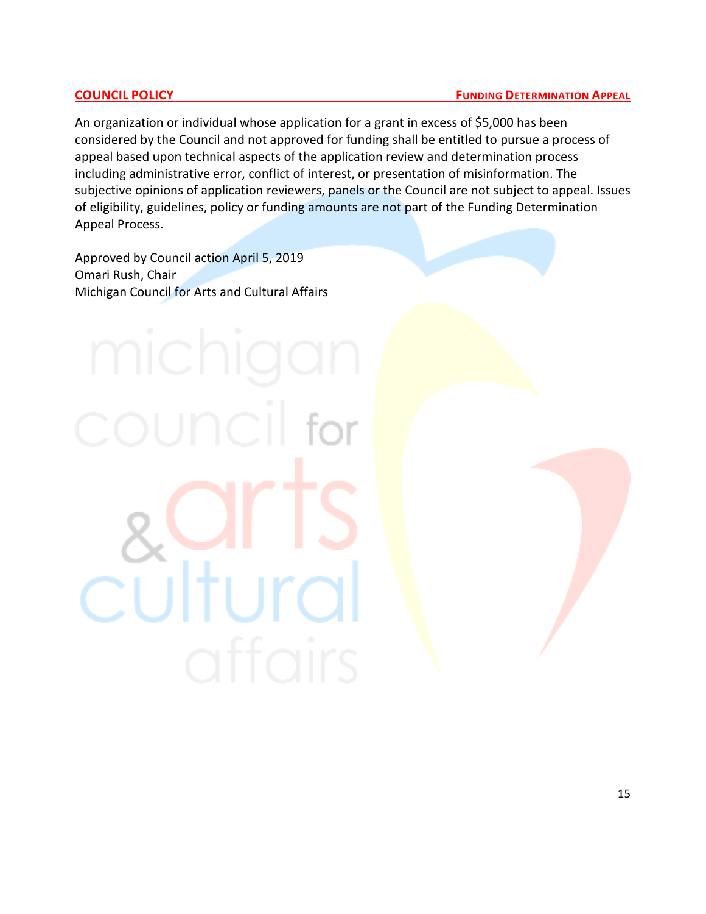## COUNCIL POLICY — FUNDING DETERMINATION APPEAL

An organization or individual whose application for a grant in excess of $5,000 has been considered by the Council and not approved for funding shall be entitled to pursue a process of appeal based upon technical aspects of the application review and determination process including administrative error, conflict of interest, or presentation of misinformation. The subjective opinions of application reviewers, panels or the Council are not subject to appeal. Issues of eligibility, guidelines, policy or funding amounts are not part of the Funding Determination Appeal Process.

Approved by Council action April 5, 2019
Omari Rush, Chair
Michigan Council for Arts and Cultural Affairs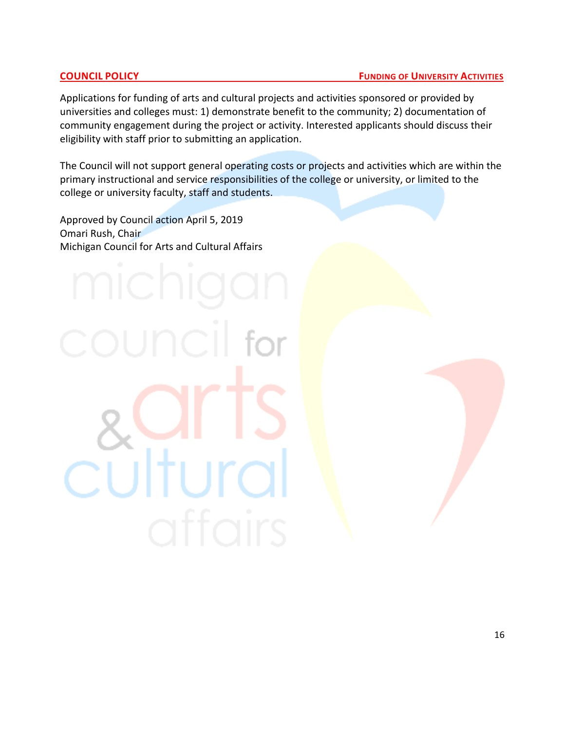## COUNCIL POLICY — FUNDING OF UNIVERSITY ACTIVITIES

Applications for funding of arts and cultural projects and activities sponsored or provided by universities and colleges must: 1) demonstrate benefit to the community; 2) documentation of community engagement during the project or activity. Interested applicants should discuss their eligibility with staff prior to submitting an application.

The Council will not support general operating costs or projects and activities which are within the primary instructional and service responsibilities of the college or university, or limited to the college or university faculty, staff and students.

Approved by Council action April 5, 2019
Omari Rush, Chair
Michigan Council for Arts and Cultural Affairs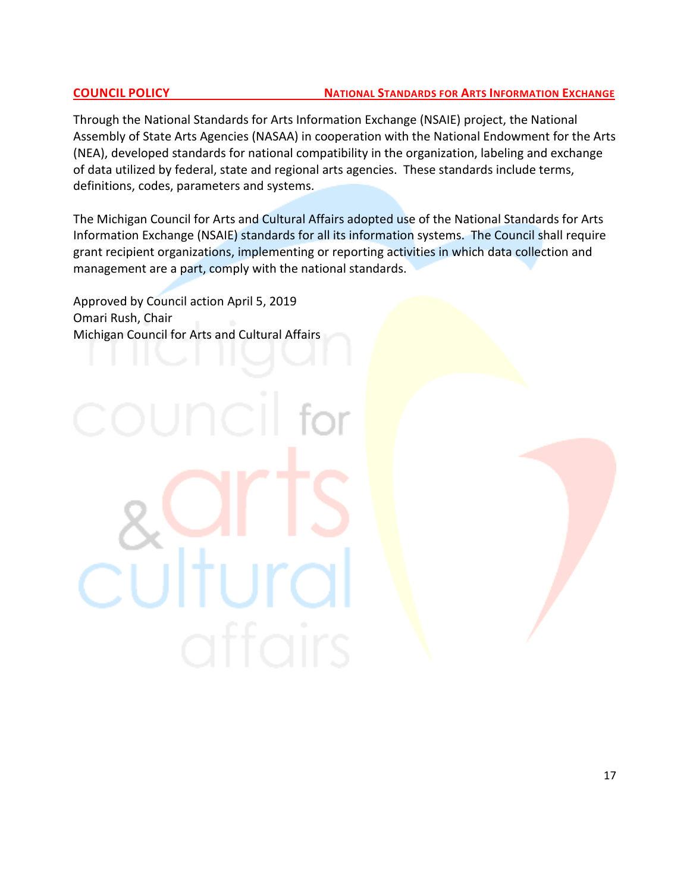**COUNCIL POLICY** **NATIONAL STANDARDS FOR ARTS INFORMATION EXCHANGE**

Through the National Standards for Arts Information Exchange (NSAIE) project, the National Assembly of State Arts Agencies (NASAA) in cooperation with the National Endowment for the Arts (NEA), developed standards for national compatibility in the organization, labeling and exchange of data utilized by federal, state and regional arts agencies. These standards include terms, definitions, codes, parameters and systems.

The Michigan Council for Arts and Cultural Affairs adopted use of the National Standards for Arts Information Exchange (NSAIE) standards for all its information systems. The Council shall require grant recipient organizations, implementing or reporting activities in which data collection and management are a part, comply with the national standards.

Approved by Council action April 5, 2019
Omari Rush, Chair
Michigan Council for Arts and Cultural Affairs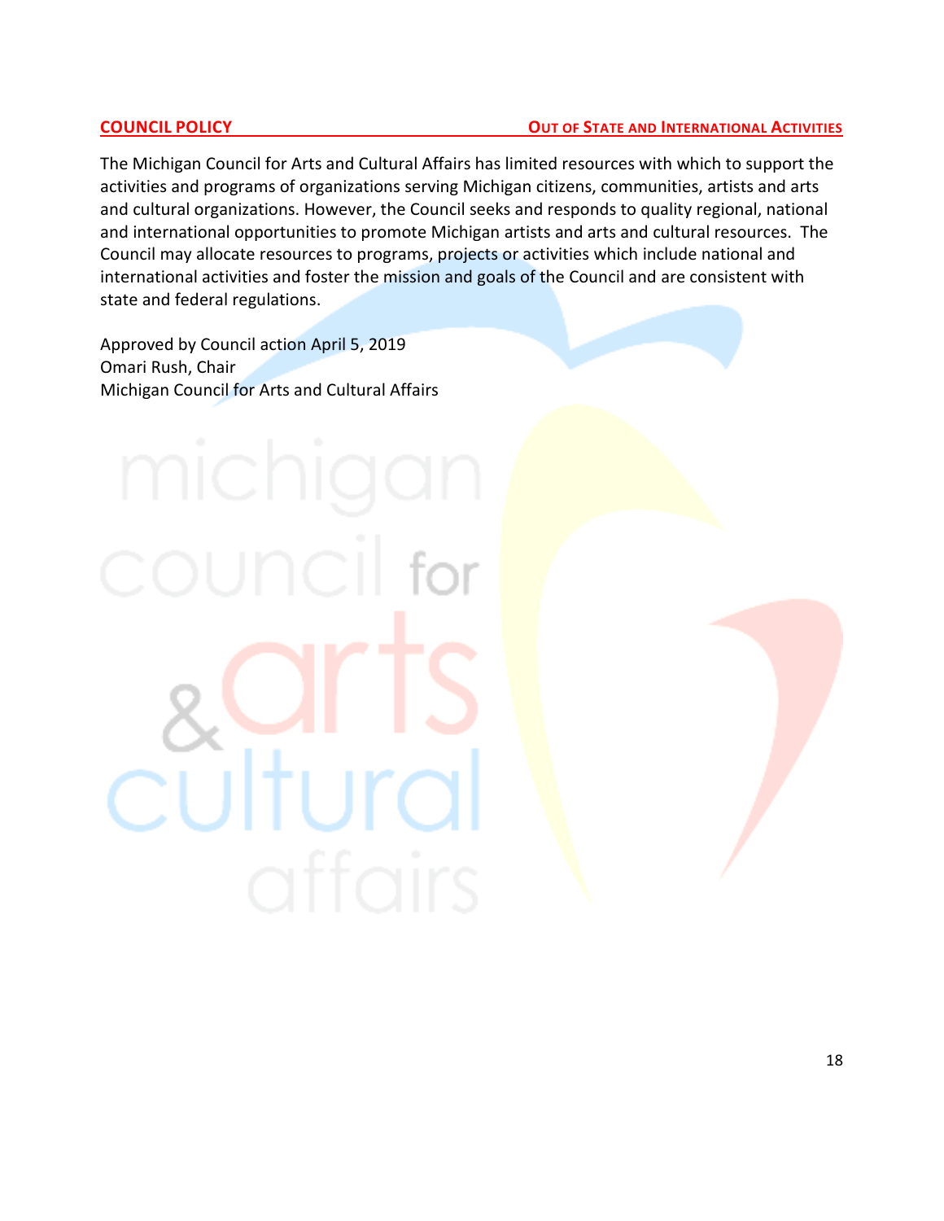## COUNCIL POLICY — OUT OF STATE AND INTERNATIONAL ACTIVITIES

The Michigan Council for Arts and Cultural Affairs has limited resources with which to support the activities and programs of organizations serving Michigan citizens, communities, artists and arts and cultural organizations. However, the Council seeks and responds to quality regional, national and international opportunities to promote Michigan artists and arts and cultural resources. The Council may allocate resources to programs, projects or activities which include national and international activities and foster the mission and goals of the Council and are consistent with state and federal regulations.

Approved by Council action April 5, 2019
Omari Rush, Chair
Michigan Council for Arts and Cultural Affairs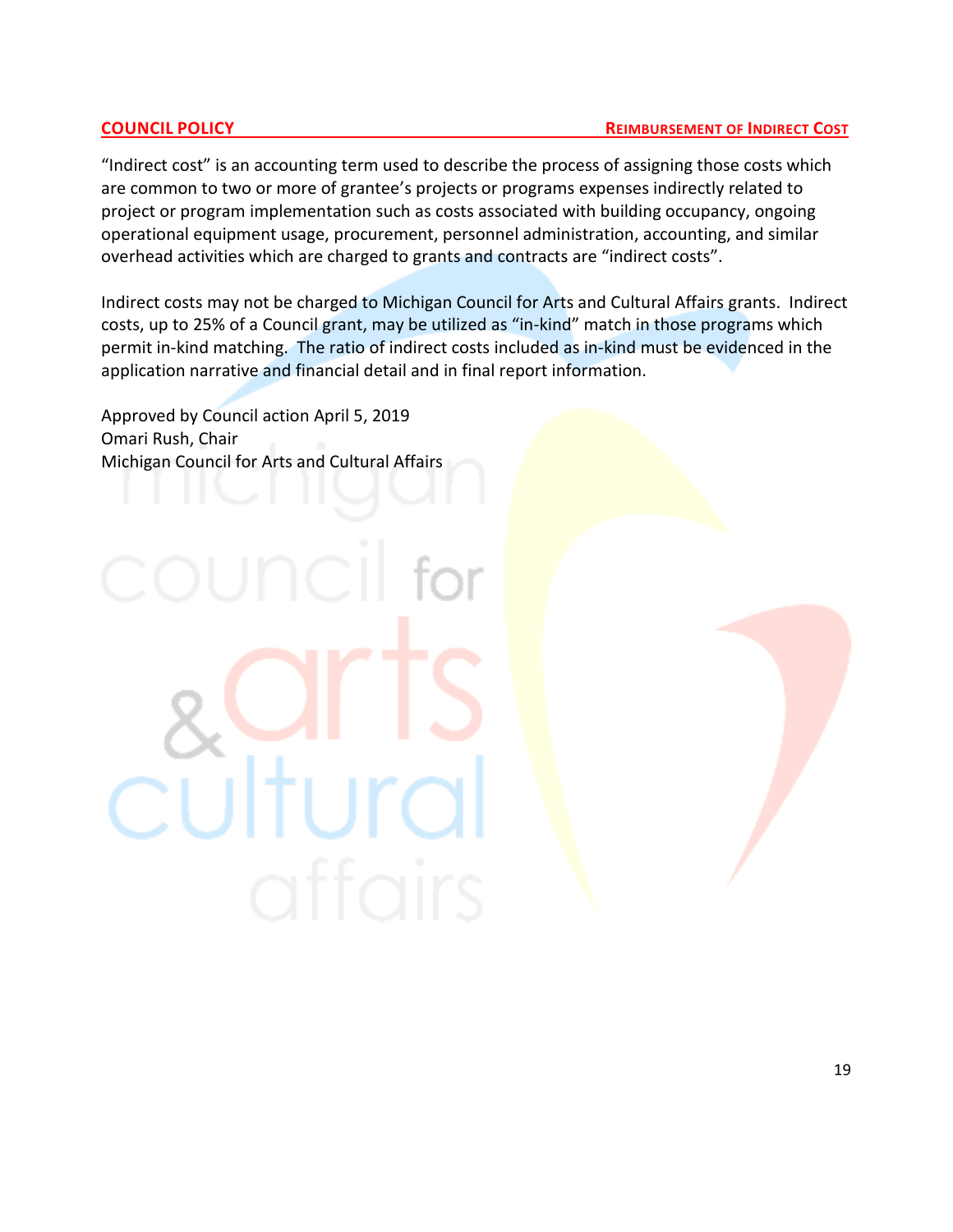**COUNCIL POLICY** — **REIMBURSEMENT OF INDIRECT COST**

"Indirect cost" is an accounting term used to describe the process of assigning those costs which are common to two or more of grantee's projects or programs expenses indirectly related to project or program implementation such as costs associated with building occupancy, ongoing operational equipment usage, procurement, personnel administration, accounting, and similar overhead activities which are charged to grants and contracts are "indirect costs".

Indirect costs may not be charged to Michigan Council for Arts and Cultural Affairs grants. Indirect costs, up to 25% of a Council grant, may be utilized as "in-kind" match in those programs which permit in-kind matching. The ratio of indirect costs included as in-kind must be evidenced in the application narrative and financial detail and in final report information.

Approved by Council action April 5, 2019
Omari Rush, Chair
Michigan Council for Arts and Cultural Affairs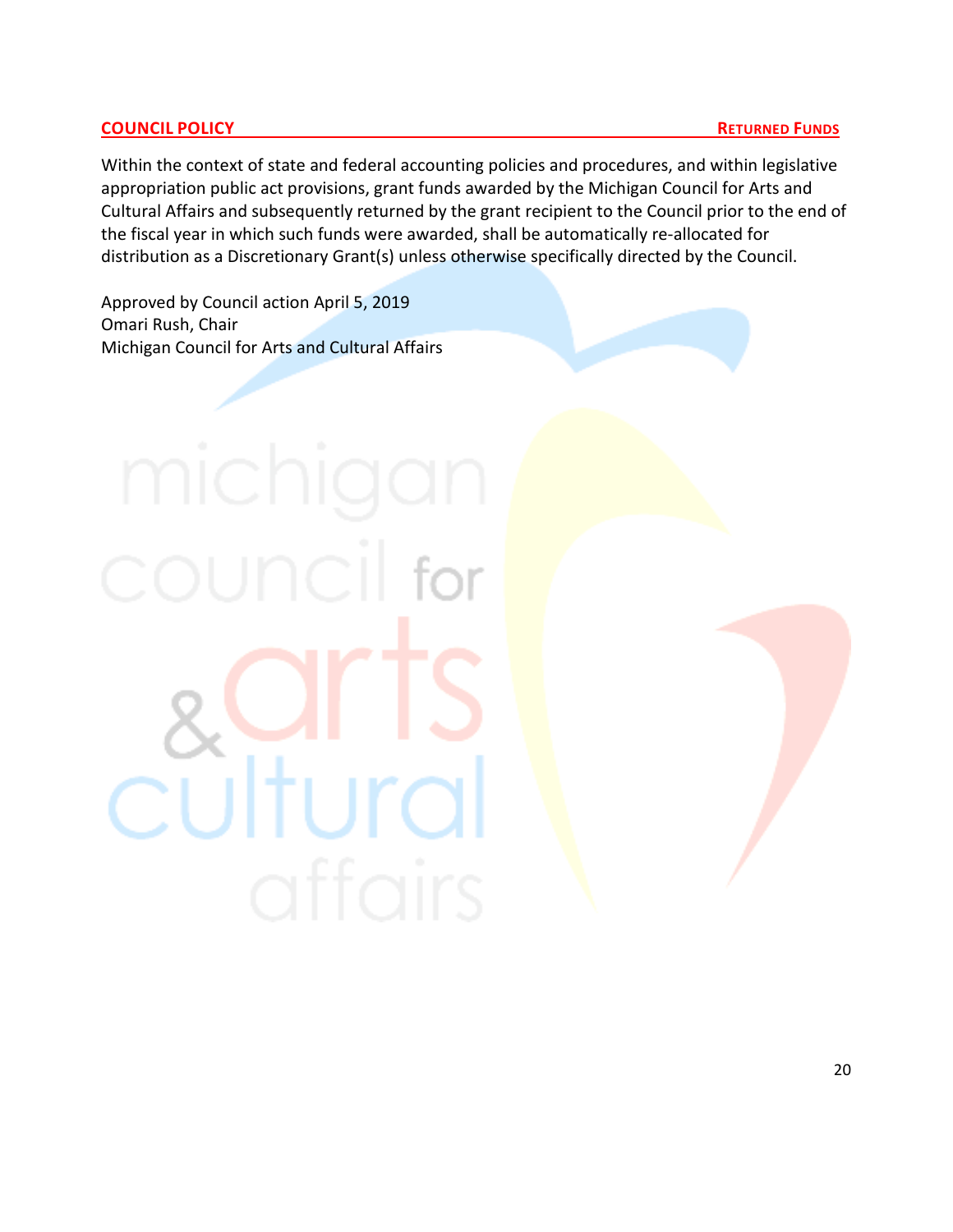## COUNCIL POLICY — RETURNED FUNDS

Within the context of state and federal accounting policies and procedures, and within legislative appropriation public act provisions, grant funds awarded by the Michigan Council for Arts and Cultural Affairs and subsequently returned by the grant recipient to the Council prior to the end of the fiscal year in which such funds were awarded, shall be automatically re-allocated for distribution as a Discretionary Grant(s) unless otherwise specifically directed by the Council.

Approved by Council action April 5, 2019
Omari Rush, Chair
Michigan Council for Arts and Cultural Affairs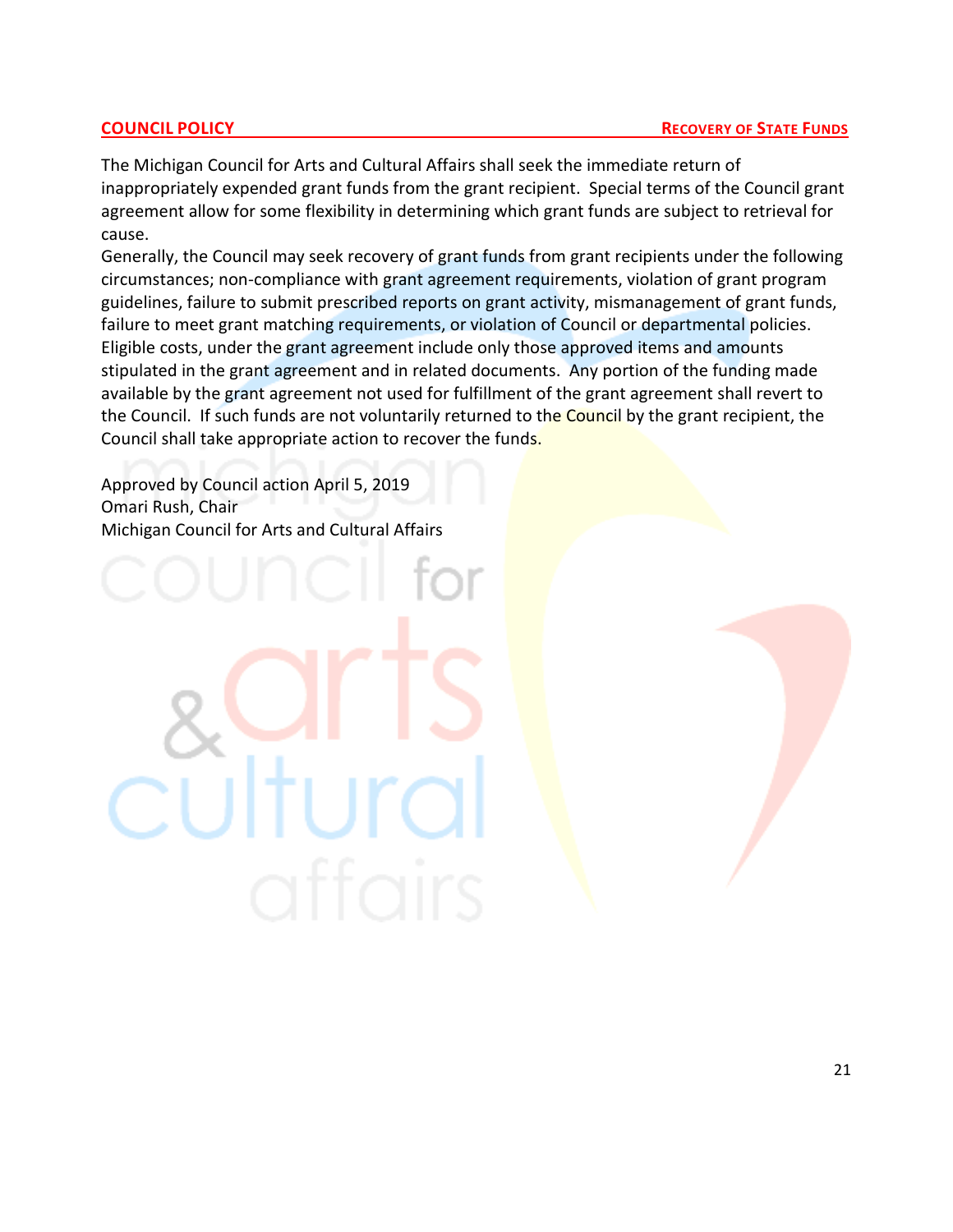## COUNCIL POLICY — RECOVERY OF STATE FUNDS

The Michigan Council for Arts and Cultural Affairs shall seek the immediate return of inappropriately expended grant funds from the grant recipient. Special terms of the Council grant agreement allow for some flexibility in determining which grant funds are subject to retrieval for cause.

Generally, the Council may seek recovery of grant funds from grant recipients under the following circumstances; non-compliance with grant agreement requirements, violation of grant program guidelines, failure to submit prescribed reports on grant activity, mismanagement of grant funds, failure to meet grant matching requirements, or violation of Council or departmental policies. Eligible costs, under the grant agreement include only those approved items and amounts stipulated in the grant agreement and in related documents. Any portion of the funding made available by the grant agreement not used for fulfillment of the grant agreement shall revert to the Council. If such funds are not voluntarily returned to the Council by the grant recipient, the Council shall take appropriate action to recover the funds.

Approved by Council action April 5, 2019
Omari Rush, Chair
Michigan Council for Arts and Cultural Affairs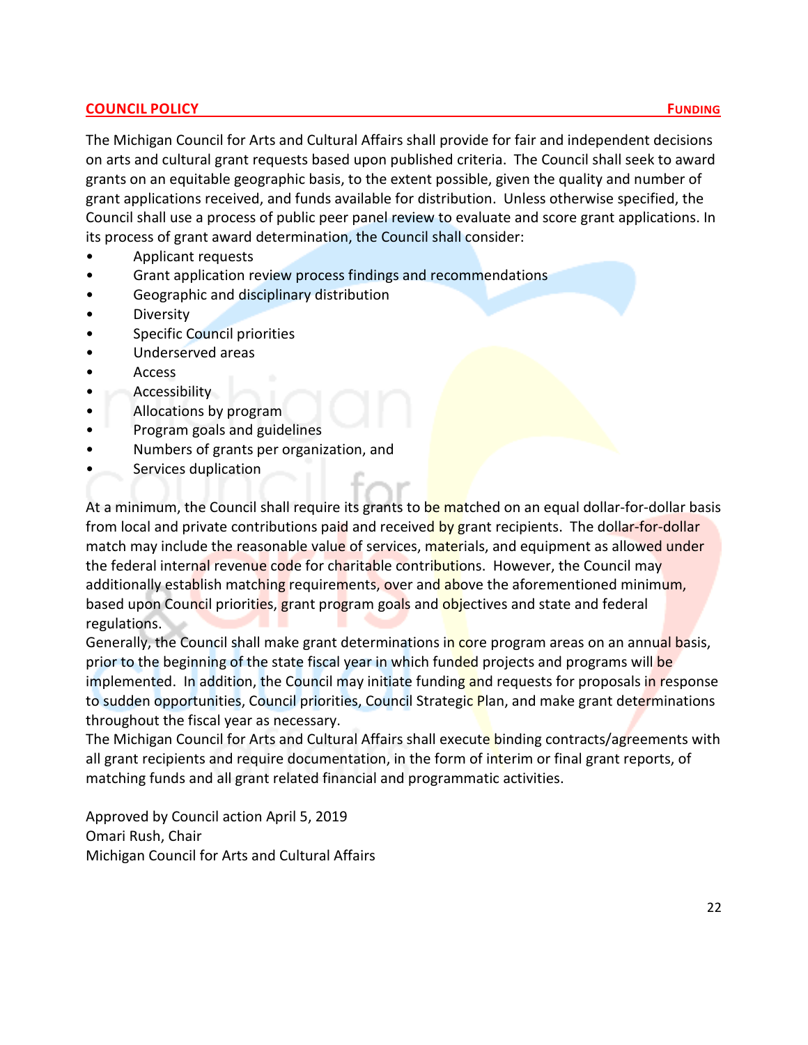**COUNCIL POLICY** **FUNDING**

The Michigan Council for Arts and Cultural Affairs shall provide for fair and independent decisions on arts and cultural grant requests based upon published criteria. The Council shall seek to award grants on an equitable geographic basis, to the extent possible, given the quality and number of grant applications received, and funds available for distribution. Unless otherwise specified, the Council shall use a process of public peer panel review to evaluate and score grant applications. In its process of grant award determination, the Council shall consider:

- Applicant requests
- Grant application review process findings and recommendations
- Geographic and disciplinary distribution
- Diversity
- Specific Council priorities
- Underserved areas
- Access
- Accessibility
- Allocations by program
- Program goals and guidelines
- Numbers of grants per organization, and
- Services duplication

At a minimum, the Council shall require its grants to be matched on an equal dollar-for-dollar basis from local and private contributions paid and received by grant recipients. The dollar-for-dollar match may include the reasonable value of services, materials, and equipment as allowed under the federal internal revenue code for charitable contributions. However, the Council may additionally establish matching requirements, over and above the aforementioned minimum, based upon Council priorities, grant program goals and objectives and state and federal regulations.

Generally, the Council shall make grant determinations in core program areas on an annual basis, prior to the beginning of the state fiscal year in which funded projects and programs will be implemented. In addition, the Council may initiate funding and requests for proposals in response to sudden opportunities, Council priorities, Council Strategic Plan, and make grant determinations throughout the fiscal year as necessary.

The Michigan Council for Arts and Cultural Affairs shall execute binding contracts/agreements with all grant recipients and require documentation, in the form of interim or final grant reports, of matching funds and all grant related financial and programmatic activities.

Approved by Council action April 5, 2019
Omari Rush, Chair
Michigan Council for Arts and Cultural Affairs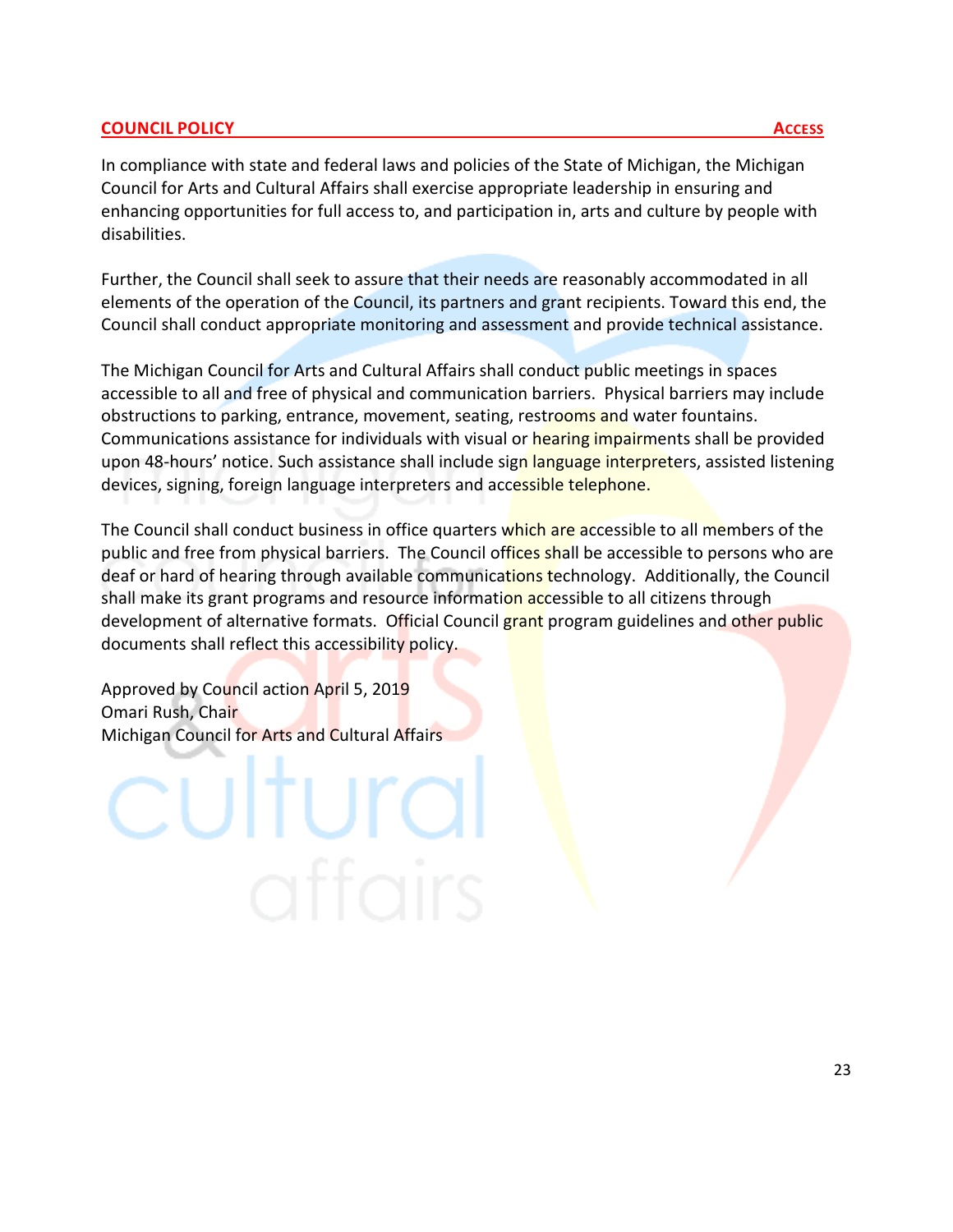## COUNCIL POLICY — ACCESS

In compliance with state and federal laws and policies of the State of Michigan, the Michigan Council for Arts and Cultural Affairs shall exercise appropriate leadership in ensuring and enhancing opportunities for full access to, and participation in, arts and culture by people with disabilities.

Further, the Council shall seek to assure that their needs are reasonably accommodated in all elements of the operation of the Council, its partners and grant recipients. Toward this end, the Council shall conduct appropriate monitoring and assessment and provide technical assistance.

The Michigan Council for Arts and Cultural Affairs shall conduct public meetings in spaces accessible to all and free of physical and communication barriers. Physical barriers may include obstructions to parking, entrance, movement, seating, restrooms and water fountains. Communications assistance for individuals with visual or hearing impairments shall be provided upon 48-hours' notice. Such assistance shall include sign language interpreters, assisted listening devices, signing, foreign language interpreters and accessible telephone.

The Council shall conduct business in office quarters which are accessible to all members of the public and free from physical barriers. The Council offices shall be accessible to persons who are deaf or hard of hearing through available communications technology. Additionally, the Council shall make its grant programs and resource information accessible to all citizens through development of alternative formats. Official Council grant program guidelines and other public documents shall reflect this accessibility policy.

Approved by Council action April 5, 2019
Omari Rush, Chair
Michigan Council for Arts and Cultural Affairs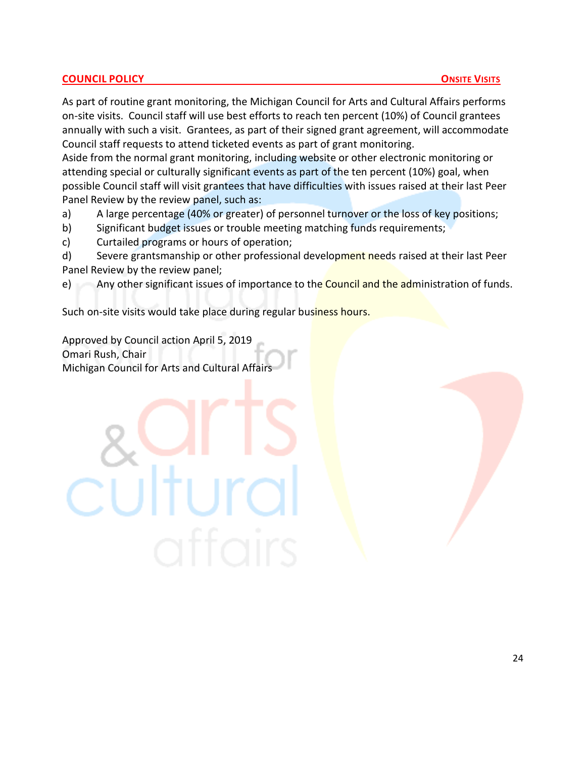**COUNCIL POLICY** **ONSITE VISITS**

As part of routine grant monitoring, the Michigan Council for Arts and Cultural Affairs performs on-site visits. Council staff will use best efforts to reach ten percent (10%) of Council grantees annually with such a visit. Grantees, as part of their signed grant agreement, will accommodate Council staff requests to attend ticketed events as part of grant monitoring.

Aside from the normal grant monitoring, including website or other electronic monitoring or attending special or culturally significant events as part of the ten percent (10%) goal, when possible Council staff will visit grantees that have difficulties with issues raised at their last Peer Panel Review by the review panel, such as:

a) A large percentage (40% or greater) of personnel turnover or the loss of key positions;
b) Significant budget issues or trouble meeting matching funds requirements;
c) Curtailed programs or hours of operation;
d) Severe grantsmanship or other professional development needs raised at their last Peer Panel Review by the review panel;
e) Any other significant issues of importance to the Council and the administration of funds.

Such on-site visits would take place during regular business hours.

Approved by Council action April 5, 2019
Omari Rush, Chair
Michigan Council for Arts and Cultural Affairs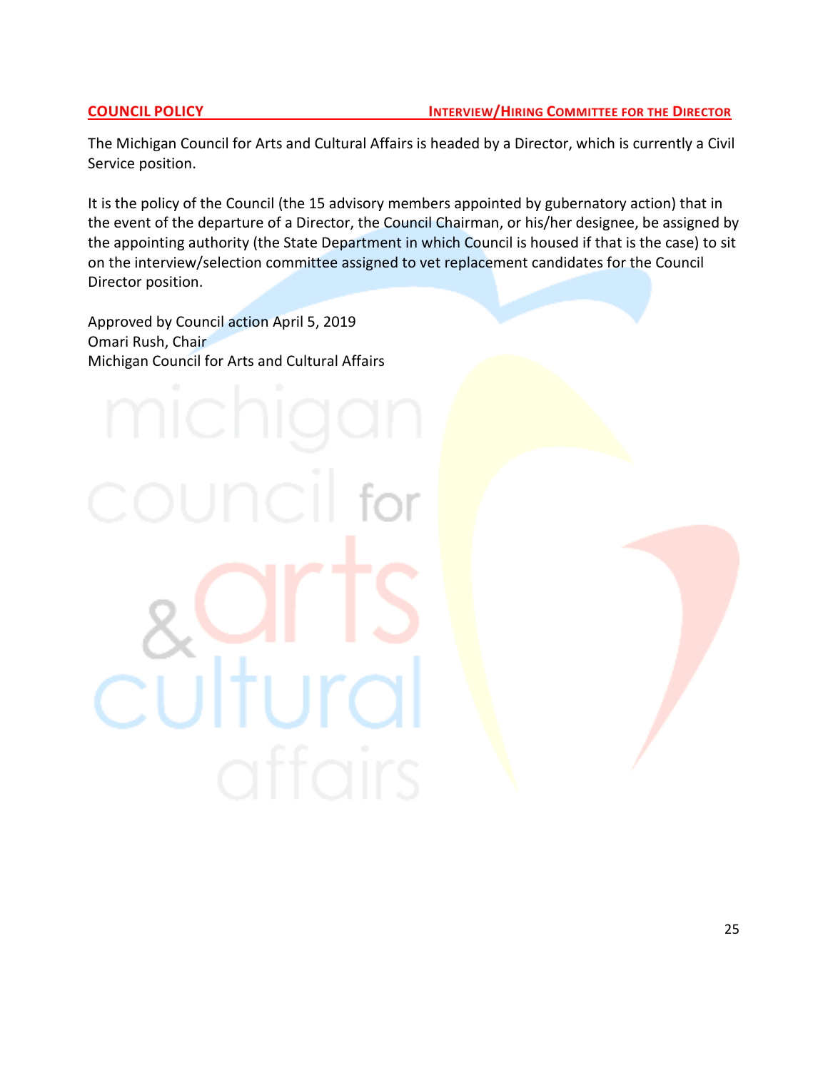**COUNCIL POLICY** **INTERVIEW/HIRING COMMITTEE FOR THE DIRECTOR**

The Michigan Council for Arts and Cultural Affairs is headed by a Director, which is currently a Civil Service position.

It is the policy of the Council (the 15 advisory members appointed by gubernatory action) that in the event of the departure of a Director, the Council Chairman, or his/her designee, be assigned by the appointing authority (the State Department in which Council is housed if that is the case) to sit on the interview/selection committee assigned to vet replacement candidates for the Council Director position.

Approved by Council action April 5, 2019
Omari Rush, Chair
Michigan Council for Arts and Cultural Affairs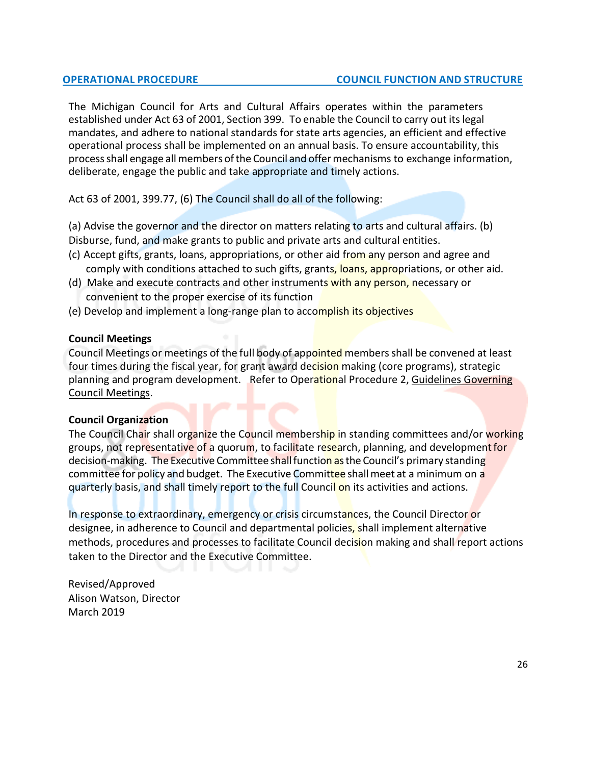**OPERATIONAL PROCEDURE** **COUNCIL FUNCTION AND STRUCTURE**

The Michigan Council for Arts and Cultural Affairs operates within the parameters established under Act 63 of 2001, Section 399. To enable the Council to carry out its legal mandates, and adhere to national standards for state arts agencies, an efficient and effective operational process shall be implemented on an annual basis. To ensure accountability, this process shall engage all members of the Council and offer mechanisms to exchange information, deliberate, engage the public and take appropriate and timely actions.

Act 63 of 2001, 399.77, (6) The Council shall do all of the following:

(a) Advise the governor and the director on matters relating to arts and cultural affairs. (b) Disburse, fund, and make grants to public and private arts and cultural entities.

(c) Accept gifts, grants, loans, appropriations, or other aid from any person and agree and comply with conditions attached to such gifts, grants, loans, appropriations, or other aid.

(d) Make and execute contracts and other instruments with any person, necessary or convenient to the proper exercise of its function

(e) Develop and implement a long-range plan to accomplish its objectives

**Council Meetings**

Council Meetings or meetings of the full body of appointed members shall be convened at least four times during the fiscal year, for grant award decision making (core programs), strategic planning and program development. Refer to Operational Procedure 2, Guidelines Governing Council Meetings.

**Council Organization**

The Council Chair shall organize the Council membership in standing committees and/or working groups, not representative of a quorum, to facilitate research, planning, and development for decision-making. The Executive Committee shall function as the Council's primary standing committee for policy and budget. The Executive Committee shall meet at a minimum on a quarterly basis, and shall timely report to the full Council on its activities and actions.

In response to extraordinary, emergency or crisis circumstances, the Council Director or designee, in adherence to Council and departmental policies, shall implement alternative methods, procedures and processes to facilitate Council decision making and shall report actions taken to the Director and the Executive Committee.

Revised/Approved
Alison Watson, Director
March 2019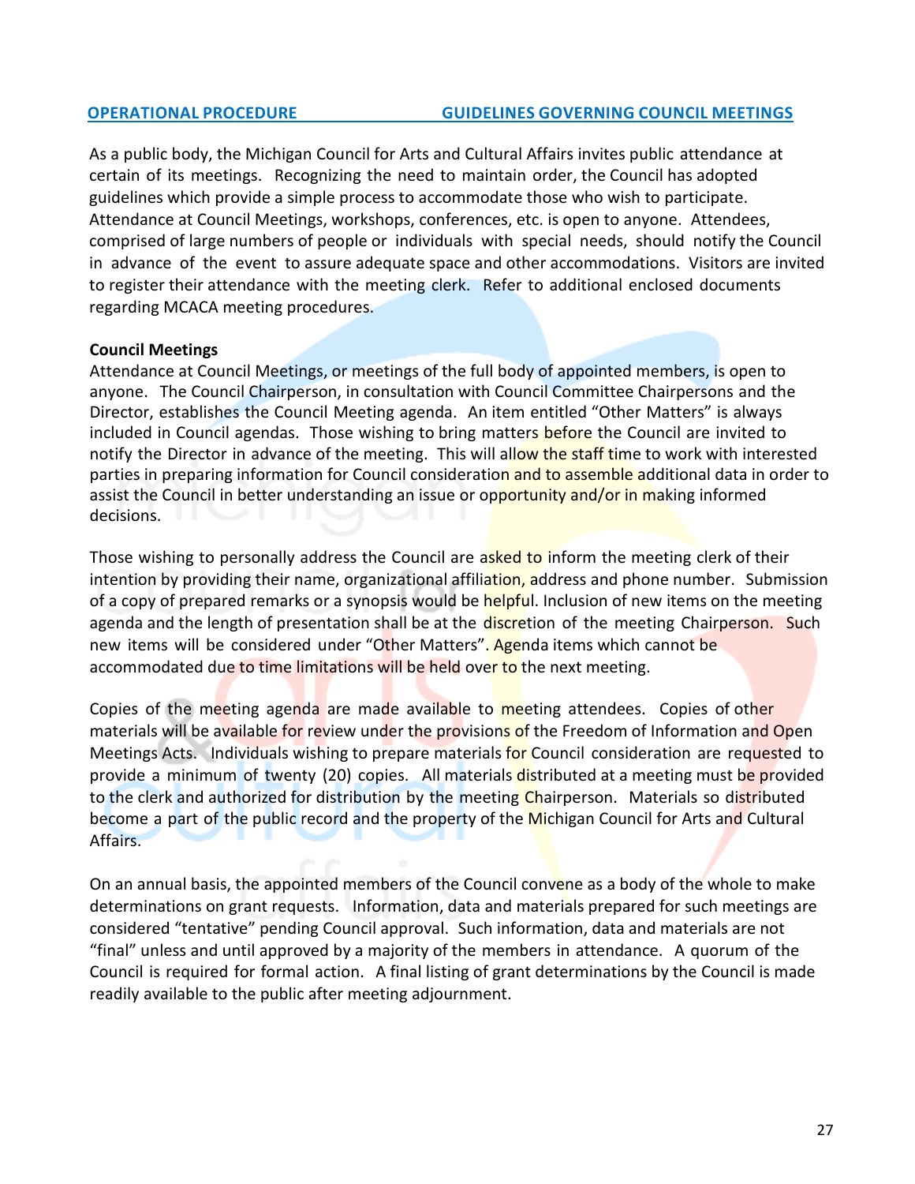**OPERATIONAL PROCEDURE GUIDELINES GOVERNING COUNCIL MEETINGS**

As a public body, the Michigan Council for Arts and Cultural Affairs invites public attendance at certain of its meetings. Recognizing the need to maintain order, the Council has adopted guidelines which provide a simple process to accommodate those who wish to participate. Attendance at Council Meetings, workshops, conferences, etc. is open to anyone. Attendees, comprised of large numbers of people or individuals with special needs, should notify the Council in advance of the event to assure adequate space and other accommodations. Visitors are invited to register their attendance with the meeting clerk. Refer to additional enclosed documents regarding MCACA meeting procedures.

**Council Meetings**

Attendance at Council Meetings, or meetings of the full body of appointed members, is open to anyone. The Council Chairperson, in consultation with Council Committee Chairpersons and the Director, establishes the Council Meeting agenda. An item entitled "Other Matters" is always included in Council agendas. Those wishing to bring matters before the Council are invited to notify the Director in advance of the meeting. This will allow the staff time to work with interested parties in preparing information for Council consideration and to assemble additional data in order to assist the Council in better understanding an issue or opportunity and/or in making informed decisions.

Those wishing to personally address the Council are asked to inform the meeting clerk of their intention by providing their name, organizational affiliation, address and phone number. Submission of a copy of prepared remarks or a synopsis would be helpful. Inclusion of new items on the meeting agenda and the length of presentation shall be at the discretion of the meeting Chairperson. Such new items will be considered under "Other Matters". Agenda items which cannot be accommodated due to time limitations will be held over to the next meeting.

Copies of the meeting agenda are made available to meeting attendees. Copies of other materials will be available for review under the provisions of the Freedom of Information and Open Meetings Acts. Individuals wishing to prepare materials for Council consideration are requested to provide a minimum of twenty (20) copies. All materials distributed at a meeting must be provided to the clerk and authorized for distribution by the meeting Chairperson. Materials so distributed become a part of the public record and the property of the Michigan Council for Arts and Cultural Affairs.

On an annual basis, the appointed members of the Council convene as a body of the whole to make determinations on grant requests. Information, data and materials prepared for such meetings are considered "tentative" pending Council approval. Such information, data and materials are not "final" unless and until approved by a majority of the members in attendance. A quorum of the Council is required for formal action. A final listing of grant determinations by the Council is made readily available to the public after meeting adjournment.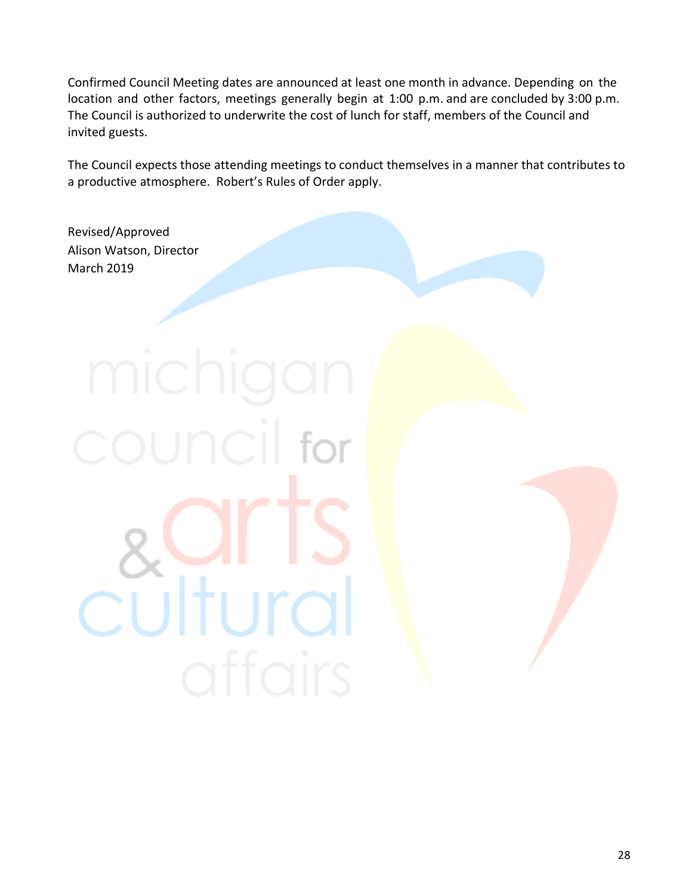Confirmed Council Meeting dates are announced at least one month in advance. Depending on the location and other factors, meetings generally begin at 1:00 p.m. and are concluded by 3:00 p.m. The Council is authorized to underwrite the cost of lunch for staff, members of the Council and invited guests.

The Council expects those attending meetings to conduct themselves in a manner that contributes to a productive atmosphere. Robert's Rules of Order apply.

Revised/Approved
Alison Watson, Director
March 2019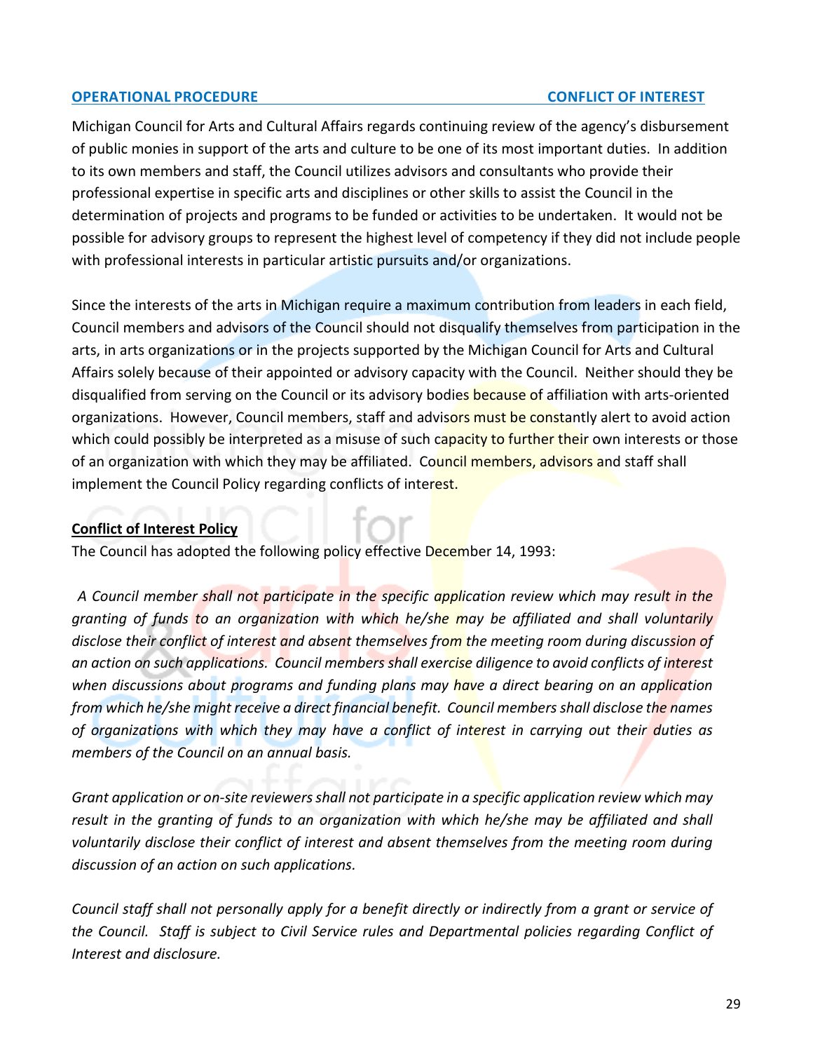**OPERATIONAL PROCEDURE** **CONFLICT OF INTEREST**

Michigan Council for Arts and Cultural Affairs regards continuing review of the agency's disbursement of public monies in support of the arts and culture to be one of its most important duties. In addition to its own members and staff, the Council utilizes advisors and consultants who provide their professional expertise in specific arts and disciplines or other skills to assist the Council in the determination of projects and programs to be funded or activities to be undertaken. It would not be possible for advisory groups to represent the highest level of competency if they did not include people with professional interests in particular artistic pursuits and/or organizations.

Since the interests of the arts in Michigan require a maximum contribution from leaders in each field, Council members and advisors of the Council should not disqualify themselves from participation in the arts, in arts organizations or in the projects supported by the Michigan Council for Arts and Cultural Affairs solely because of their appointed or advisory capacity with the Council. Neither should they be disqualified from serving on the Council or its advisory bodies because of affiliation with arts-oriented organizations. However, Council members, staff and advisors must be constantly alert to avoid action which could possibly be interpreted as a misuse of such capacity to further their own interests or those of an organization with which they may be affiliated. Council members, advisors and staff shall implement the Council Policy regarding conflicts of interest.

**Conflict of Interest Policy**

The Council has adopted the following policy effective December 14, 1993:

*A Council member shall not participate in the specific application review which may result in the granting of funds to an organization with which he/she may be affiliated and shall voluntarily disclose their conflict of interest and absent themselves from the meeting room during discussion of an action on such applications. Council members shall exercise diligence to avoid conflicts of interest when discussions about programs and funding plans may have a direct bearing on an application from which he/she might receive a direct financial benefit. Council members shall disclose the names of organizations with which they may have a conflict of interest in carrying out their duties as members of the Council on an annual basis.*

*Grant application or on-site reviewers shall not participate in a specific application review which may result in the granting of funds to an organization with which he/she may be affiliated and shall voluntarily disclose their conflict of interest and absent themselves from the meeting room during discussion of an action on such applications.*

*Council staff shall not personally apply for a benefit directly or indirectly from a grant or service of the Council. Staff is subject to Civil Service rules and Departmental policies regarding Conflict of Interest and disclosure.*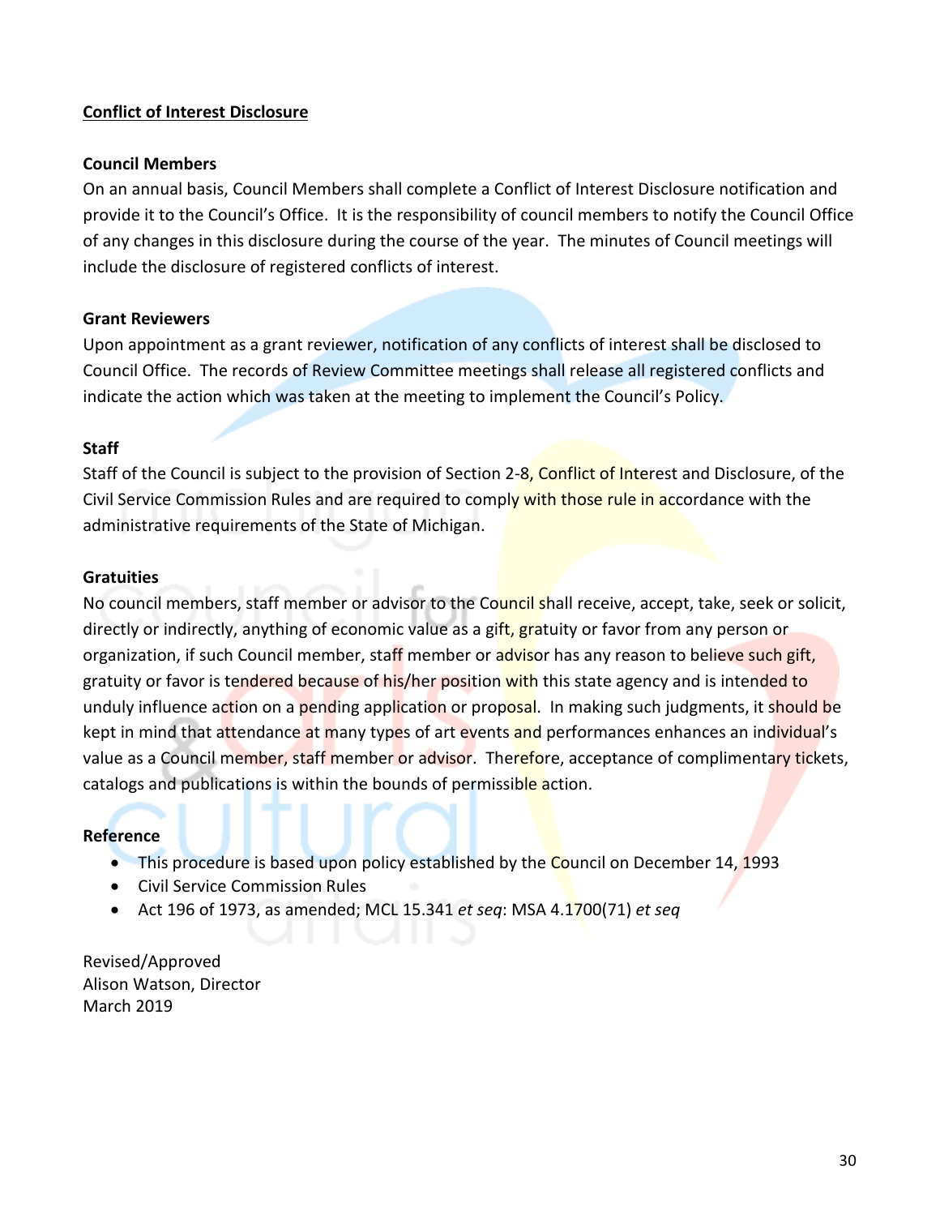**Conflict of Interest Disclosure**

**Council Members**

On an annual basis, Council Members shall complete a Conflict of Interest Disclosure notification and provide it to the Council's Office. It is the responsibility of council members to notify the Council Office of any changes in this disclosure during the course of the year. The minutes of Council meetings will include the disclosure of registered conflicts of interest.

**Grant Reviewers**

Upon appointment as a grant reviewer, notification of any conflicts of interest shall be disclosed to Council Office. The records of Review Committee meetings shall release all registered conflicts and indicate the action which was taken at the meeting to implement the Council's Policy.

**Staff**

Staff of the Council is subject to the provision of Section 2-8, Conflict of Interest and Disclosure, of the Civil Service Commission Rules and are required to comply with those rule in accordance with the administrative requirements of the State of Michigan.

**Gratuities**

No council members, staff member or advisor to the Council shall receive, accept, take, seek or solicit, directly or indirectly, anything of economic value as a gift, gratuity or favor from any person or organization, if such Council member, staff member or advisor has any reason to believe such gift, gratuity or favor is tendered because of his/her position with this state agency and is intended to unduly influence action on a pending application or proposal. In making such judgments, it should be kept in mind that attendance at many types of art events and performances enhances an individual's value as a Council member, staff member or advisor. Therefore, acceptance of complimentary tickets, catalogs and publications is within the bounds of permissible action.

**Reference**

- This procedure is based upon policy established by the Council on December 14, 1993
- Civil Service Commission Rules
- Act 196 of 1973, as amended; MCL 15.341 *et seq*: MSA 4.1700(71) *et seq*

Revised/Approved
Alison Watson, Director
March 2019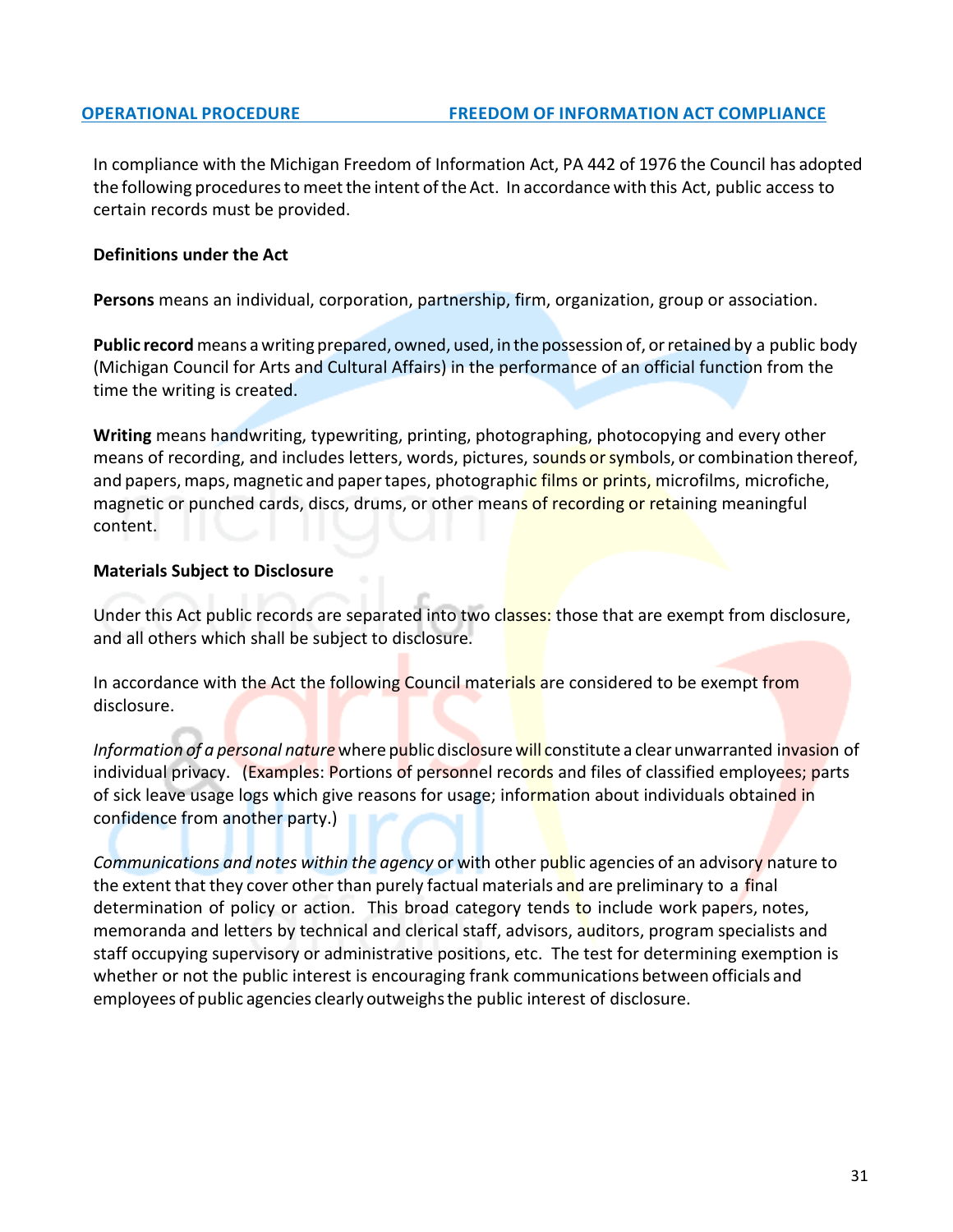## OPERATIONAL PROCEDURE — FREEDOM OF INFORMATION ACT COMPLIANCE

In compliance with the Michigan Freedom of Information Act, PA 442 of 1976 the Council has adopted the following procedures to meet the intent of the Act. In accordance with this Act, public access to certain records must be provided.

**Definitions under the Act**

**Persons** means an individual, corporation, partnership, firm, organization, group or association.

**Public record** means a writing prepared, owned, used, in the possession of, or retained by a public body (Michigan Council for Arts and Cultural Affairs) in the performance of an official function from the time the writing is created.

**Writing** means handwriting, typewriting, printing, photographing, photocopying and every other means of recording, and includes letters, words, pictures, sounds or symbols, or combination thereof, and papers, maps, magnetic and paper tapes, photographic films or prints, microfilms, microfiche, magnetic or punched cards, discs, drums, or other means of recording or retaining meaningful content.

**Materials Subject to Disclosure**

Under this Act public records are separated into two classes: those that are exempt from disclosure, and all others which shall be subject to disclosure.

In accordance with the Act the following Council materials are considered to be exempt from disclosure.

*Information of a personal nature* where public disclosure will constitute a clear unwarranted invasion of individual privacy. (Examples: Portions of personnel records and files of classified employees; parts of sick leave usage logs which give reasons for usage; information about individuals obtained in confidence from another party.)

*Communications and notes within the agency* or with other public agencies of an advisory nature to the extent that they cover other than purely factual materials and are preliminary to a final determination of policy or action. This broad category tends to include work papers, notes, memoranda and letters by technical and clerical staff, advisors, auditors, program specialists and staff occupying supervisory or administrative positions, etc. The test for determining exemption is whether or not the public interest is encouraging frank communications between officials and employees of public agencies clearly outweighs the public interest of disclosure.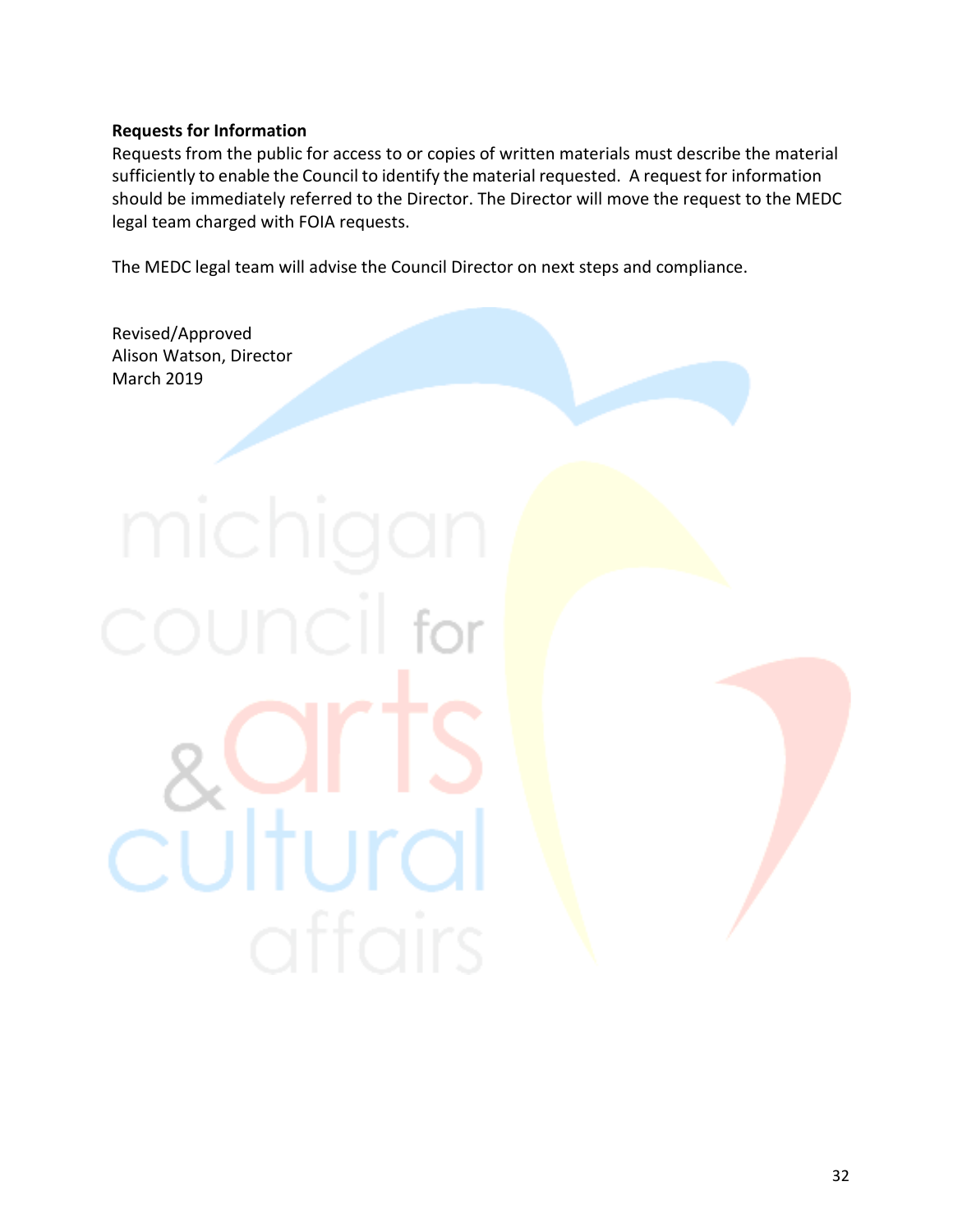**Requests for Information**

Requests from the public for access to or copies of written materials must describe the material sufficiently to enable the Council to identify the material requested. A request for information should be immediately referred to the Director. The Director will move the request to the MEDC legal team charged with FOIA requests.

The MEDC legal team will advise the Council Director on next steps and compliance.

Revised/Approved
Alison Watson, Director
March 2019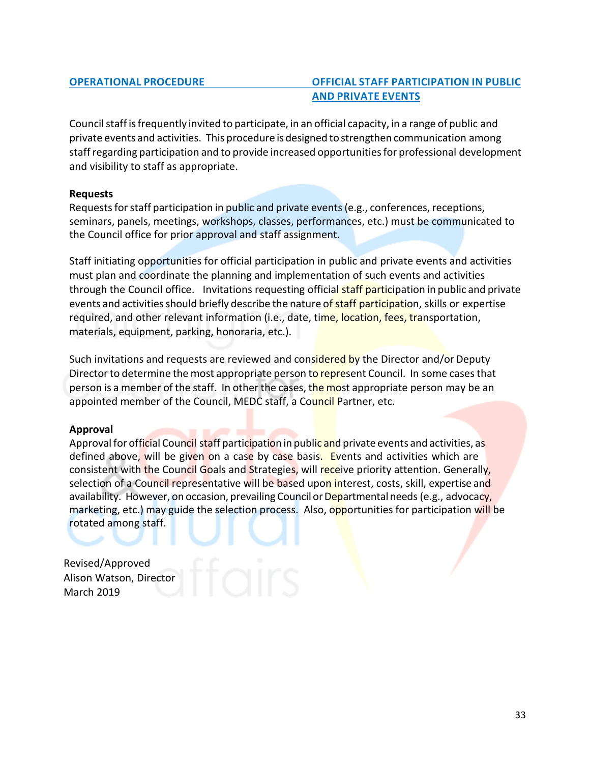**OPERATIONAL PROCEDURE** **OFFICIAL STAFF PARTICIPATION IN PUBLIC AND PRIVATE EVENTS**

Council staff is frequently invited to participate, in an official capacity, in a range of public and private events and activities. This procedure is designed to strengthen communication among staff regarding participation and to provide increased opportunities for professional development and visibility to staff as appropriate.

**Requests**

Requests for staff participation in public and private events (e.g., conferences, receptions, seminars, panels, meetings, workshops, classes, performances, etc.) must be communicated to the Council office for prior approval and staff assignment.

Staff initiating opportunities for official participation in public and private events and activities must plan and coordinate the planning and implementation of such events and activities through the Council office. Invitations requesting official staff participation in public and private events and activities should briefly describe the nature of staff participation, skills or expertise required, and other relevant information (i.e., date, time, location, fees, transportation, materials, equipment, parking, honoraria, etc.).

Such invitations and requests are reviewed and considered by the Director and/or Deputy Director to determine the most appropriate person to represent Council. In some cases that person is a member of the staff. In other the cases, the most appropriate person may be an appointed member of the Council, MEDC staff, a Council Partner, etc.

**Approval**

Approval for official Council staff participation in public and private events and activities, as defined above, will be given on a case by case basis. Events and activities which are consistent with the Council Goals and Strategies, will receive priority attention. Generally, selection of a Council representative will be based upon interest, costs, skill, expertise and availability. However, on occasion, prevailing Council or Departmental needs (e.g., advocacy, marketing, etc.) may guide the selection process. Also, opportunities for participation will be rotated among staff.

Revised/Approved
Alison Watson, Director
March 2019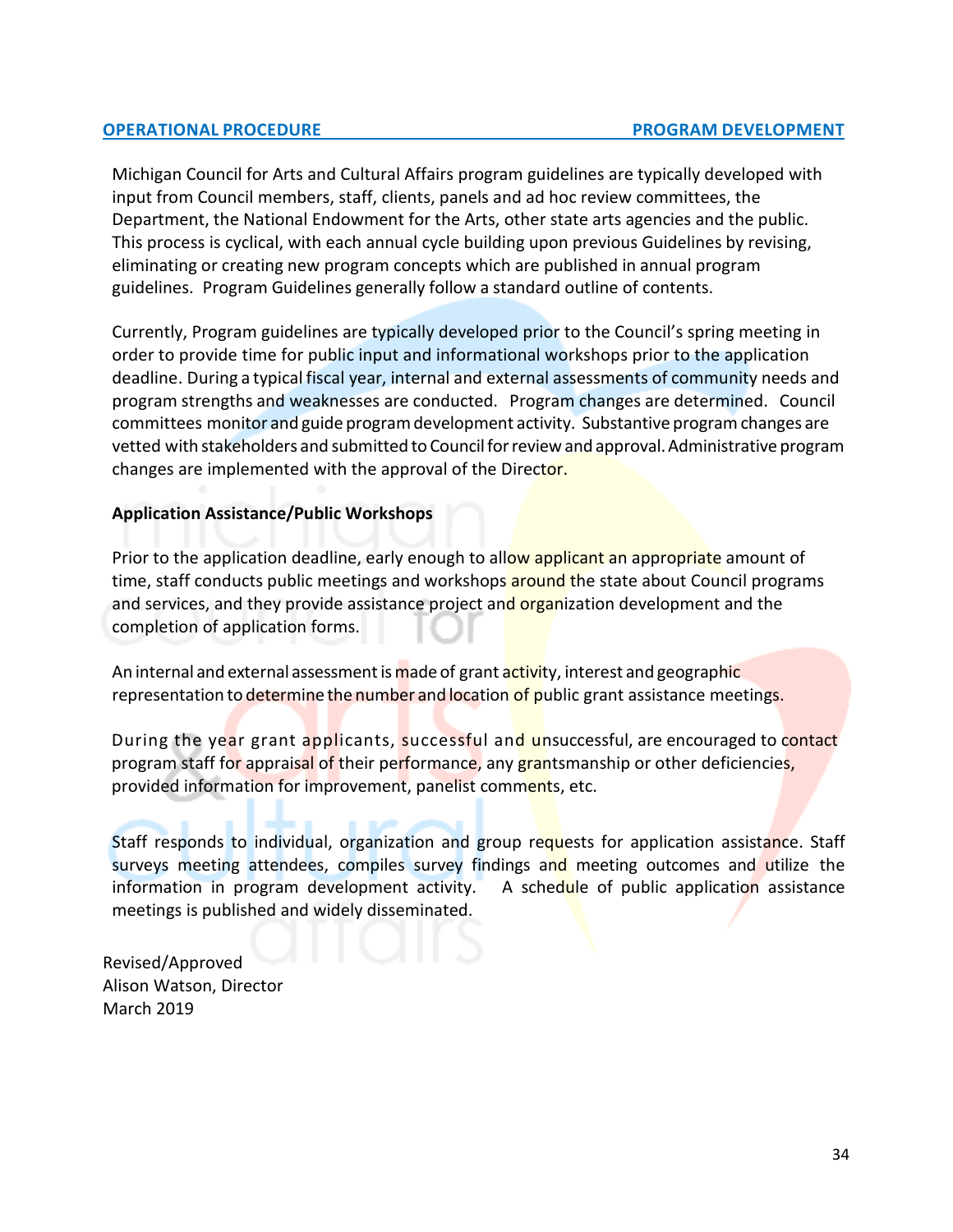**OPERATIONAL PROCEDURE** **PROGRAM DEVELOPMENT**

Michigan Council for Arts and Cultural Affairs program guidelines are typically developed with input from Council members, staff, clients, panels and ad hoc review committees, the Department, the National Endowment for the Arts, other state arts agencies and the public. This process is cyclical, with each annual cycle building upon previous Guidelines by revising, eliminating or creating new program concepts which are published in annual program guidelines. Program Guidelines generally follow a standard outline of contents.

Currently, Program guidelines are typically developed prior to the Council's spring meeting in order to provide time for public input and informational workshops prior to the application deadline. During a typical fiscal year, internal and external assessments of community needs and program strengths and weaknesses are conducted. Program changes are determined. Council committees monitor and guide program development activity. Substantive program changes are vetted with stakeholders and submitted to Council for review and approval. Administrative program changes are implemented with the approval of the Director.

**Application Assistance/Public Workshops**

Prior to the application deadline, early enough to allow applicant an appropriate amount of time, staff conducts public meetings and workshops around the state about Council programs and services, and they provide assistance project and organization development and the completion of application forms.

An internal and external assessment is made of grant activity, interest and geographic representation to determine the number and location of public grant assistance meetings.

During the year grant applicants, successful and unsuccessful, are encouraged to contact program staff for appraisal of their performance, any grantsmanship or other deficiencies, provided information for improvement, panelist comments, etc.

Staff responds to individual, organization and group requests for application assistance. Staff surveys meeting attendees, compiles survey findings and meeting outcomes and utilize the information in program development activity. A schedule of public application assistance meetings is published and widely disseminated.

Revised/Approved
Alison Watson, Director
March 2019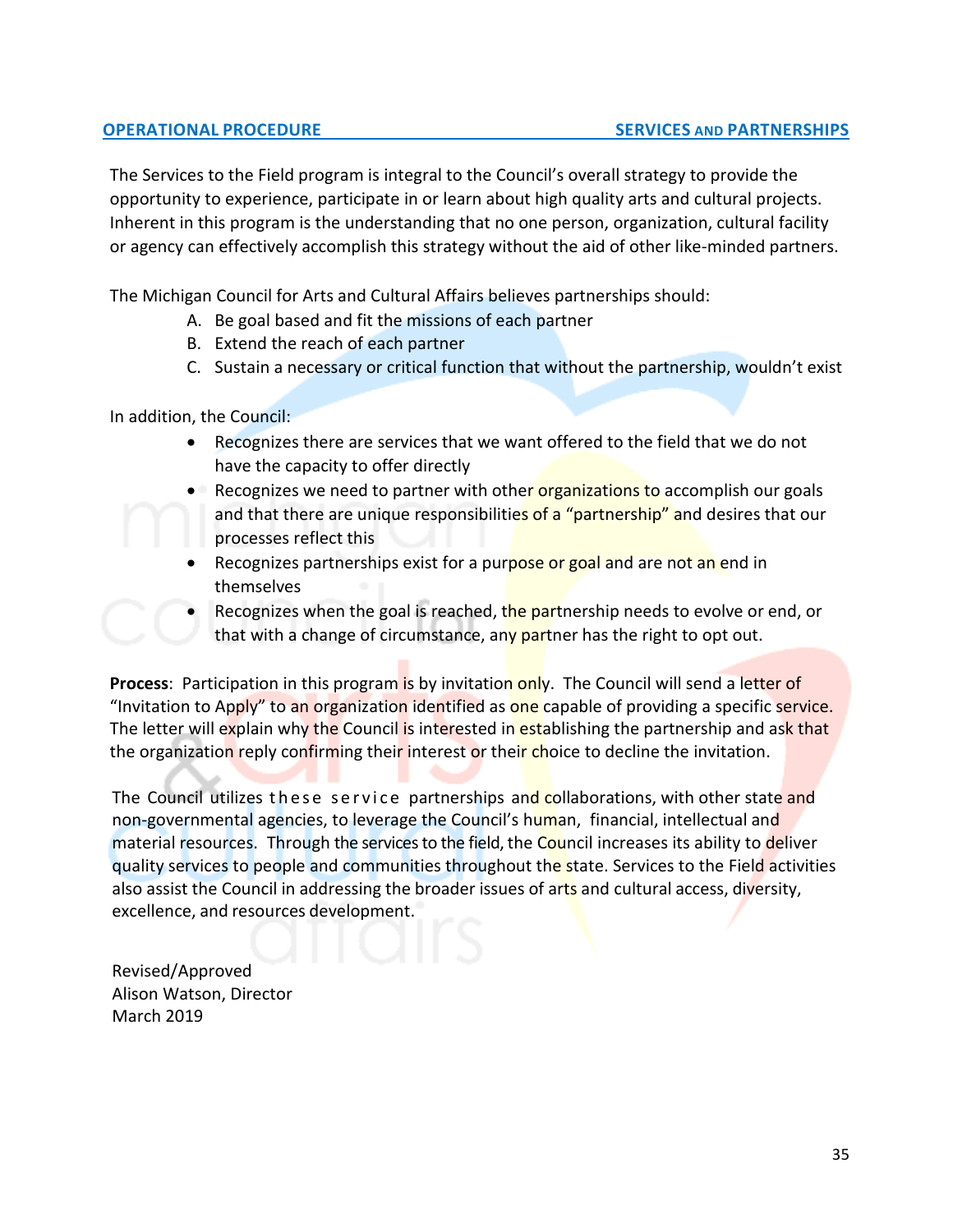**OPERATIONAL PROCEDURE** **SERVICES AND PARTNERSHIPS**

The Services to the Field program is integral to the Council's overall strategy to provide the opportunity to experience, participate in or learn about high quality arts and cultural projects. Inherent in this program is the understanding that no one person, organization, cultural facility or agency can effectively accomplish this strategy without the aid of other like-minded partners.

The Michigan Council for Arts and Cultural Affairs believes partnerships should:

A. Be goal based and fit the missions of each partner
B. Extend the reach of each partner
C. Sustain a necessary or critical function that without the partnership, wouldn't exist

In addition, the Council:

- Recognizes there are services that we want offered to the field that we do not have the capacity to offer directly
- Recognizes we need to partner with other organizations to accomplish our goals and that there are unique responsibilities of a "partnership" and desires that our processes reflect this
- Recognizes partnerships exist for a purpose or goal and are not an end in themselves
- Recognizes when the goal is reached, the partnership needs to evolve or end, or that with a change of circumstance, any partner has the right to opt out.

**Process**: Participation in this program is by invitation only. The Council will send a letter of "Invitation to Apply" to an organization identified as one capable of providing a specific service. The letter will explain why the Council is interested in establishing the partnership and ask that the organization reply confirming their interest or their choice to decline the invitation.

The Council utilizes these service partnerships and collaborations, with other state and non-governmental agencies, to leverage the Council's human, financial, intellectual and material resources. Through the services to the field, the Council increases its ability to deliver quality services to people and communities throughout the state. Services to the Field activities also assist the Council in addressing the broader issues of arts and cultural access, diversity, excellence, and resources development.

Revised/Approved
Alison Watson, Director
March 2019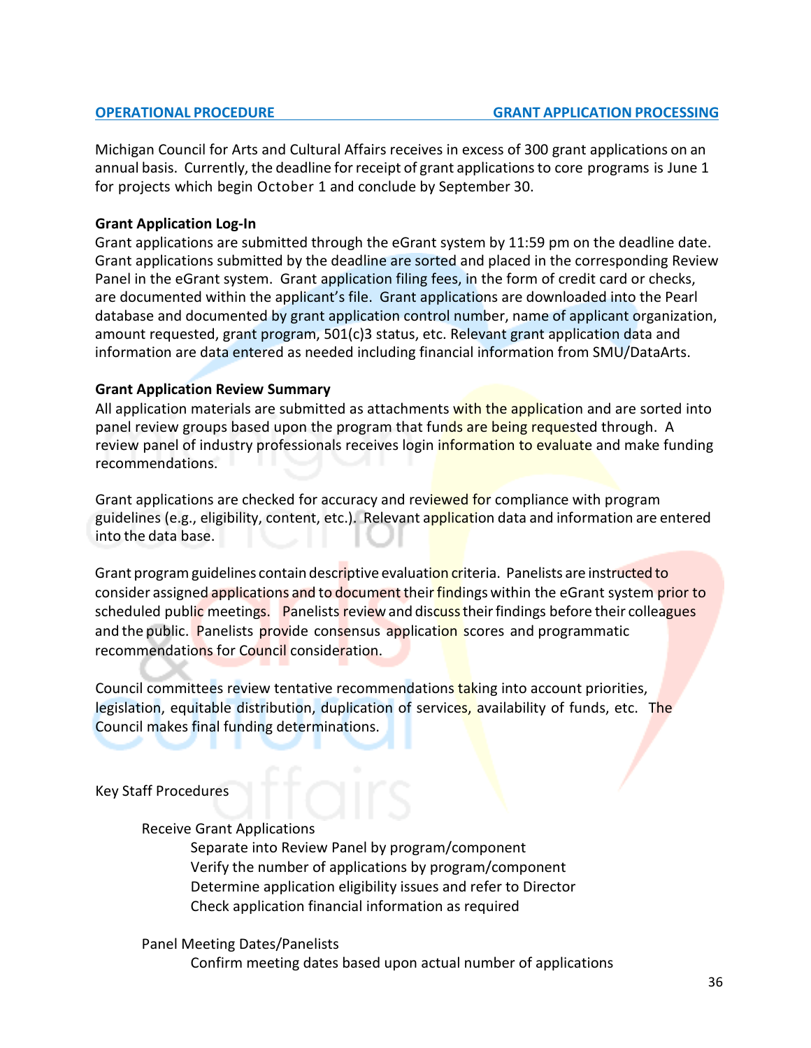**OPERATIONAL PROCEDURE** **GRANT APPLICATION PROCESSING**

Michigan Council for Arts and Cultural Affairs receives in excess of 300 grant applications on an annual basis. Currently, the deadline for receipt of grant applications to core programs is June 1 for projects which begin October 1 and conclude by September 30.

**Grant Application Log-In**

Grant applications are submitted through the eGrant system by 11:59 pm on the deadline date. Grant applications submitted by the deadline are sorted and placed in the corresponding Review Panel in the eGrant system. Grant application filing fees, in the form of credit card or checks, are documented within the applicant's file. Grant applications are downloaded into the Pearl database and documented by grant application control number, name of applicant organization, amount requested, grant program, 501(c)3 status, etc. Relevant grant application data and information are data entered as needed including financial information from SMU/DataArts.

**Grant Application Review Summary**

All application materials are submitted as attachments with the application and are sorted into panel review groups based upon the program that funds are being requested through. A review panel of industry professionals receives login information to evaluate and make funding recommendations.

Grant applications are checked for accuracy and reviewed for compliance with program guidelines (e.g., eligibility, content, etc.). Relevant application data and information are entered into the data base.

Grant program guidelines contain descriptive evaluation criteria. Panelists are instructed to consider assigned applications and to document their findings within the eGrant system prior to scheduled public meetings. Panelists review and discuss their findings before their colleagues and the public. Panelists provide consensus application scores and programmatic recommendations for Council consideration.

Council committees review tentative recommendations taking into account priorities, legislation, equitable distribution, duplication of services, availability of funds, etc. The Council makes final funding determinations.

Key Staff Procedures

- Receive Grant Applications
  - Separate into Review Panel by program/component
  - Verify the number of applications by program/component
  - Determine application eligibility issues and refer to Director
  - Check application financial information as required

- Panel Meeting Dates/Panelists
  - Confirm meeting dates based upon actual number of applications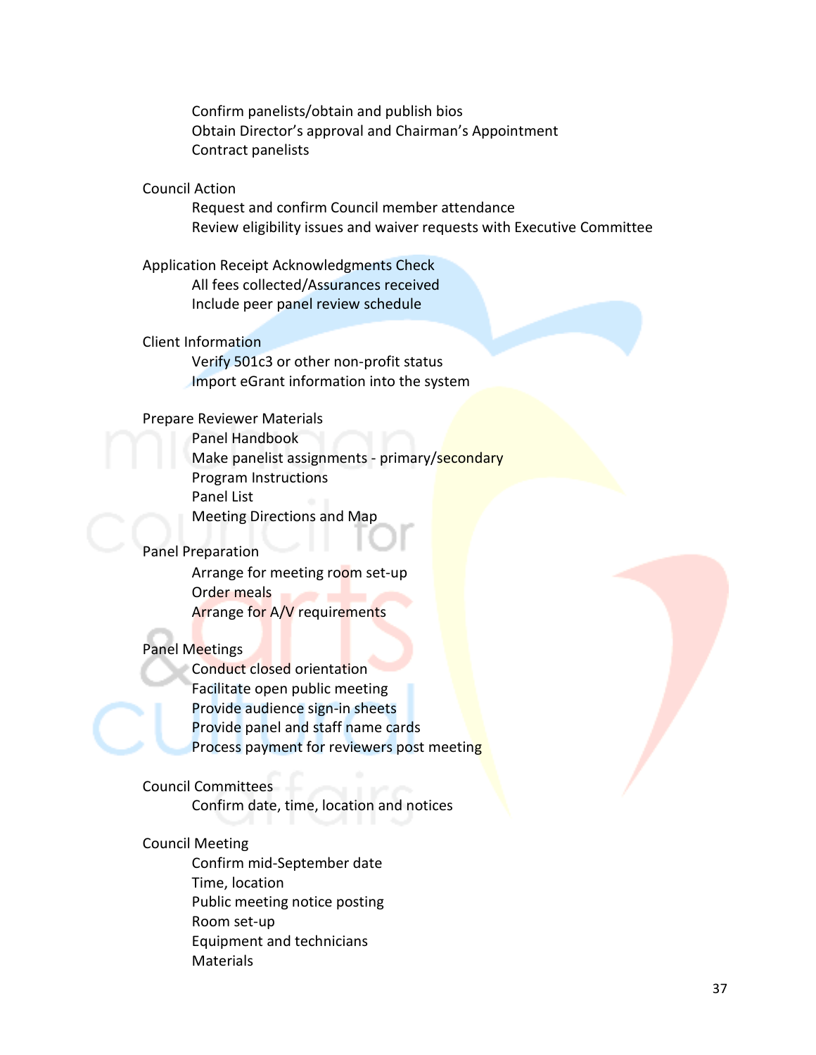- Confirm panelists/obtain and publish bios
- Obtain Director's approval and Chairman's Appointment
- Contract panelists

Council Action

- Request and confirm Council member attendance
- Review eligibility issues and waiver requests with Executive Committee

Application Receipt Acknowledgments Check

- All fees collected/Assurances received
- Include peer panel review schedule

Client Information

- Verify 501c3 or other non-profit status
- Import eGrant information into the system

Prepare Reviewer Materials

- Panel Handbook
- Make panelist assignments - primary/secondary
- Program Instructions
- Panel List
- Meeting Directions and Map

Panel Preparation

- Arrange for meeting room set-up
- Order meals
- Arrange for A/V requirements

Panel Meetings

- Conduct closed orientation
- Facilitate open public meeting
- Provide audience sign-in sheets
- Provide panel and staff name cards
- Process payment for reviewers post meeting

Council Committees

- Confirm date, time, location and notices

Council Meeting

- Confirm mid-September date
- Time, location
- Public meeting notice posting
- Room set-up
- Equipment and technicians
- Materials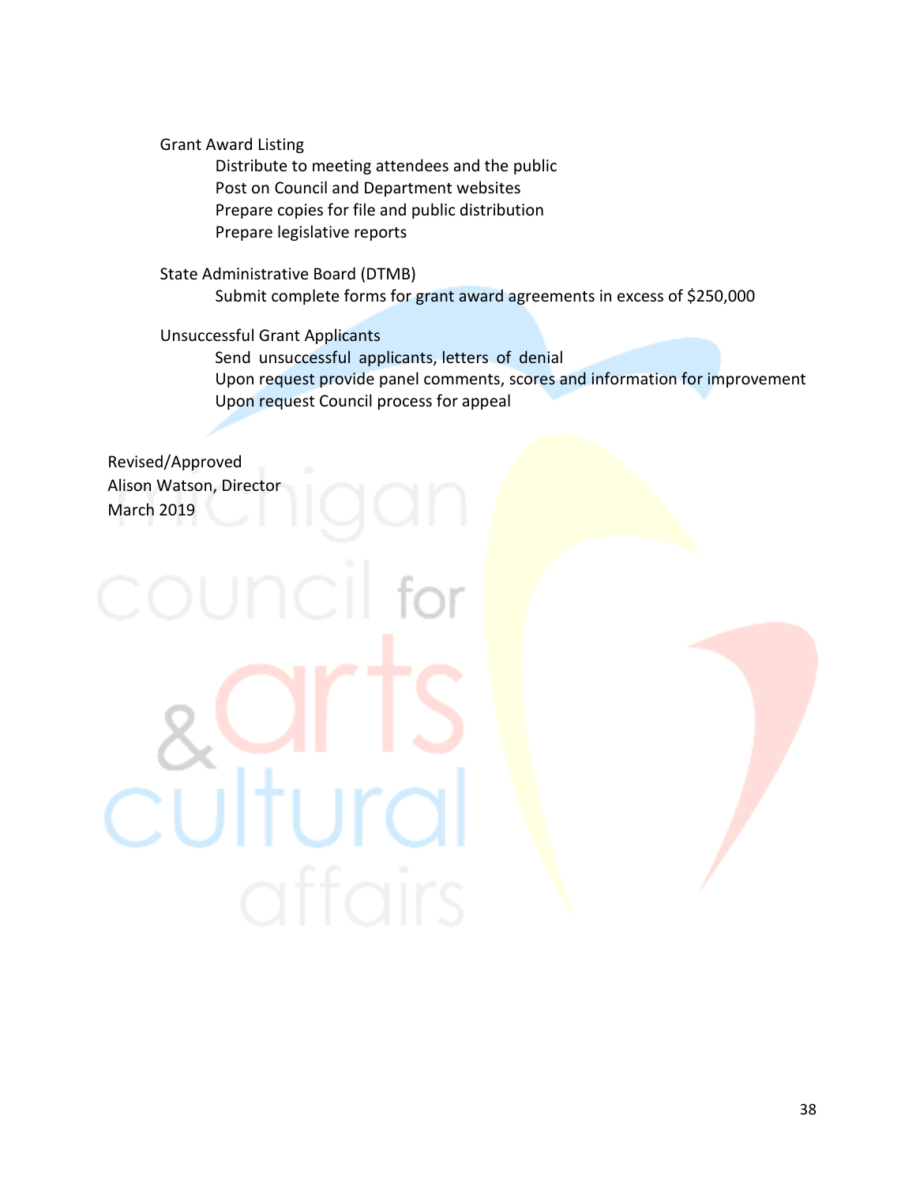Grant Award Listing

- Distribute to meeting attendees and the public
- Post on Council and Department websites
- Prepare copies for file and public distribution
- Prepare legislative reports

State Administrative Board (DTMB)

- Submit complete forms for grant award agreements in excess of $250,000

Unsuccessful Grant Applicants

- Send unsuccessful applicants, letters of denial
- Upon request provide panel comments, scores and information for improvement
- Upon request Council process for appeal

Revised/Approved
Alison Watson, Director
March 2019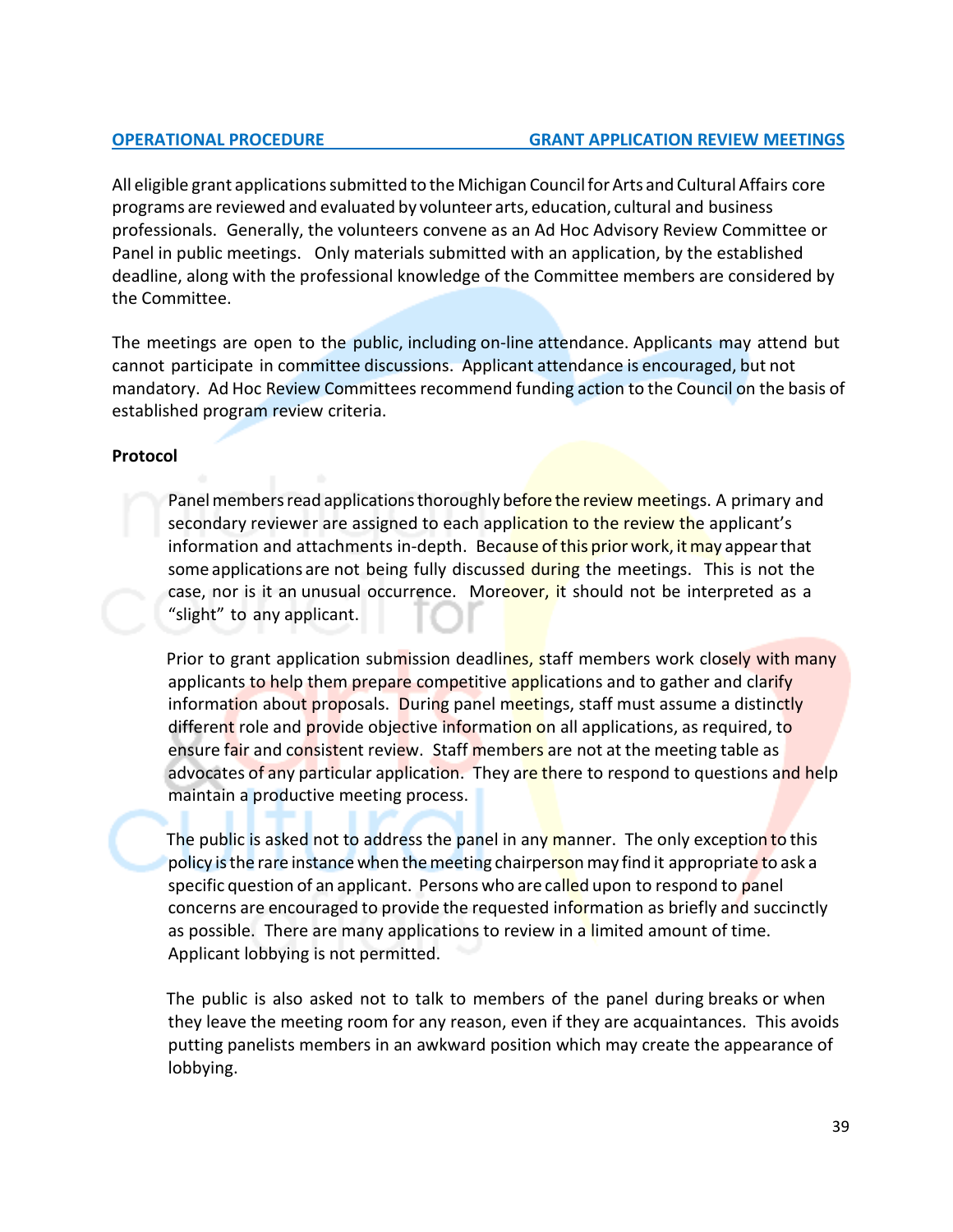## OPERATIONAL PROCEDURE — GRANT APPLICATION REVIEW MEETINGS

All eligible grant applications submitted to the Michigan Council for Arts and Cultural Affairs core programs are reviewed and evaluated by volunteer arts, education, cultural and business professionals. Generally, the volunteers convene as an Ad Hoc Advisory Review Committee or Panel in public meetings. Only materials submitted with an application, by the established deadline, along with the professional knowledge of the Committee members are considered by the Committee.

The meetings are open to the public, including on-line attendance. Applicants may attend but cannot participate in committee discussions. Applicant attendance is encouraged, but not mandatory. Ad Hoc Review Committees recommend funding action to the Council on the basis of established program review criteria.

**Protocol**

Panel members read applications thoroughly before the review meetings. A primary and secondary reviewer are assigned to each application to the review the applicant's information and attachments in-depth. Because of this prior work, it may appear that some applications are not being fully discussed during the meetings. This is not the case, nor is it an unusual occurrence. Moreover, it should not be interpreted as a "slight" to any applicant.

Prior to grant application submission deadlines, staff members work closely with many applicants to help them prepare competitive applications and to gather and clarify information about proposals. During panel meetings, staff must assume a distinctly different role and provide objective information on all applications, as required, to ensure fair and consistent review. Staff members are not at the meeting table as advocates of any particular application. They are there to respond to questions and help maintain a productive meeting process.

The public is asked not to address the panel in any manner. The only exception to this policy is the rare instance when the meeting chairperson may find it appropriate to ask a specific question of an applicant. Persons who are called upon to respond to panel concerns are encouraged to provide the requested information as briefly and succinctly as possible. There are many applications to review in a limited amount of time. Applicant lobbying is not permitted.

The public is also asked not to talk to members of the panel during breaks or when they leave the meeting room for any reason, even if they are acquaintances. This avoids putting panelists members in an awkward position which may create the appearance of lobbying.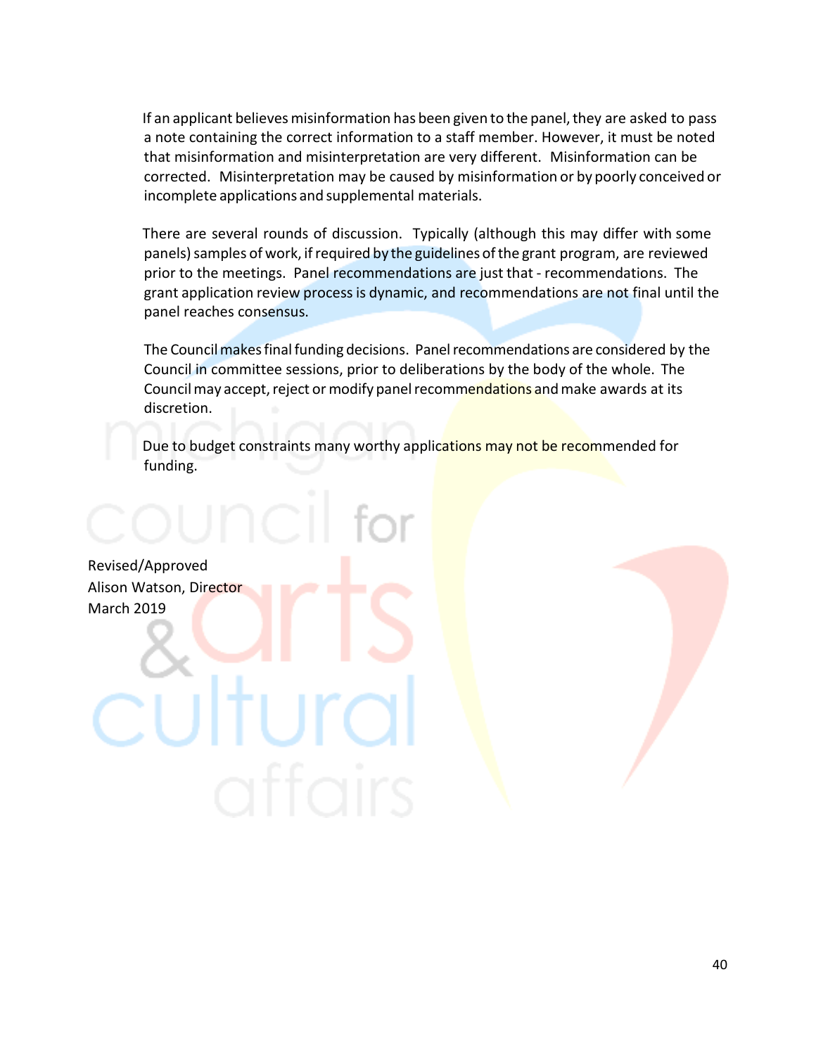If an applicant believes misinformation has been given to the panel, they are asked to pass a note containing the correct information to a staff member. However, it must be noted that misinformation and misinterpretation are very different. Misinformation can be corrected. Misinterpretation may be caused by misinformation or by poorly conceived or incomplete applications and supplemental materials.

There are several rounds of discussion. Typically (although this may differ with some panels) samples of work, if required by the guidelines of the grant program, are reviewed prior to the meetings. Panel recommendations are just that - recommendations. The grant application review process is dynamic, and recommendations are not final until the panel reaches consensus.

The Council makes final funding decisions. Panel recommendations are considered by the Council in committee sessions, prior to deliberations by the body of the whole. The Council may accept, reject or modify panel recommendations and make awards at its discretion.

Due to budget constraints many worthy applications may not be recommended for funding.

Revised/Approved  
Alison Watson, Director  
March 2019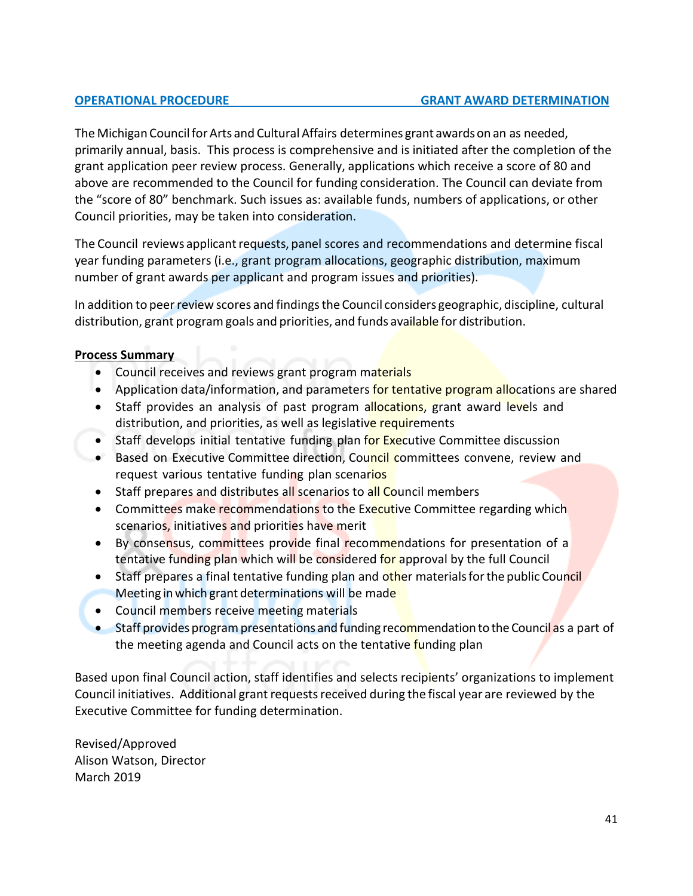## OPERATIONAL PROCEDURE GRANT AWARD DETERMINATION

The Michigan Council for Arts and Cultural Affairs determines grant awards on an as needed, primarily annual, basis. This process is comprehensive and is initiated after the completion of the grant application peer review process. Generally, applications which receive a score of 80 and above are recommended to the Council for funding consideration. The Council can deviate from the "score of 80" benchmark. Such issues as: available funds, numbers of applications, or other Council priorities, may be taken into consideration.

The Council reviews applicant requests, panel scores and recommendations and determine fiscal year funding parameters (i.e., grant program allocations, geographic distribution, maximum number of grant awards per applicant and program issues and priorities).

In addition to peer review scores and findings the Council considers geographic, discipline, cultural distribution, grant program goals and priorities, and funds available for distribution.

**Process Summary**

- Council receives and reviews grant program materials
- Application data/information, and parameters for tentative program allocations are shared
- Staff provides an analysis of past program allocations, grant award levels and distribution, and priorities, as well as legislative requirements
- Staff develops initial tentative funding plan for Executive Committee discussion
- Based on Executive Committee direction, Council committees convene, review and request various tentative funding plan scenarios
- Staff prepares and distributes all scenarios to all Council members
- Committees make recommendations to the Executive Committee regarding which scenarios, initiatives and priorities have merit
- By consensus, committees provide final recommendations for presentation of a tentative funding plan which will be considered for approval by the full Council
- Staff prepares a final tentative funding plan and other materials for the public Council Meeting in which grant determinations will be made
- Council members receive meeting materials
- Staff provides program presentations and funding recommendation to the Council as a part of the meeting agenda and Council acts on the tentative funding plan

Based upon final Council action, staff identifies and selects recipients' organizations to implement Council initiatives. Additional grant requests received during the fiscal year are reviewed by the Executive Committee for funding determination.

Revised/Approved
Alison Watson, Director
March 2019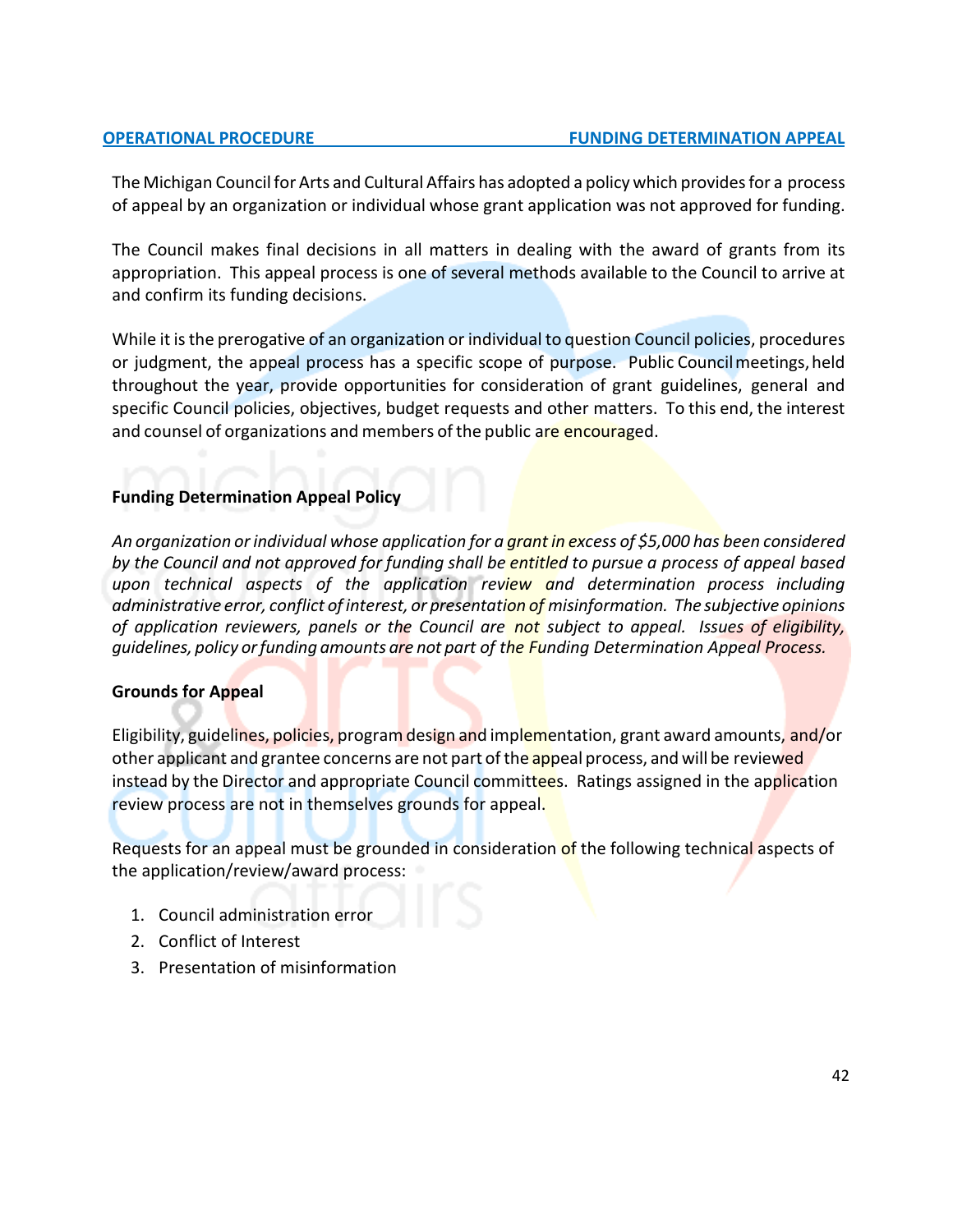**OPERATIONAL PROCEDURE — FUNDING DETERMINATION APPEAL**

The Michigan Council for Arts and Cultural Affairs has adopted a policy which provides for a process of appeal by an organization or individual whose grant application was not approved for funding.

The Council makes final decisions in all matters in dealing with the award of grants from its appropriation. This appeal process is one of several methods available to the Council to arrive at and confirm its funding decisions.

While it is the prerogative of an organization or individual to question Council policies, procedures or judgment, the appeal process has a specific scope of purpose. Public Council meetings, held throughout the year, provide opportunities for consideration of grant guidelines, general and specific Council policies, objectives, budget requests and other matters. To this end, the interest and counsel of organizations and members of the public are encouraged.

### Funding Determination Appeal Policy

*An organization or individual whose application for a grant in excess of $5,000 has been considered by the Council and not approved for funding shall be entitled to pursue a process of appeal based upon technical aspects of the application review and determination process including administrative error, conflict of interest, or presentation of misinformation. The subjective opinions of application reviewers, panels or the Council are not subject to appeal. Issues of eligibility, guidelines, policy or funding amounts are not part of the Funding Determination Appeal Process.*

### Grounds for Appeal

Eligibility, guidelines, policies, program design and implementation, grant award amounts, and/or other applicant and grantee concerns are not part of the appeal process, and will be reviewed instead by the Director and appropriate Council committees. Ratings assigned in the application review process are not in themselves grounds for appeal.

Requests for an appeal must be grounded in consideration of the following technical aspects of the application/review/award process:

1. Council administration error
2. Conflict of Interest
3. Presentation of misinformation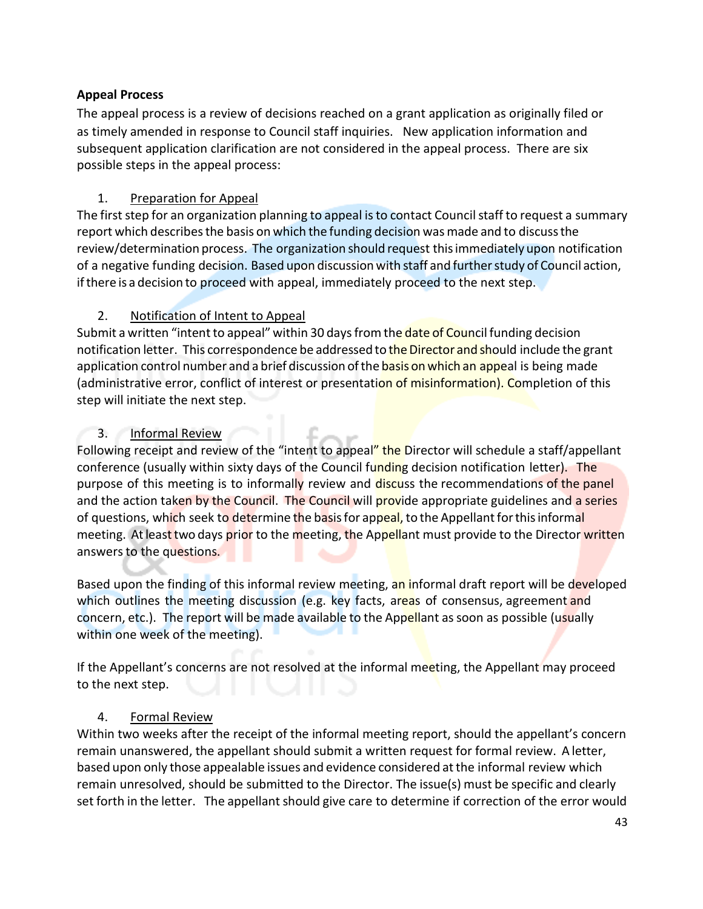**Appeal Process**

The appeal process is a review of decisions reached on a grant application as originally filed or as timely amended in response to Council staff inquiries. New application information and subsequent application clarification are not considered in the appeal process. There are six possible steps in the appeal process:

1. Preparation for Appeal

The first step for an organization planning to appeal is to contact Council staff to request a summary report which describes the basis on which the funding decision was made and to discuss the review/determination process. The organization should request this immediately upon notification of a negative funding decision. Based upon discussion with staff and further study of Council action, if there is a decision to proceed with appeal, immediately proceed to the next step.

2. Notification of Intent to Appeal

Submit a written "intent to appeal" within 30 days from the date of Council funding decision notification letter. This correspondence be addressed to the Director and should include the grant application control number and a brief discussion of the basis on which an appeal is being made (administrative error, conflict of interest or presentation of misinformation). Completion of this step will initiate the next step.

3. Informal Review

Following receipt and review of the "intent to appeal" the Director will schedule a staff/appellant conference (usually within sixty days of the Council funding decision notification letter). The purpose of this meeting is to informally review and discuss the recommendations of the panel and the action taken by the Council. The Council will provide appropriate guidelines and a series of questions, which seek to determine the basis for appeal, to the Appellant for this informal meeting. At least two days prior to the meeting, the Appellant must provide to the Director written answers to the questions.

Based upon the finding of this informal review meeting, an informal draft report will be developed which outlines the meeting discussion (e.g. key facts, areas of consensus, agreement and concern, etc.). The report will be made available to the Appellant as soon as possible (usually within one week of the meeting).

If the Appellant's concerns are not resolved at the informal meeting, the Appellant may proceed to the next step.

4. Formal Review

Within two weeks after the receipt of the informal meeting report, should the appellant's concern remain unanswered, the appellant should submit a written request for formal review. A letter, based upon only those appealable issues and evidence considered at the informal review which remain unresolved, should be submitted to the Director. The issue(s) must be specific and clearly set forth in the letter. The appellant should give care to determine if correction of the error would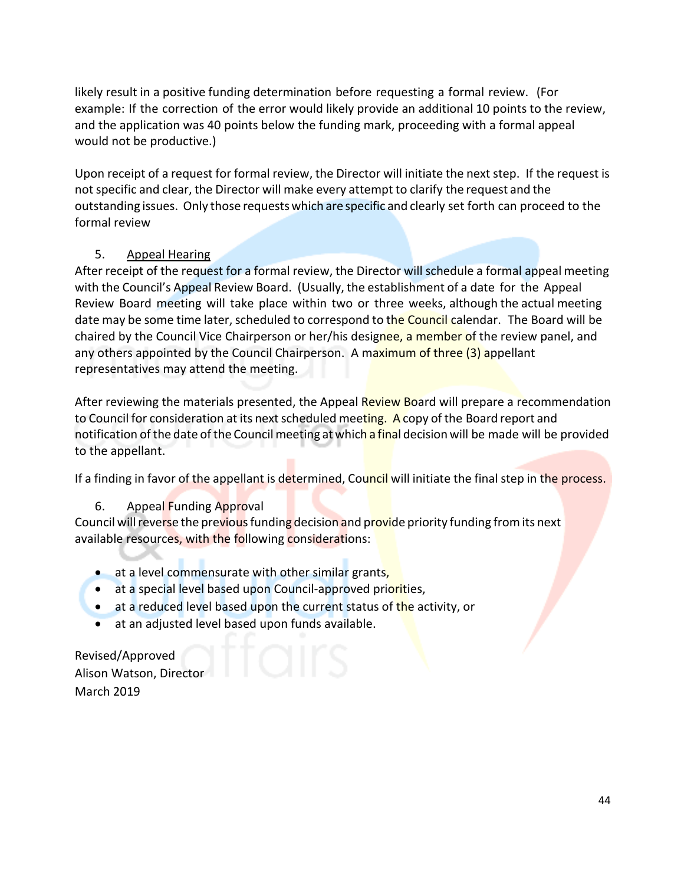likely result in a positive funding determination before requesting a formal review. (For example: If the correction of the error would likely provide an additional 10 points to the review, and the application was 40 points below the funding mark, proceeding with a formal appeal would not be productive.)

Upon receipt of a request for formal review, the Director will initiate the next step. If the request is not specific and clear, the Director will make every attempt to clarify the request and the outstanding issues. Only those requests which are specific and clearly set forth can proceed to the formal review

5. <u>Appeal Hearing</u>

After receipt of the request for a formal review, the Director will schedule a formal appeal meeting with the Council's Appeal Review Board. (Usually, the establishment of a date for the Appeal Review Board meeting will take place within two or three weeks, although the actual meeting date may be some time later, scheduled to correspond to the Council calendar. The Board will be chaired by the Council Vice Chairperson or her/his designee, a member of the review panel, and any others appointed by the Council Chairperson. A maximum of three (3) appellant representatives may attend the meeting.

After reviewing the materials presented, the Appeal Review Board will prepare a recommendation to Council for consideration at its next scheduled meeting. A copy of the Board report and notification of the date of the Council meeting at which a final decision will be made will be provided to the appellant.

If a finding in favor of the appellant is determined, Council will initiate the final step in the process.

6. Appeal Funding Approval

Council will reverse the previous funding decision and provide priority funding from its next available resources, with the following considerations:

- at a level commensurate with other similar grants,
- at a special level based upon Council-approved priorities,
- at a reduced level based upon the current status of the activity, or
- at an adjusted level based upon funds available.

Revised/Approved
Alison Watson, Director
March 2019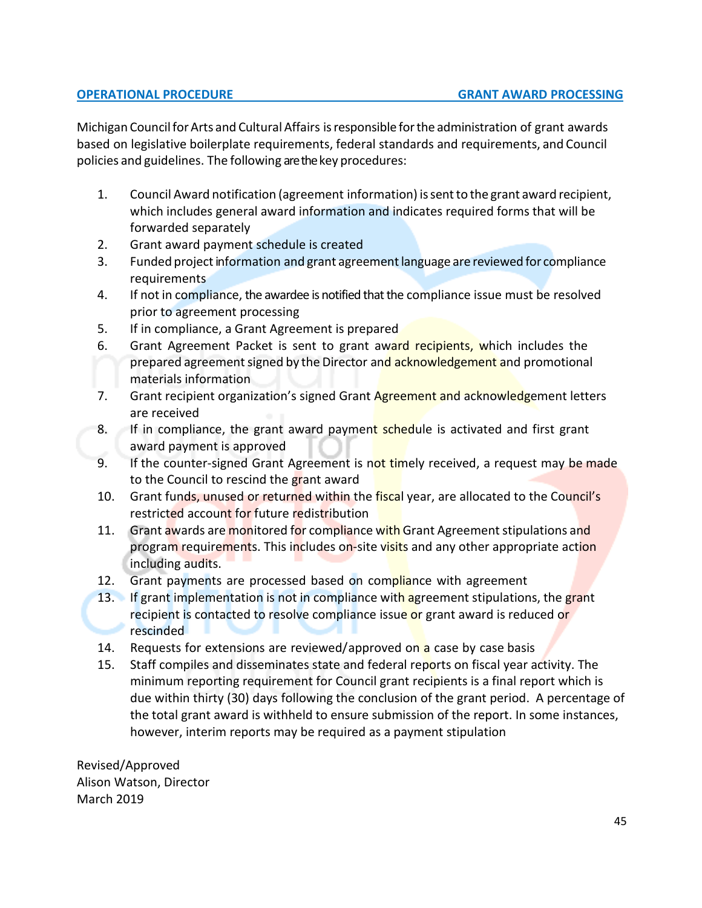**OPERATIONAL PROCEDURE GRANT AWARD PROCESSING**

Michigan Council for Arts and Cultural Affairs is responsible for the administration of grant awards based on legislative boilerplate requirements, federal standards and requirements, and Council policies and guidelines. The following are the key procedures:

1. Council Award notification (agreement information) is sent to the grant award recipient, which includes general award information and indicates required forms that will be forwarded separately
2. Grant award payment schedule is created
3. Funded project information and grant agreement language are reviewed for compliance requirements
4. If not in compliance, the awardee is notified that the compliance issue must be resolved prior to agreement processing
5. If in compliance, a Grant Agreement is prepared
6. Grant Agreement Packet is sent to grant award recipients, which includes the prepared agreement signed by the Director and acknowledgement and promotional materials information
7. Grant recipient organization's signed Grant Agreement and acknowledgement letters are received
8. If in compliance, the grant award payment schedule is activated and first grant award payment is approved
9. If the counter-signed Grant Agreement is not timely received, a request may be made to the Council to rescind the grant award
10. Grant funds, unused or returned within the fiscal year, are allocated to the Council's restricted account for future redistribution
11. Grant awards are monitored for compliance with Grant Agreement stipulations and program requirements. This includes on-site visits and any other appropriate action including audits.
12. Grant payments are processed based on compliance with agreement
13. If grant implementation is not in compliance with agreement stipulations, the grant recipient is contacted to resolve compliance issue or grant award is reduced or rescinded
14. Requests for extensions are reviewed/approved on a case by case basis
15. Staff compiles and disseminates state and federal reports on fiscal year activity. The minimum reporting requirement for Council grant recipients is a final report which is due within thirty (30) days following the conclusion of the grant period. A percentage of the total grant award is withheld to ensure submission of the report. In some instances, however, interim reports may be required as a payment stipulation

Revised/Approved
Alison Watson, Director
March 2019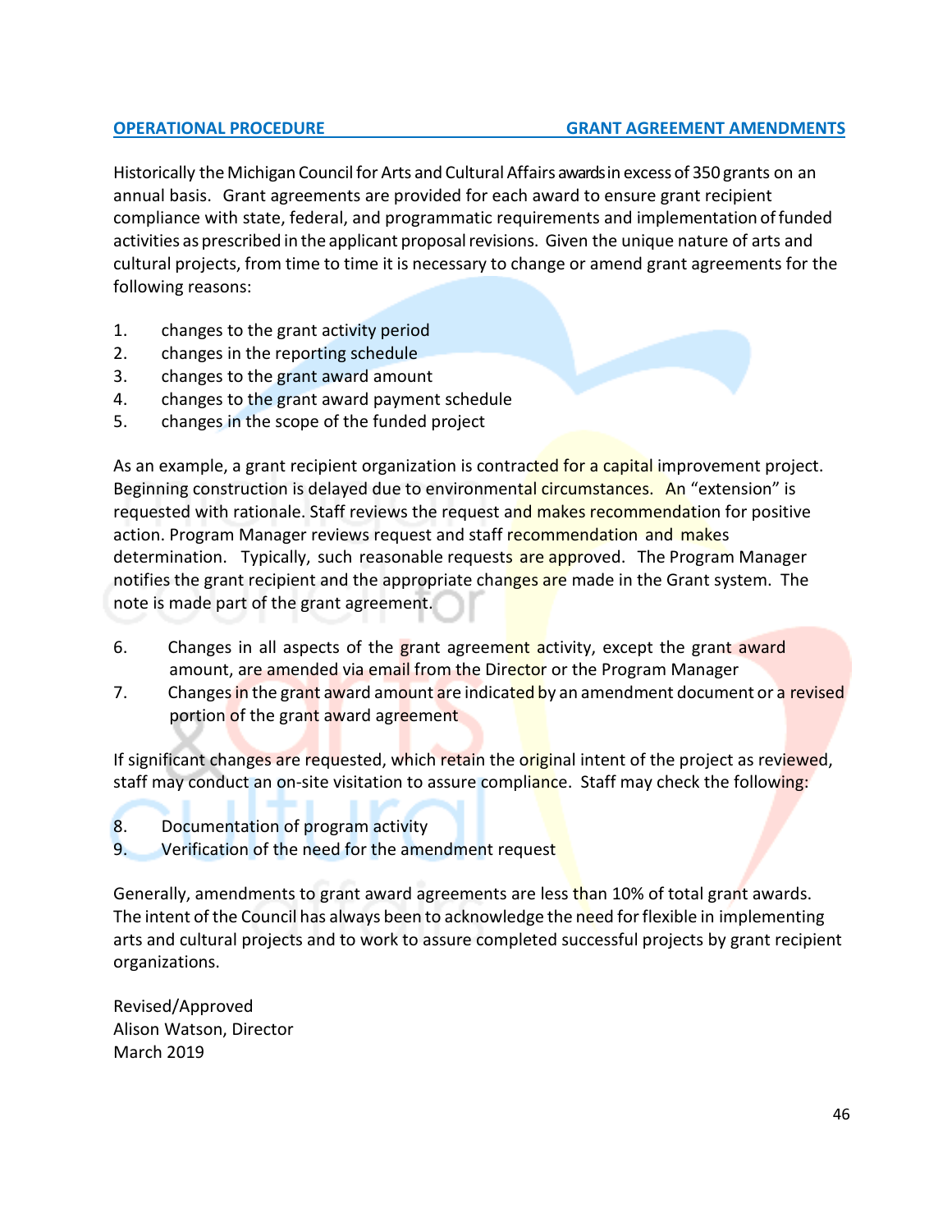**OPERATIONAL PROCEDURE** **GRANT AGREEMENT AMENDMENTS**

Historically the Michigan Council for Arts and Cultural Affairs awards in excess of 350 grants on an annual basis. Grant agreements are provided for each award to ensure grant recipient compliance with state, federal, and programmatic requirements and implementation of funded activities as prescribed in the applicant proposal revisions. Given the unique nature of arts and cultural projects, from time to time it is necessary to change or amend grant agreements for the following reasons:

1. changes to the grant activity period
2. changes in the reporting schedule
3. changes to the grant award amount
4. changes to the grant award payment schedule
5. changes in the scope of the funded project

As an example, a grant recipient organization is contracted for a capital improvement project. Beginning construction is delayed due to environmental circumstances. An "extension" is requested with rationale. Staff reviews the request and makes recommendation for positive action. Program Manager reviews request and staff recommendation and makes determination. Typically, such reasonable requests are approved. The Program Manager notifies the grant recipient and the appropriate changes are made in the Grant system. The note is made part of the grant agreement.

6. Changes in all aspects of the grant agreement activity, except the grant award amount, are amended via email from the Director or the Program Manager
7. Changes in the grant award amount are indicated by an amendment document or a revised portion of the grant award agreement

If significant changes are requested, which retain the original intent of the project as reviewed, staff may conduct an on-site visitation to assure compliance. Staff may check the following:

8. Documentation of program activity
9. Verification of the need for the amendment request

Generally, amendments to grant award agreements are less than 10% of total grant awards. The intent of the Council has always been to acknowledge the need for flexible in implementing arts and cultural projects and to work to assure completed successful projects by grant recipient organizations.

Revised/Approved
Alison Watson, Director
March 2019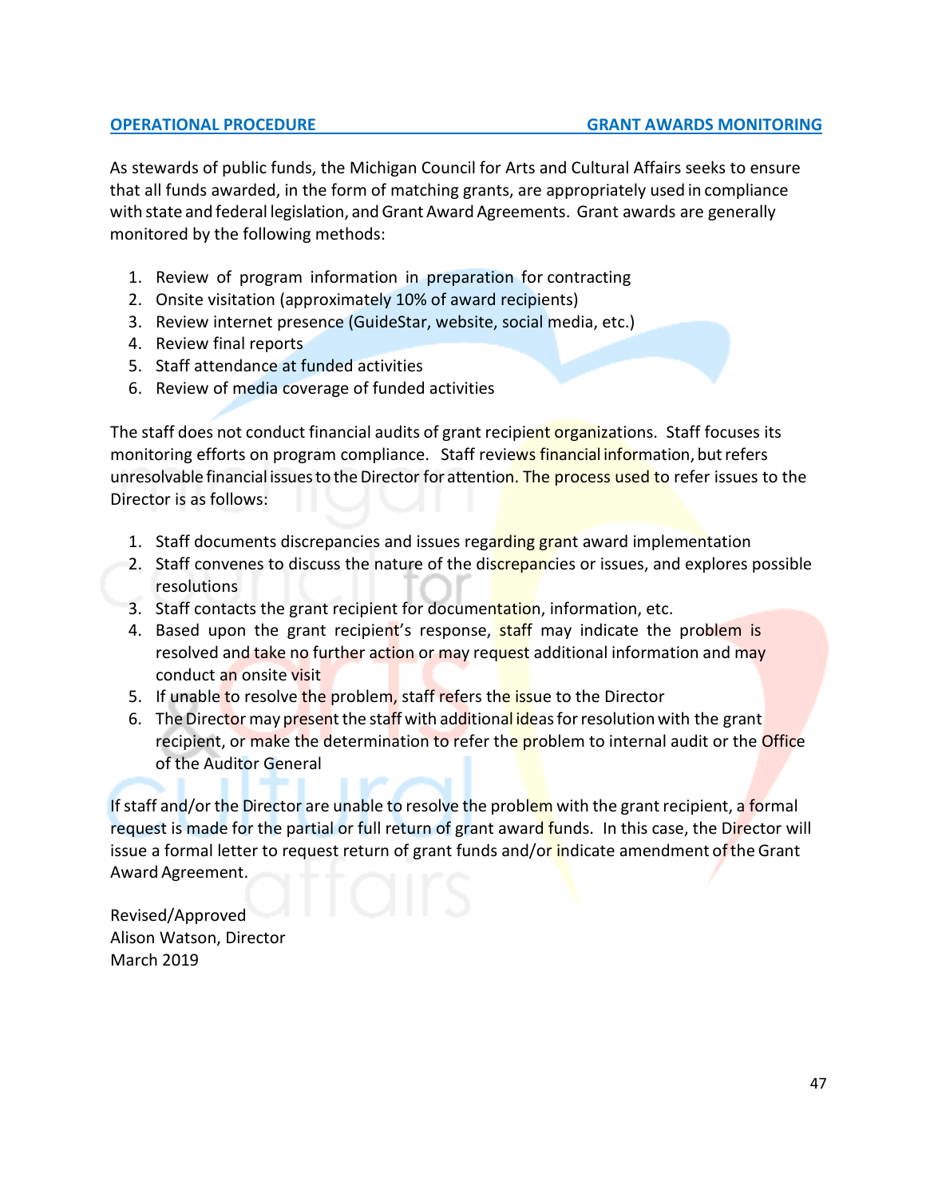**OPERATIONAL PROCEDURE** **GRANT AWARDS MONITORING**

As stewards of public funds, the Michigan Council for Arts and Cultural Affairs seeks to ensure that all funds awarded, in the form of matching grants, are appropriately used in compliance with state and federal legislation, and Grant Award Agreements. Grant awards are generally monitored by the following methods:

1. Review of program information in preparation for contracting
2. Onsite visitation (approximately 10% of award recipients)
3. Review internet presence (GuideStar, website, social media, etc.)
4. Review final reports
5. Staff attendance at funded activities
6. Review of media coverage of funded activities

The staff does not conduct financial audits of grant recipient organizations. Staff focuses its monitoring efforts on program compliance. Staff reviews financial information, but refers unresolvable financial issues to the Director for attention. The process used to refer issues to the Director is as follows:

1. Staff documents discrepancies and issues regarding grant award implementation
2. Staff convenes to discuss the nature of the discrepancies or issues, and explores possible resolutions
3. Staff contacts the grant recipient for documentation, information, etc.
4. Based upon the grant recipient's response, staff may indicate the problem is resolved and take no further action or may request additional information and may conduct an onsite visit
5. If unable to resolve the problem, staff refers the issue to the Director
6. The Director may present the staff with additional ideas for resolution with the grant recipient, or make the determination to refer the problem to internal audit or the Office of the Auditor General

If staff and/or the Director are unable to resolve the problem with the grant recipient, a formal request is made for the partial or full return of grant award funds. In this case, the Director will issue a formal letter to request return of grant funds and/or indicate amendment of the Grant Award Agreement.

Revised/Approved
Alison Watson, Director
March 2019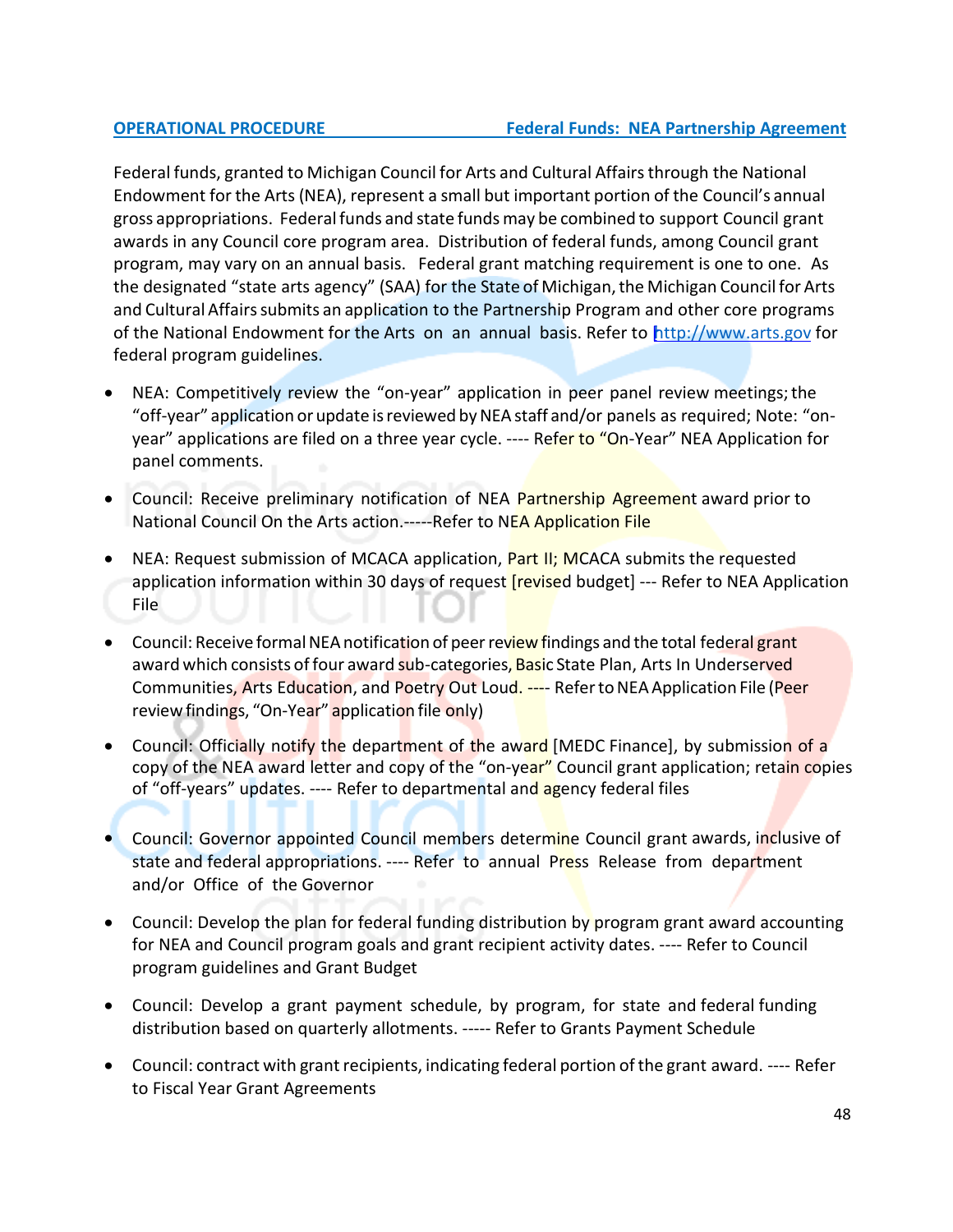**OPERATIONAL PROCEDURE** **Federal Funds: NEA Partnership Agreement**

Federal funds, granted to Michigan Council for Arts and Cultural Affairs through the National Endowment for the Arts (NEA), represent a small but important portion of the Council's annual gross appropriations. Federal funds and state funds may be combined to support Council grant awards in any Council core program area. Distribution of federal funds, among Council grant program, may vary on an annual basis. Federal grant matching requirement is one to one. As the designated "state arts agency" (SAA) for the State of Michigan, the Michigan Council for Arts and Cultural Affairs submits an application to the Partnership Program and other core programs of the National Endowment for the Arts on an annual basis. Refer to http://www.arts.gov for federal program guidelines.

- NEA: Competitively review the "on-year" application in peer panel review meetings; the "off-year" application or update is reviewed by NEA staff and/or panels as required; Note: "on-year" applications are filed on a three year cycle. ---- Refer to "On-Year" NEA Application for panel comments.
- Council: Receive preliminary notification of NEA Partnership Agreement award prior to National Council On the Arts action.-----Refer to NEA Application File
- NEA: Request submission of MCACA application, Part II; MCACA submits the requested application information within 30 days of request [revised budget] --- Refer to NEA Application File
- Council: Receive formal NEA notification of peer review findings and the total federal grant award which consists of four award sub-categories, Basic State Plan, Arts In Underserved Communities, Arts Education, and Poetry Out Loud. ---- Refer to NEA Application File (Peer review findings, "On-Year" application file only)
- Council: Officially notify the department of the award [MEDC Finance], by submission of a copy of the NEA award letter and copy of the "on-year" Council grant application; retain copies of "off-years" updates. ---- Refer to departmental and agency federal files
- Council: Governor appointed Council members determine Council grant awards, inclusive of state and federal appropriations. ---- Refer to annual Press Release from department and/or Office of the Governor
- Council: Develop the plan for federal funding distribution by program grant award accounting for NEA and Council program goals and grant recipient activity dates. ---- Refer to Council program guidelines and Grant Budget
- Council: Develop a grant payment schedule, by program, for state and federal funding distribution based on quarterly allotments. ----- Refer to Grants Payment Schedule
- Council: contract with grant recipients, indicating federal portion of the grant award. ---- Refer to Fiscal Year Grant Agreements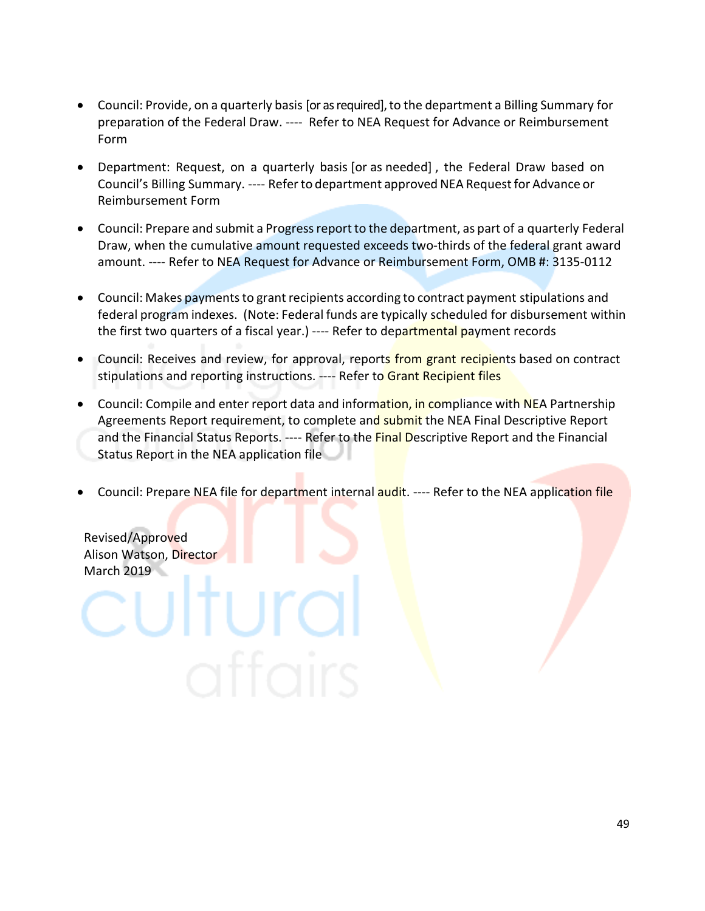- Council: Provide, on a quarterly basis [or as required], to the department a Billing Summary for preparation of the Federal Draw. ---- Refer to NEA Request for Advance or Reimbursement Form
- Department: Request, on a quarterly basis [or as needed] , the Federal Draw based on Council's Billing Summary. ---- Refer to department approved NEA Request for Advance or Reimbursement Form
- Council: Prepare and submit a Progress report to the department, as part of a quarterly Federal Draw, when the cumulative amount requested exceeds two-thirds of the federal grant award amount. ---- Refer to NEA Request for Advance or Reimbursement Form, OMB #: 3135-0112
- Council: Makes payments to grant recipients according to contract payment stipulations and federal program indexes. (Note: Federal funds are typically scheduled for disbursement within the first two quarters of a fiscal year.) ---- Refer to departmental payment records
- Council: Receives and review, for approval, reports from grant recipients based on contract stipulations and reporting instructions. ---- Refer to Grant Recipient files
- Council: Compile and enter report data and information, in compliance with NEA Partnership Agreements Report requirement, to complete and submit the NEA Final Descriptive Report and the Financial Status Reports. ---- Refer to the Final Descriptive Report and the Financial Status Report in the NEA application file
- Council: Prepare NEA file for department internal audit. ---- Refer to the NEA application file

Revised/Approved
Alison Watson, Director
March 2019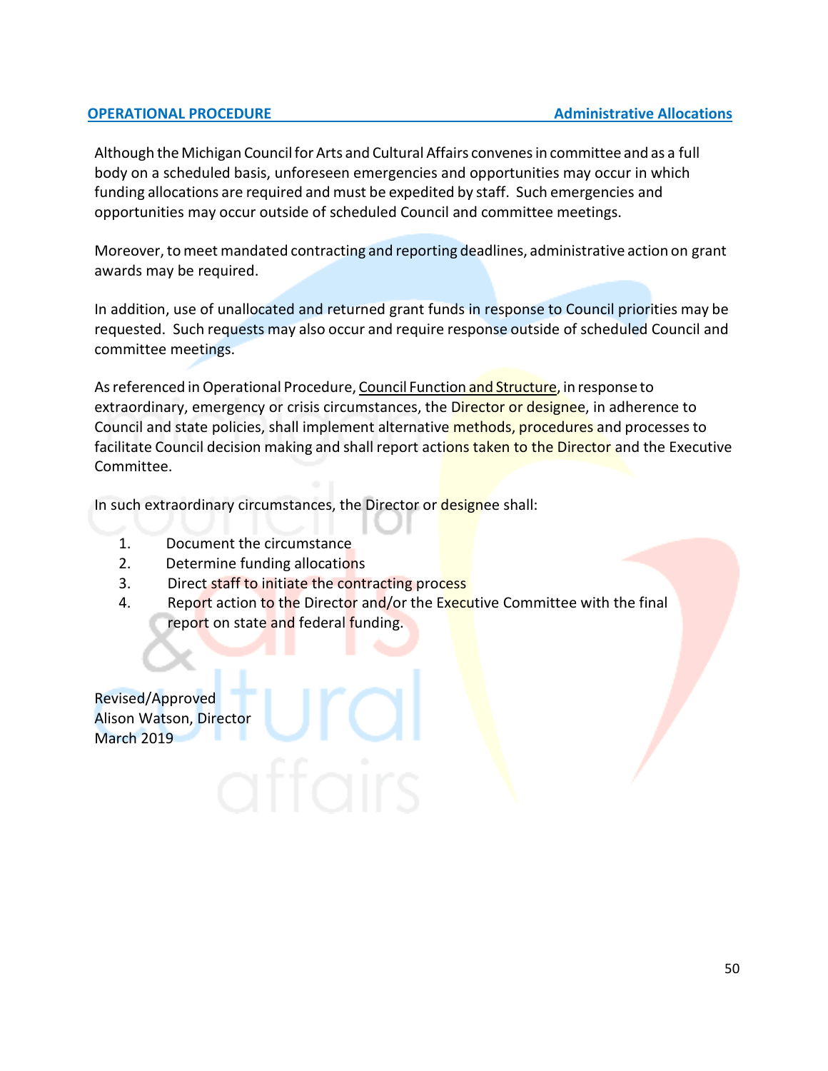**OPERATIONAL PROCEDURE** **Administrative Allocations**

Although the Michigan Council for Arts and Cultural Affairs convenes in committee and as a full body on a scheduled basis, unforeseen emergencies and opportunities may occur in which funding allocations are required and must be expedited by staff. Such emergencies and opportunities may occur outside of scheduled Council and committee meetings.

Moreover, to meet mandated contracting and reporting deadlines, administrative action on grant awards may be required.

In addition, use of unallocated and returned grant funds in response to Council priorities may be requested. Such requests may also occur and require response outside of scheduled Council and committee meetings.

As referenced in Operational Procedure, Council Function and Structure, in response to extraordinary, emergency or crisis circumstances, the Director or designee, in adherence to Council and state policies, shall implement alternative methods, procedures and processes to facilitate Council decision making and shall report actions taken to the Director and the Executive Committee.

In such extraordinary circumstances, the Director or designee shall:

1. Document the circumstance
2. Determine funding allocations
3. Direct staff to initiate the contracting process
4. Report action to the Director and/or the Executive Committee with the final report on state and federal funding.

Revised/Approved
Alison Watson, Director
March 2019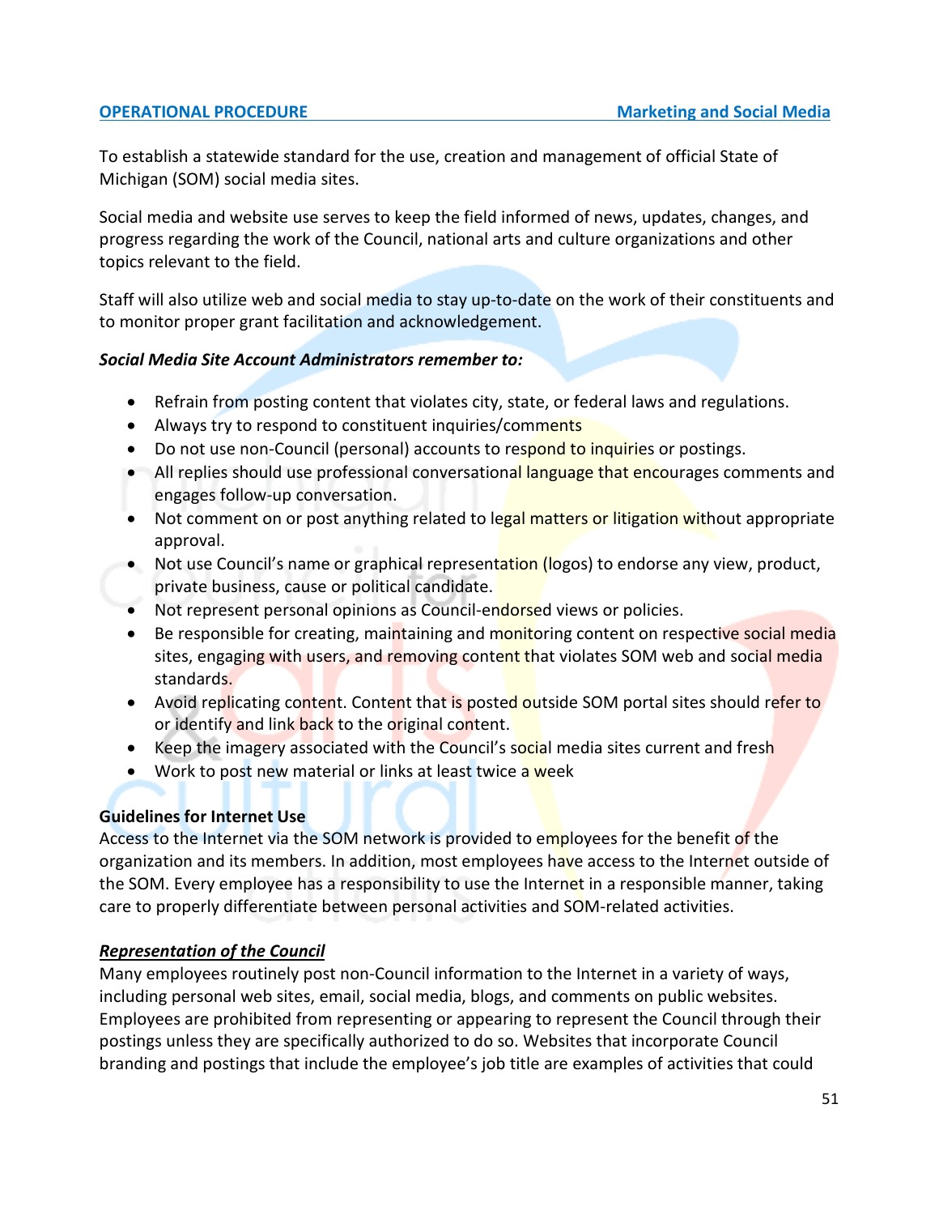**OPERATIONAL PROCEDURE** **Marketing and Social Media**

To establish a statewide standard for the use, creation and management of official State of Michigan (SOM) social media sites.

Social media and website use serves to keep the field informed of news, updates, changes, and progress regarding the work of the Council, national arts and culture organizations and other topics relevant to the field.

Staff will also utilize web and social media to stay up-to-date on the work of their constituents and to monitor proper grant facilitation and acknowledgement.

***Social Media Site Account Administrators remember to:***

- Refrain from posting content that violates city, state, or federal laws and regulations.
- Always try to respond to constituent inquiries/comments
- Do not use non-Council (personal) accounts to respond to inquiries or postings.
- All replies should use professional conversational language that encourages comments and engages follow-up conversation.
- Not comment on or post anything related to legal matters or litigation without appropriate approval.
- Not use Council's name or graphical representation (logos) to endorse any view, product, private business, cause or political candidate.
- Not represent personal opinions as Council-endorsed views or policies.
- Be responsible for creating, maintaining and monitoring content on respective social media sites, engaging with users, and removing content that violates SOM web and social media standards.
- Avoid replicating content. Content that is posted outside SOM portal sites should refer to or identify and link back to the original content.
- Keep the imagery associated with the Council's social media sites current and fresh
- Work to post new material or links at least twice a week

**Guidelines for Internet Use**

Access to the Internet via the SOM network is provided to employees for the benefit of the organization and its members. In addition, most employees have access to the Internet outside of the SOM. Every employee has a responsibility to use the Internet in a responsible manner, taking care to properly differentiate between personal activities and SOM-related activities.

***Representation of the Council***

Many employees routinely post non-Council information to the Internet in a variety of ways, including personal web sites, email, social media, blogs, and comments on public websites. Employees are prohibited from representing or appearing to represent the Council through their postings unless they are specifically authorized to do so. Websites that incorporate Council branding and postings that include the employee's job title are examples of activities that could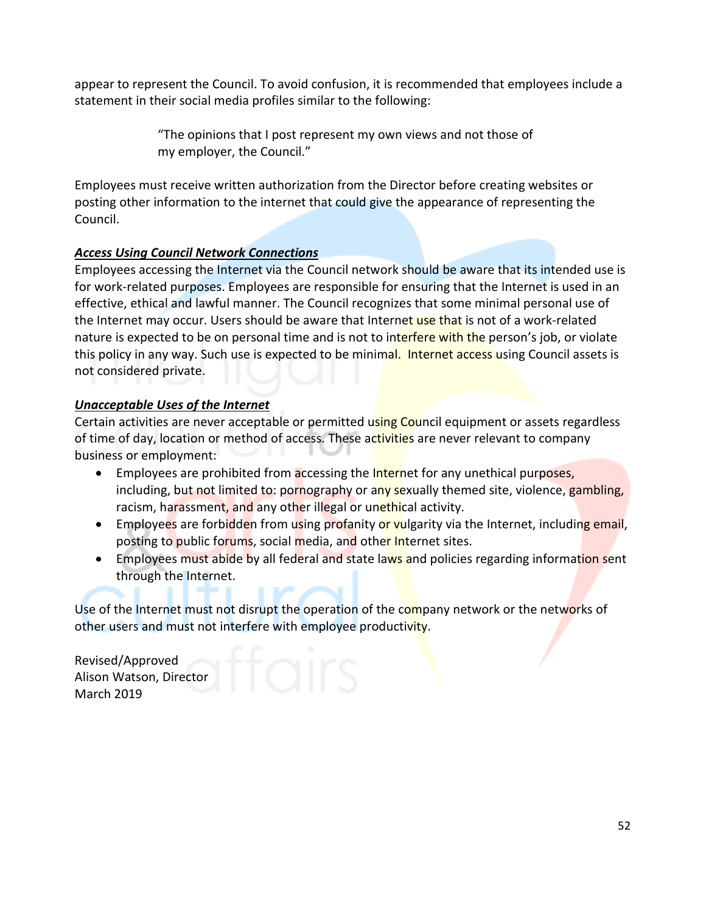appear to represent the Council. To avoid confusion, it is recommended that employees include a statement in their social media profiles similar to the following:

> "The opinions that I post represent my own views and not those of my employer, the Council."

Employees must receive written authorization from the Director before creating websites or posting other information to the internet that could give the appearance of representing the Council.

***Access Using Council Network Connections***

Employees accessing the Internet via the Council network should be aware that its intended use is for work-related purposes. Employees are responsible for ensuring that the Internet is used in an effective, ethical and lawful manner. The Council recognizes that some minimal personal use of the Internet may occur. Users should be aware that Internet use that is not of a work-related nature is expected to be on personal time and is not to interfere with the person's job, or violate this policy in any way. Such use is expected to be minimal. Internet access using Council assets is not considered private.

***Unacceptable Uses of the Internet***

Certain activities are never acceptable or permitted using Council equipment or assets regardless of time of day, location or method of access. These activities are never relevant to company business or employment:

- Employees are prohibited from accessing the Internet for any unethical purposes, including, but not limited to: pornography or any sexually themed site, violence, gambling, racism, harassment, and any other illegal or unethical activity.
- Employees are forbidden from using profanity or vulgarity via the Internet, including email, posting to public forums, social media, and other Internet sites.
- Employees must abide by all federal and state laws and policies regarding information sent through the Internet.

Use of the Internet must not disrupt the operation of the company network or the networks of other users and must not interfere with employee productivity.

Revised/Approved
Alison Watson, Director
March 2019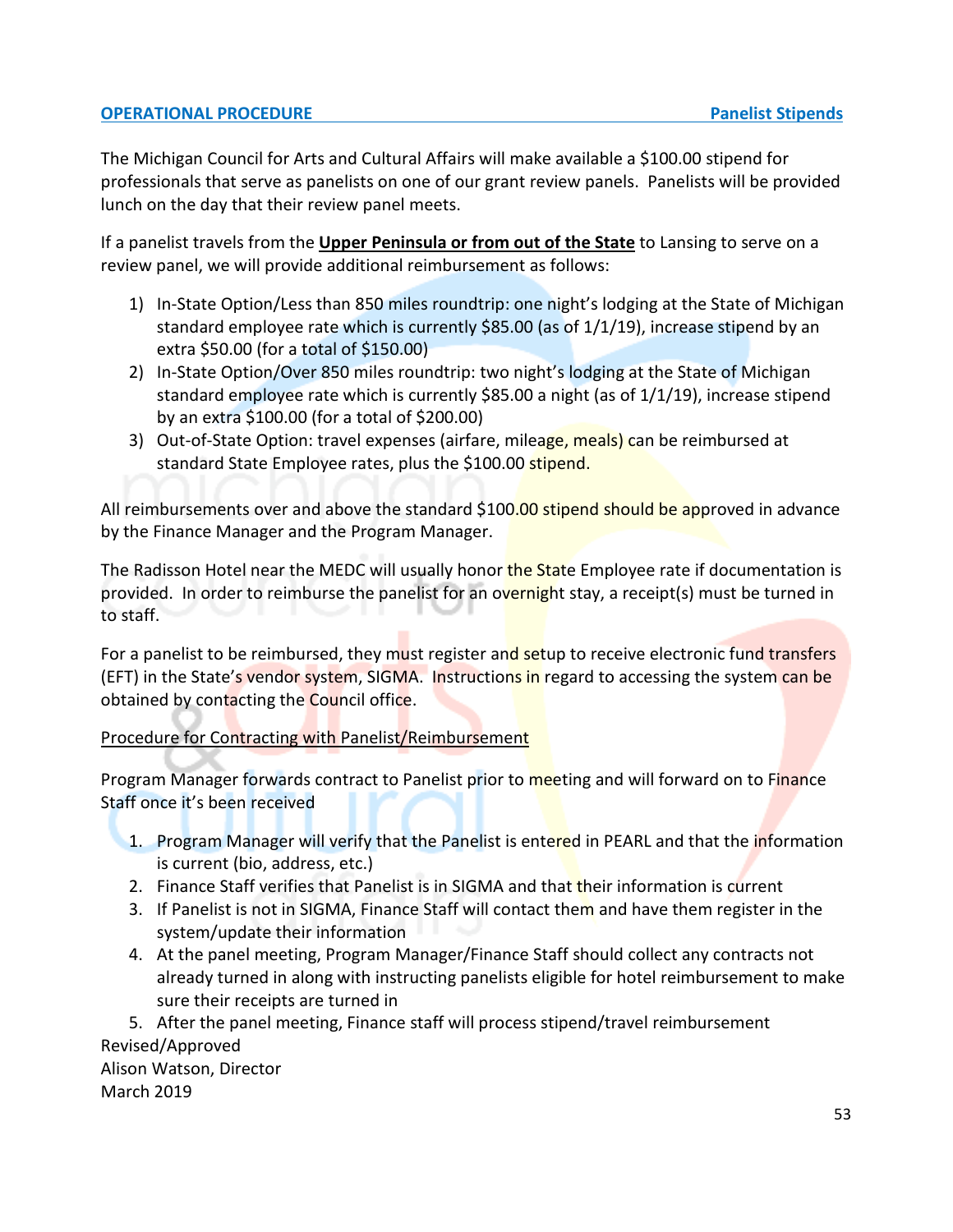**OPERATIONAL PROCEDURE** **Panelist Stipends**

The Michigan Council for Arts and Cultural Affairs will make available a $100.00 stipend for professionals that serve as panelists on one of our grant review panels. Panelists will be provided lunch on the day that their review panel meets.

If a panelist travels from the **Upper Peninsula or from out of the State** to Lansing to serve on a review panel, we will provide additional reimbursement as follows:

1) In-State Option/Less than 850 miles roundtrip: one night's lodging at the State of Michigan standard employee rate which is currently $85.00 (as of 1/1/19), increase stipend by an extra $50.00 (for a total of $150.00)
2) In-State Option/Over 850 miles roundtrip: two night's lodging at the State of Michigan standard employee rate which is currently $85.00 a night (as of 1/1/19), increase stipend by an extra $100.00 (for a total of $200.00)
3) Out-of-State Option: travel expenses (airfare, mileage, meals) can be reimbursed at standard State Employee rates, plus the $100.00 stipend.

All reimbursements over and above the standard $100.00 stipend should be approved in advance by the Finance Manager and the Program Manager.

The Radisson Hotel near the MEDC will usually honor the State Employee rate if documentation is provided. In order to reimburse the panelist for an overnight stay, a receipt(s) must be turned in to staff.

For a panelist to be reimbursed, they must register and setup to receive electronic fund transfers (EFT) in the State's vendor system, SIGMA. Instructions in regard to accessing the system can be obtained by contacting the Council office.

Procedure for Contracting with Panelist/Reimbursement

Program Manager forwards contract to Panelist prior to meeting and will forward on to Finance Staff once it's been received

1. Program Manager will verify that the Panelist is entered in PEARL and that the information is current (bio, address, etc.)
2. Finance Staff verifies that Panelist is in SIGMA and that their information is current
3. If Panelist is not in SIGMA, Finance Staff will contact them and have them register in the system/update their information
4. At the panel meeting, Program Manager/Finance Staff should collect any contracts not already turned in along with instructing panelists eligible for hotel reimbursement to make sure their receipts are turned in
5. After the panel meeting, Finance staff will process stipend/travel reimbursement

Revised/Approved
Alison Watson, Director
March 2019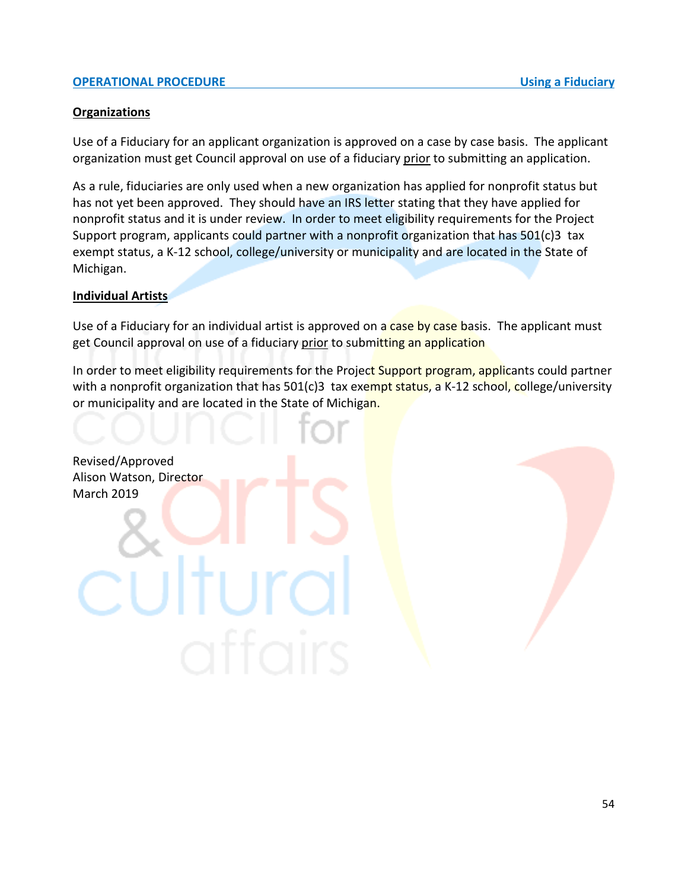**OPERATIONAL PROCEDURE** **Using a Fiduciary**

**Organizations**

Use of a Fiduciary for an applicant organization is approved on a case by case basis. The applicant organization must get Council approval on use of a fiduciary prior to submitting an application.

As a rule, fiduciaries are only used when a new organization has applied for nonprofit status but has not yet been approved. They should have an IRS letter stating that they have applied for nonprofit status and it is under review. In order to meet eligibility requirements for the Project Support program, applicants could partner with a nonprofit organization that has 501(c)3 tax exempt status, a K-12 school, college/university or municipality and are located in the State of Michigan.

**Individual Artists**

Use of a Fiduciary for an individual artist is approved on a case by case basis. The applicant must get Council approval on use of a fiduciary prior to submitting an application

In order to meet eligibility requirements for the Project Support program, applicants could partner with a nonprofit organization that has 501(c)3 tax exempt status, a K-12 school, college/university or municipality and are located in the State of Michigan.

Revised/Approved
Alison Watson, Director
March 2019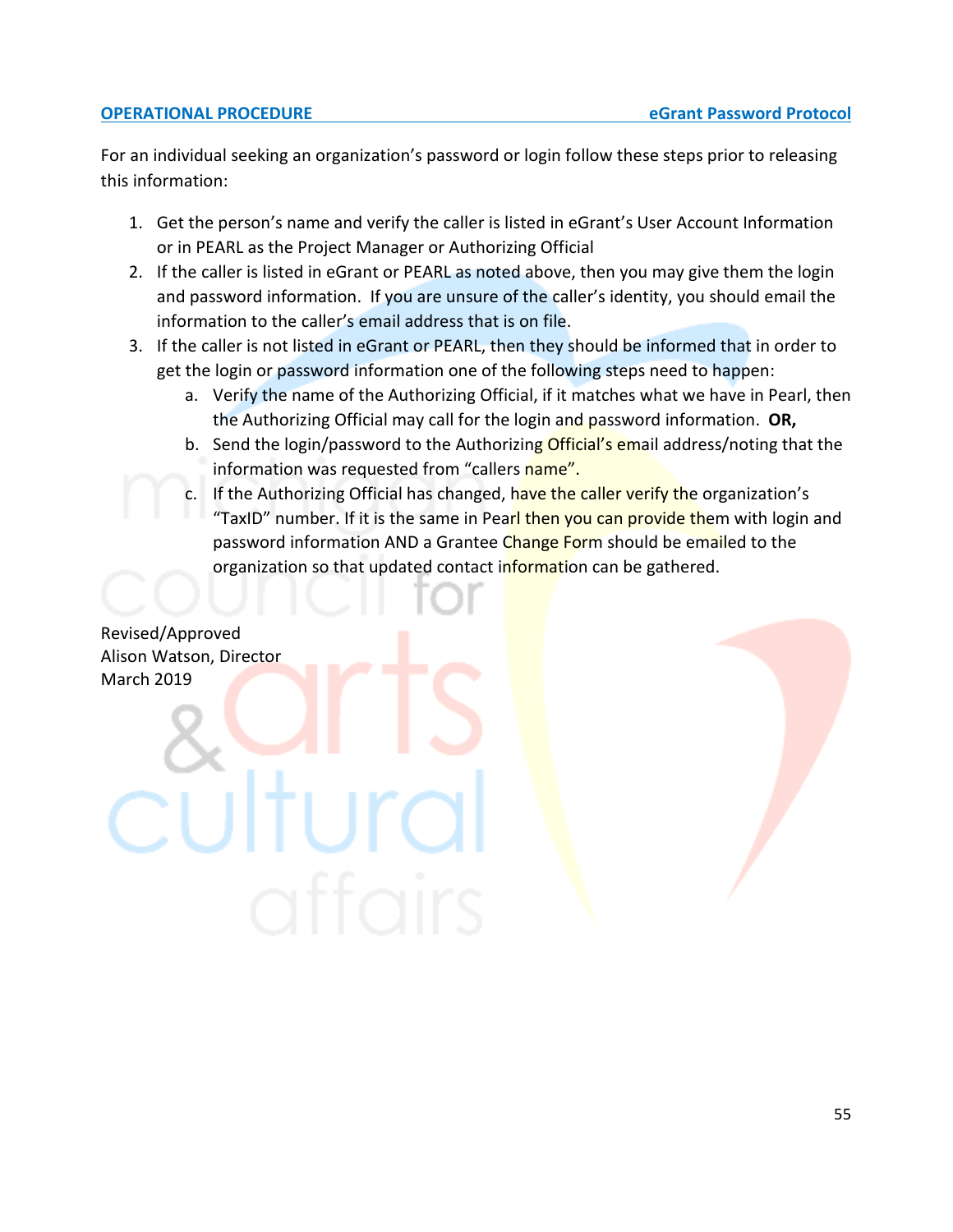**OPERATIONAL PROCEDURE** **eGrant Password Protocol**

For an individual seeking an organization's password or login follow these steps prior to releasing this information:

1. Get the person's name and verify the caller is listed in eGrant's User Account Information or in PEARL as the Project Manager or Authorizing Official
2. If the caller is listed in eGrant or PEARL as noted above, then you may give them the login and password information. If you are unsure of the caller's identity, you should email the information to the caller's email address that is on file.
3. If the caller is not listed in eGrant or PEARL, then they should be informed that in order to get the login or password information one of the following steps need to happen:
   a. Verify the name of the Authorizing Official, if it matches what we have in Pearl, then the Authorizing Official may call for the login and password information. **OR,**
   b. Send the login/password to the Authorizing Official's email address/noting that the information was requested from "callers name".
   c. If the Authorizing Official has changed, have the caller verify the organization's "TaxID" number. If it is the same in Pearl then you can provide them with login and password information AND a Grantee Change Form should be emailed to the organization so that updated contact information can be gathered.

Revised/Approved
Alison Watson, Director
March 2019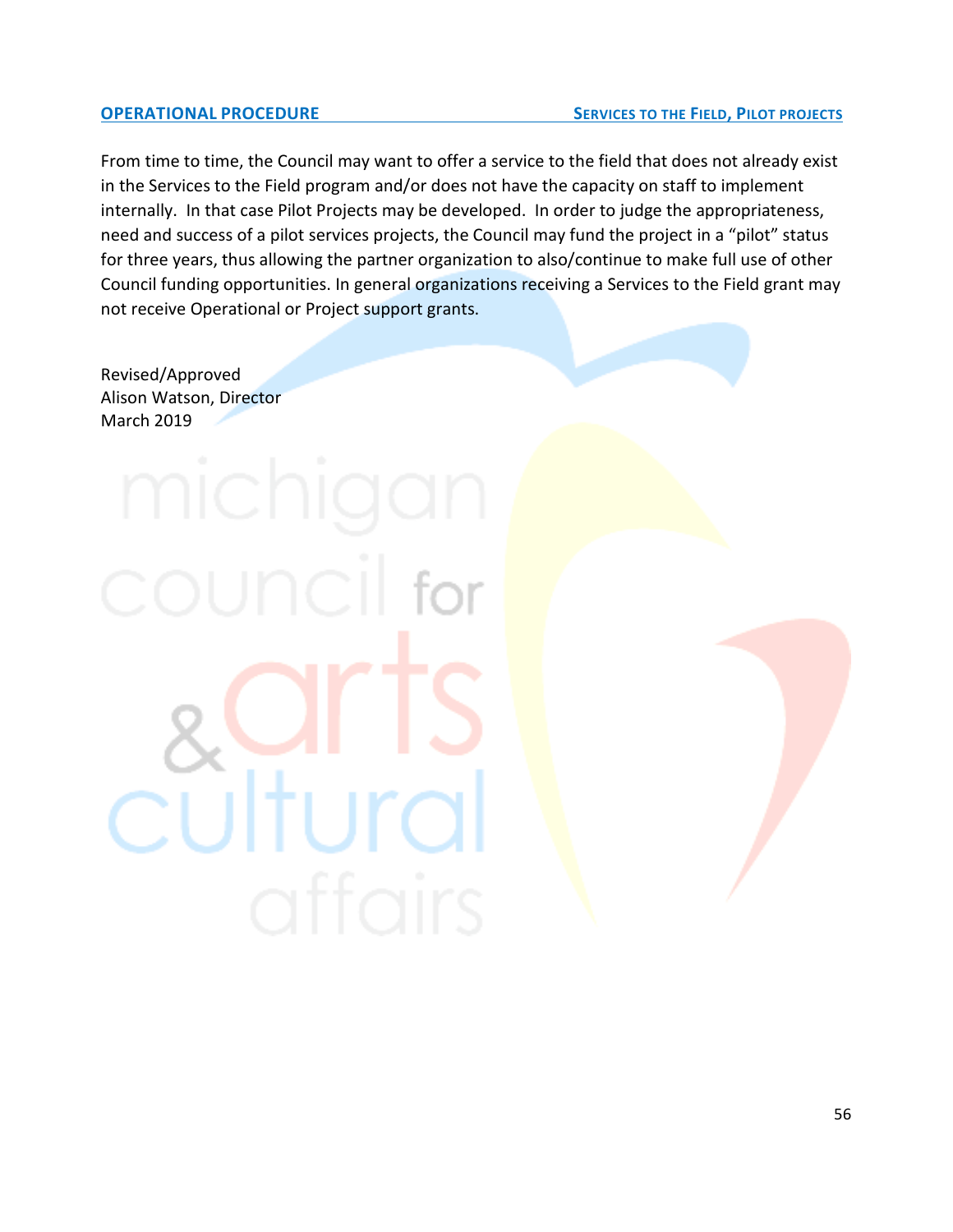**OPERATIONAL PROCEDURE** **SERVICES TO THE FIELD, PILOT PROJECTS**

From time to time, the Council may want to offer a service to the field that does not already exist in the Services to the Field program and/or does not have the capacity on staff to implement internally. In that case Pilot Projects may be developed. In order to judge the appropriateness, need and success of a pilot services projects, the Council may fund the project in a "pilot" status for three years, thus allowing the partner organization to also/continue to make full use of other Council funding opportunities. In general organizations receiving a Services to the Field grant may not receive Operational or Project support grants.

Revised/Approved
Alison Watson, Director
March 2019